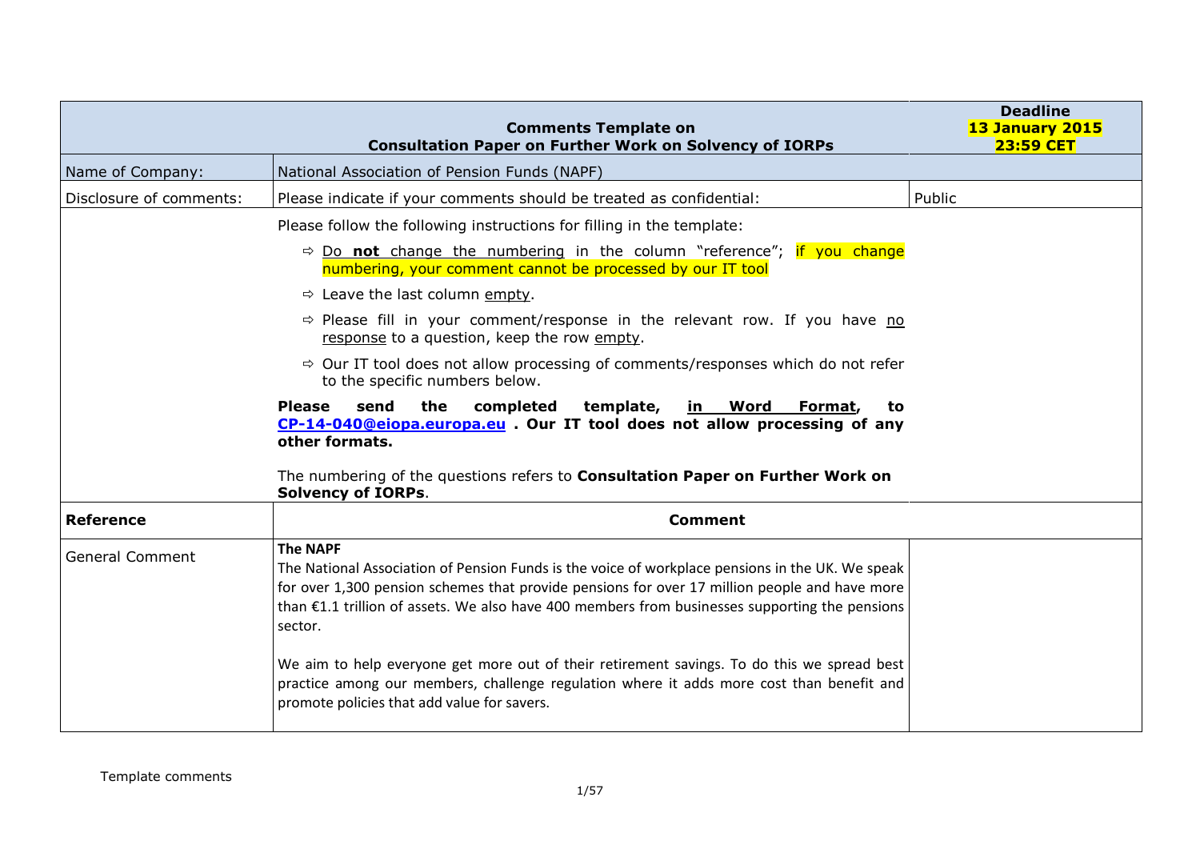| Comments Template on Consultation Paper on Further Work on Solvency of IORPs | | Deadline 13 January 2015 23:59 CET |
|---|---|---|
| Name of Company: | National Association of Pension Funds (NAPF) | |
| Disclosure of comments: | Please indicate if your comments should be treated as confidential: | Public |
| | Please follow the following instructions for filling in the template:<br>⇨ Do **not** change the numbering in the column "reference"; if you change numbering, your comment cannot be processed by our IT tool<br>⇨ Leave the last column empty.<br>⇨ Please fill in your comment/response in the relevant row. If you have no response to a question, keep the row empty.<br>⇨ Our IT tool does not allow processing of comments/responses which do not refer to the specific numbers below.<br>**Please send the completed template, in Word Format, to CP-14-040@eiopa.europa.eu . Our IT tool does not allow processing of any other formats.**<br>The numbering of the questions refers to **Consultation Paper on Further Work on Solvency of IORPs**. | |
| **Reference** | **Comment** | |
| General Comment | **The NAPF**<br>The National Association of Pension Funds is the voice of workplace pensions in the UK. We speak for over 1,300 pension schemes that provide pensions for over 17 million people and have more than €1.1 trillion of assets. We also have 400 members from businesses supporting the pensions sector.<br><br>We aim to help everyone get more out of their retirement savings. To do this we spread best practice among our members, challenge regulation where it adds more cost than benefit and promote policies that add value for savers. | |

Template comments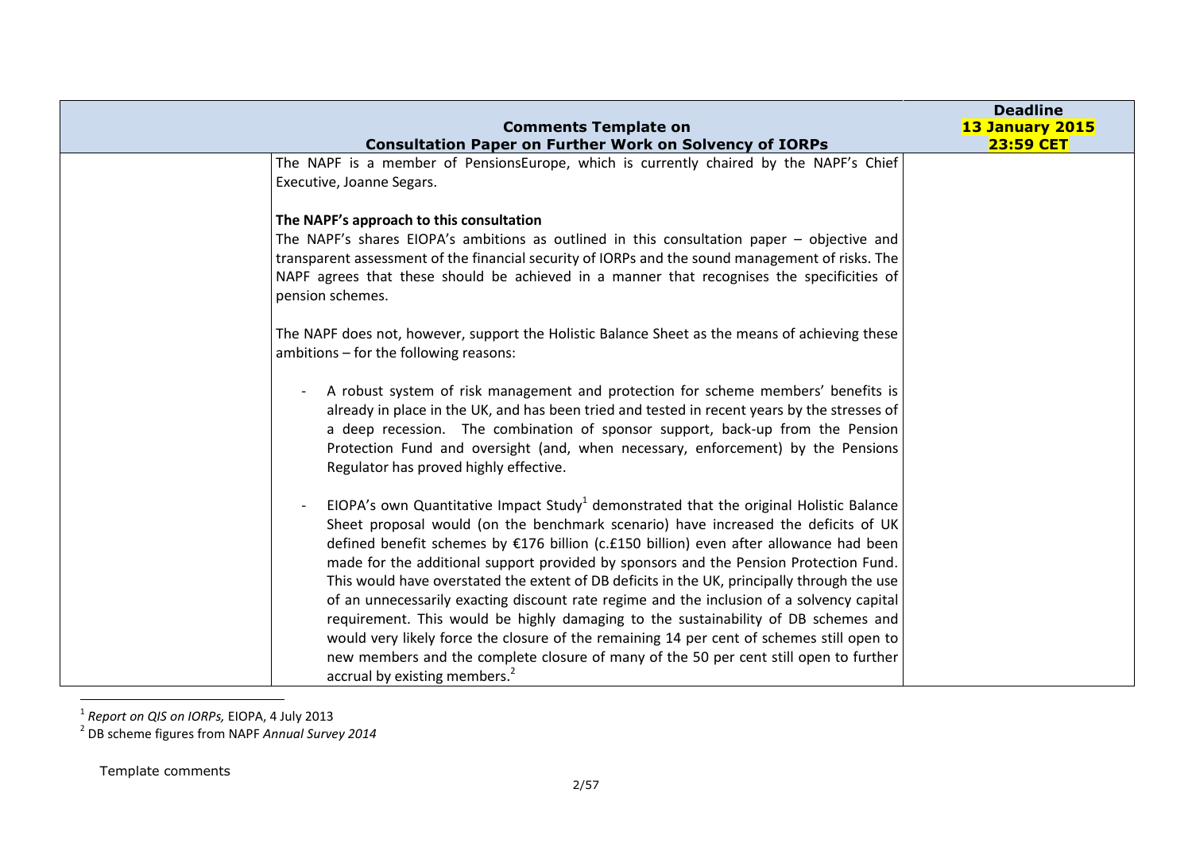| | Comments Template on Consultation Paper on Further Work on Solvency of IORPs | Deadline 13 January 2015 23:59 CET |
|---|---|---|
| | The NAPF is a member of PensionsEurope, which is currently chaired by the NAPF's Chief Executive, Joanne Segars.<br><br>**The NAPF's approach to this consultation**<br>The NAPF's shares EIOPA's ambitions as outlined in this consultation paper – objective and transparent assessment of the financial security of IORPs and the sound management of risks. The NAPF agrees that these should be achieved in a manner that recognises the specificities of pension schemes.<br><br>The NAPF does not, however, support the Holistic Balance Sheet as the means of achieving these ambitions – for the following reasons:<br><br>- A robust system of risk management and protection for scheme members' benefits is already in place in the UK, and has been tried and tested in recent years by the stresses of a deep recession. The combination of sponsor support, back-up from the Pension Protection Fund and oversight (and, when necessary, enforcement) by the Pensions Regulator has proved highly effective.<br><br>- EIOPA's own Quantitative Impact Study[1] demonstrated that the original Holistic Balance Sheet proposal would (on the benchmark scenario) have increased the deficits of UK defined benefit schemes by €176 billion (c.£150 billion) even after allowance had been made for the additional support provided by sponsors and the Pension Protection Fund. This would have overstated the extent of DB deficits in the UK, principally through the use of an unnecessarily exacting discount rate regime and the inclusion of a solvency capital requirement. This would be highly damaging to the sustainability of DB schemes and would very likely force the closure of the remaining 14 per cent of schemes still open to new members and the complete closure of many of the 50 per cent still open to further accrual by existing members.[2] | |

[1] *Report on QIS on IORPs,* EIOPA, 4 July 2013

[2] DB scheme figures from NAPF *Annual Survey 2014*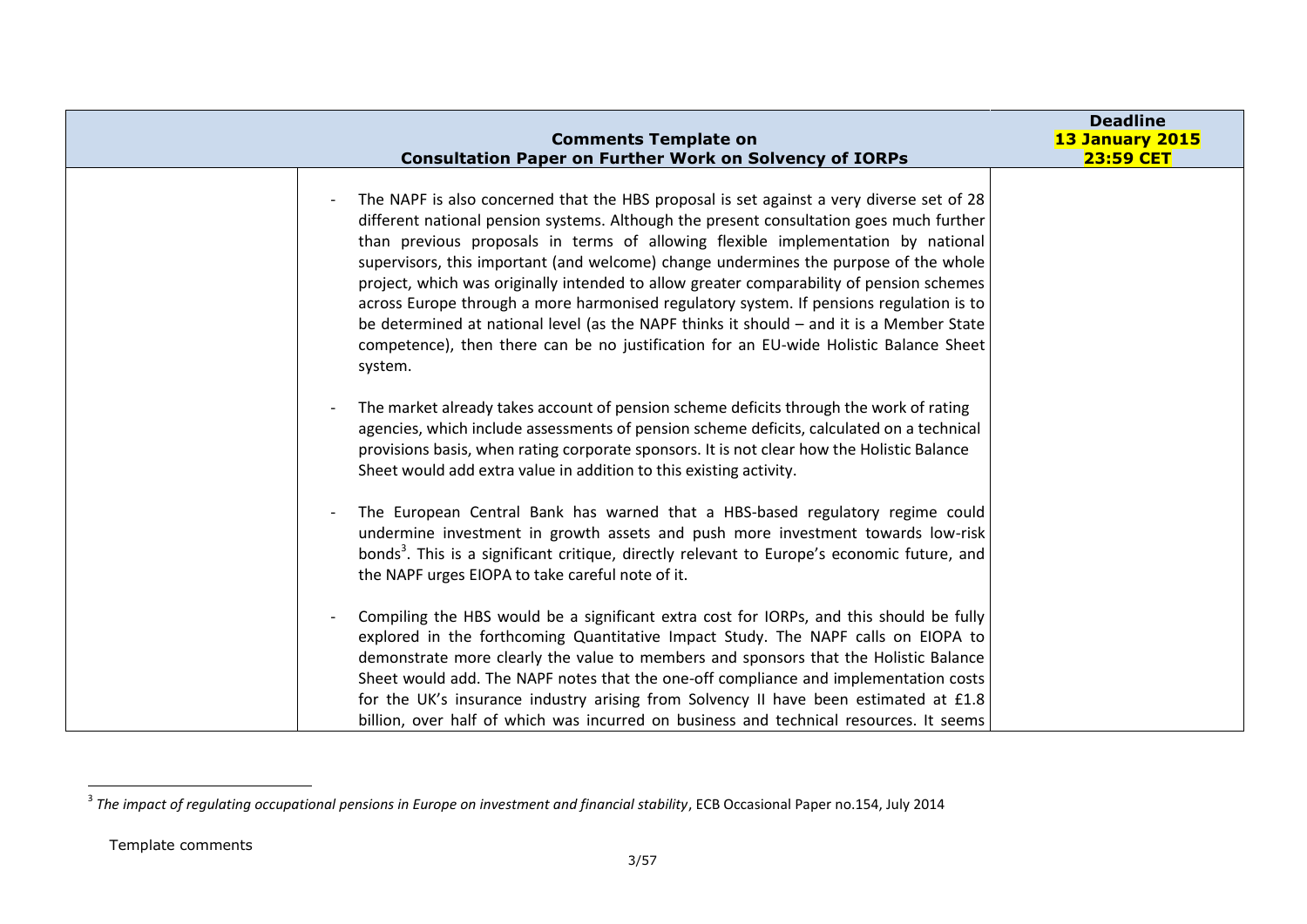| Comments Template on Consultation Paper on Further Work on Solvency of IORPs | | Deadline 13 January 2015 23:59 CET |
|---|---|---|
| | - The NAPF is also concerned that the HBS proposal is set against a very diverse set of 28 different national pension systems. Although the present consultation goes much further than previous proposals in terms of allowing flexible implementation by national supervisors, this important (and welcome) change undermines the purpose of the whole project, which was originally intended to allow greater comparability of pension schemes across Europe through a more harmonised regulatory system. If pensions regulation is to be determined at national level (as the NAPF thinks it should – and it is a Member State competence), then there can be no justification for an EU-wide Holistic Balance Sheet system.<br><br>- The market already takes account of pension scheme deficits through the work of rating agencies, which include assessments of pension scheme deficits, calculated on a technical provisions basis, when rating corporate sponsors. It is not clear how the Holistic Balance Sheet would add extra value in addition to this existing activity.<br><br>- The European Central Bank has warned that a HBS-based regulatory regime could undermine investment in growth assets and push more investment towards low-risk bonds[3]. This is a significant critique, directly relevant to Europe's economic future, and the NAPF urges EIOPA to take careful note of it.<br><br>- Compiling the HBS would be a significant extra cost for IORPs, and this should be fully explored in the forthcoming Quantitative Impact Study. The NAPF calls on EIOPA to demonstrate more clearly the value to members and sponsors that the Holistic Balance Sheet would add. The NAPF notes that the one-off compliance and implementation costs for the UK's insurance industry arising from Solvency II have been estimated at £1.8 billion, over half of which was incurred on business and technical resources. It seems | |

[3] *The impact of regulating occupational pensions in Europe on investment and financial stability*, ECB Occasional Paper no.154, July 2014

Template comments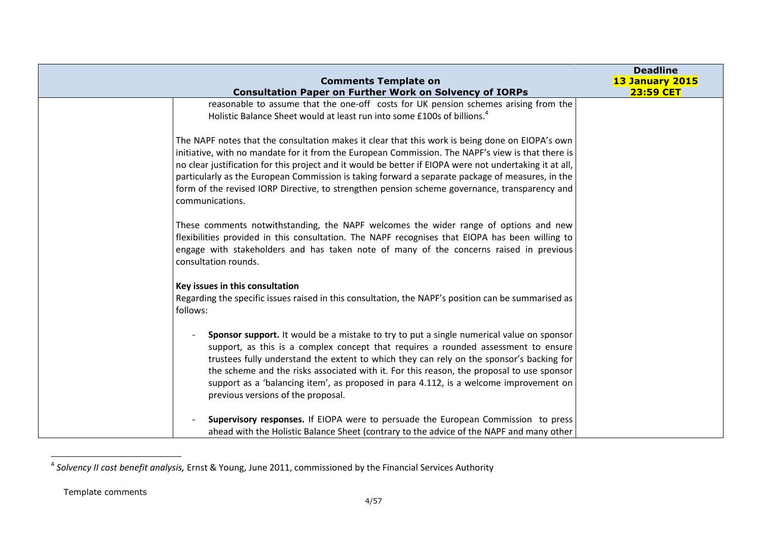reasonable to assume that the one-off costs for UK pension schemes arising from the Holistic Balance Sheet would at least run into some £100s of billions.[4]

The NAPF notes that the consultation makes it clear that this work is being done on EIOPA's own initiative, with no mandate for it from the European Commission. The NAPF's view is that there is no clear justification for this project and it would be better if EIOPA were not undertaking it at all, particularly as the European Commission is taking forward a separate package of measures, in the form of the revised IORP Directive, to strengthen pension scheme governance, transparency and communications.

These comments notwithstanding, the NAPF welcomes the wider range of options and new flexibilities provided in this consultation. The NAPF recognises that EIOPA has been willing to engage with stakeholders and has taken note of many of the concerns raised in previous consultation rounds.

**Key issues in this consultation**

Regarding the specific issues raised in this consultation, the NAPF's position can be summarised as follows:

- **Sponsor support.** It would be a mistake to try to put a single numerical value on sponsor support, as this is a complex concept that requires a rounded assessment to ensure trustees fully understand the extent to which they can rely on the sponsor's backing for the scheme and the risks associated with it. For this reason, the proposal to use sponsor support as a 'balancing item', as proposed in para 4.112, is a welcome improvement on previous versions of the proposal.

- **Supervisory responses.** If EIOPA were to persuade the European Commission to press ahead with the Holistic Balance Sheet (contrary to the advice of the NAPF and many other

[4] *Solvency II cost benefit analysis,* Ernst & Young, June 2011, commissioned by the Financial Services Authority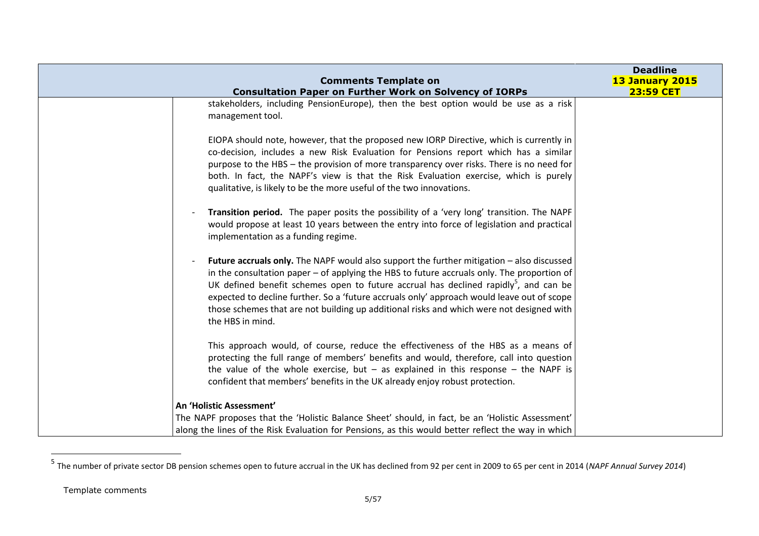| | Comments Template on Consultation Paper on Further Work on Solvency of IORPs | Deadline 13 January 2015 23:59 CET |
|---|---|---|
| | stakeholders, including PensionEurope), then the best option would be use as a risk management tool.<br><br>EIOPA should note, however, that the proposed new IORP Directive, which is currently in co-decision, includes a new Risk Evaluation for Pensions report which has a similar purpose to the HBS – the provision of more transparency over risks. There is no need for both. In fact, the NAPF's view is that the Risk Evaluation exercise, which is purely qualitative, is likely to be the more useful of the two innovations.<br><br>- **Transition period.** The paper posits the possibility of a 'very long' transition. The NAPF would propose at least 10 years between the entry into force of legislation and practical implementation as a funding regime.<br><br>- **Future accruals only.** The NAPF would also support the further mitigation – also discussed in the consultation paper – of applying the HBS to future accruals only. The proportion of UK defined benefit schemes open to future accrual has declined rapidly[5], and can be expected to decline further. So a 'future accruals only' approach would leave out of scope those schemes that are not building up additional risks and which were not designed with the HBS in mind.<br><br>This approach would, of course, reduce the effectiveness of the HBS as a means of protecting the full range of members' benefits and would, therefore, call into question the value of the whole exercise, but – as explained in this response – the NAPF is confident that members' benefits in the UK already enjoy robust protection.<br><br>**An 'Holistic Assessment'**<br>The NAPF proposes that the 'Holistic Balance Sheet' should, in fact, be an 'Holistic Assessment' along the lines of the Risk Evaluation for Pensions, as this would better reflect the way in which | |

[5] The number of private sector DB pension schemes open to future accrual in the UK has declined from 92 per cent in 2009 to 65 per cent in 2014 (*NAPF Annual Survey 2014*)

Template comments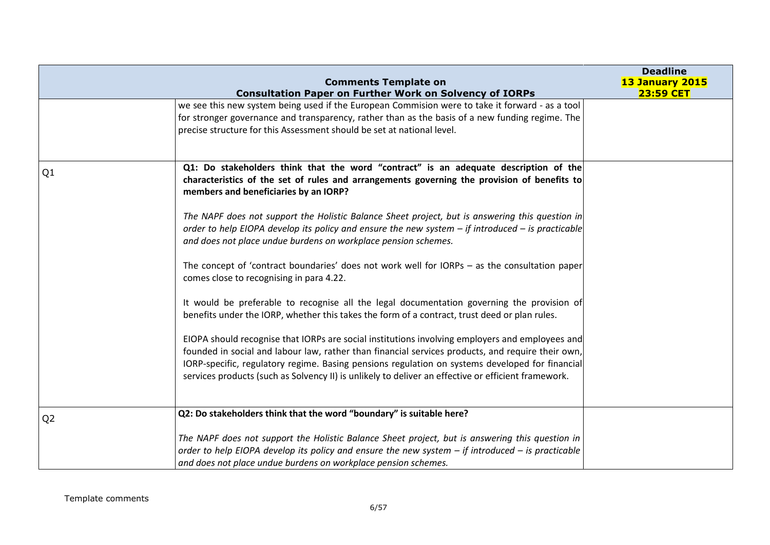| | Comments Template on Consultation Paper on Further Work on Solvency of IORPs | Deadline 13 January 2015 23:59 CET |
|---|---|---|
| | we see this new system being used if the European Commision were to take it forward - as a tool for stronger governance and transparency, rather than as the basis of a new funding regime. The precise structure for this Assessment should be set at national level. | |
| Q1 | **Q1: Do stakeholders think that the word "contract" is an adequate description of the characteristics of the set of rules and arrangements governing the provision of benefits to members and beneficiaries by an IORP?**<br><br>*The NAPF does not support the Holistic Balance Sheet project, but is answering this question in order to help EIOPA develop its policy and ensure the new system – if introduced – is practicable and does not place undue burdens on workplace pension schemes.*<br><br>The concept of 'contract boundaries' does not work well for IORPs – as the consultation paper comes close to recognising in para 4.22.<br><br>It would be preferable to recognise all the legal documentation governing the provision of benefits under the IORP, whether this takes the form of a contract, trust deed or plan rules.<br><br>EIOPA should recognise that IORPs are social institutions involving employers and employees and founded in social and labour law, rather than financial services products, and require their own, IORP-specific, regulatory regime. Basing pensions regulation on systems developed for financial services products (such as Solvency II) is unlikely to deliver an effective or efficient framework. | |
| Q2 | **Q2: Do stakeholders think that the word "boundary" is suitable here?**<br><br>*The NAPF does not support the Holistic Balance Sheet project, but is answering this question in order to help EIOPA develop its policy and ensure the new system – if introduced – is practicable and does not place undue burdens on workplace pension schemes.* | |

Template comments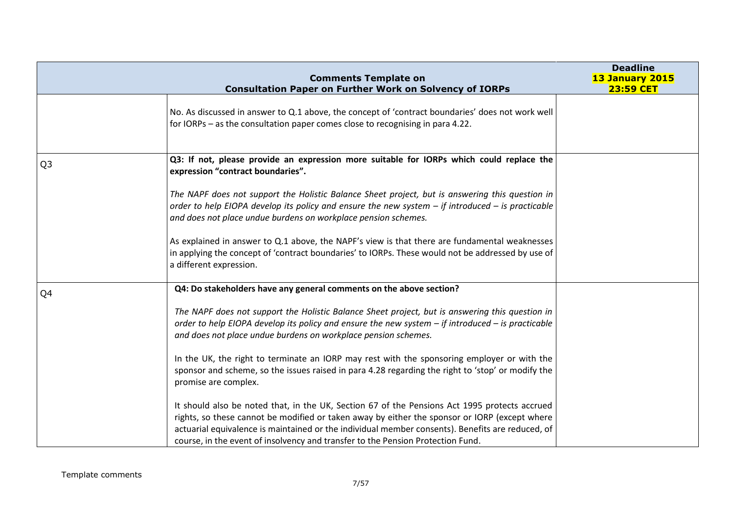| Comments Template on Consultation Paper on Further Work on Solvency of IORPs | | Deadline 13 January 2015 23:59 CET |
|---|---|---|
| | No. As discussed in answer to Q.1 above, the concept of 'contract boundaries' does not work well for IORPs – as the consultation paper comes close to recognising in para 4.22. | |
| Q3 | **Q3: If not, please provide an expression more suitable for IORPs which could replace the expression "contract boundaries".**<br><br>*The NAPF does not support the Holistic Balance Sheet project, but is answering this question in order to help EIOPA develop its policy and ensure the new system – if introduced – is practicable and does not place undue burdens on workplace pension schemes.*<br><br>As explained in answer to Q.1 above, the NAPF's view is that there are fundamental weaknesses in applying the concept of 'contract boundaries' to IORPs. These would not be addressed by use of a different expression. | |
| Q4 | **Q4: Do stakeholders have any general comments on the above section?**<br><br>*The NAPF does not support the Holistic Balance Sheet project, but is answering this question in order to help EIOPA develop its policy and ensure the new system – if introduced – is practicable and does not place undue burdens on workplace pension schemes.*<br><br>In the UK, the right to terminate an IORP may rest with the sponsoring employer or with the sponsor and scheme, so the issues raised in para 4.28 regarding the right to 'stop' or modify the promise are complex.<br><br>It should also be noted that, in the UK, Section 67 of the Pensions Act 1995 protects accrued rights, so these cannot be modified or taken away by either the sponsor or IORP (except where actuarial equivalence is maintained or the individual member consents). Benefits are reduced, of course, in the event of insolvency and transfer to the Pension Protection Fund. | |

Template comments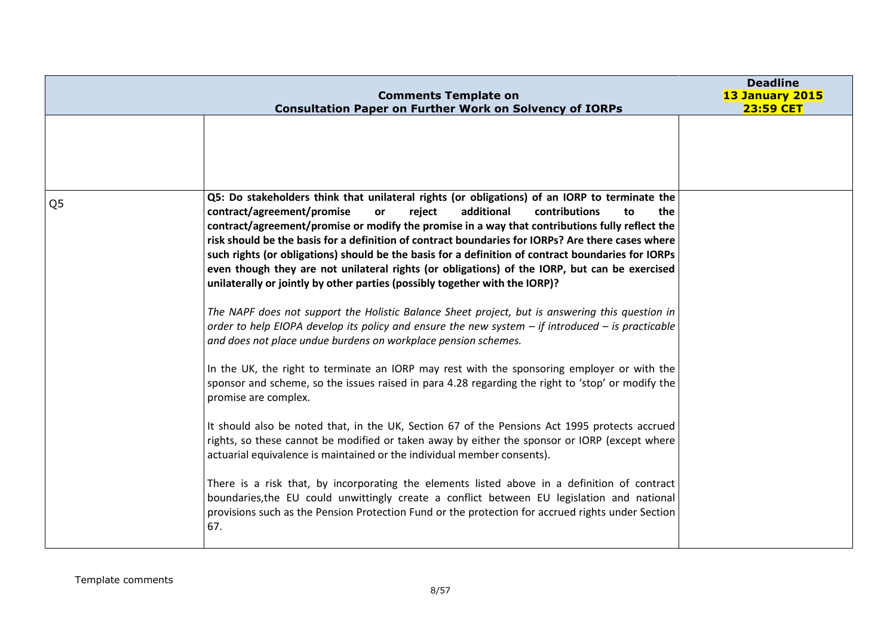| Comments Template on Consultation Paper on Further Work on Solvency of IORPs | | Deadline 13 January 2015 23:59 CET |
|---|---|---|
| | | |
| Q5 | **Q5: Do stakeholders think that unilateral rights (or obligations) of an IORP to terminate the contract/agreement/promise or reject additional contributions to the contract/agreement/promise or modify the promise in a way that contributions fully reflect the risk should be the basis for a definition of contract boundaries for IORPs? Are there cases where such rights (or obligations) should be the basis for a definition of contract boundaries for IORPs even though they are not unilateral rights (or obligations) of the IORP, but can be exercised unilaterally or jointly by other parties (possibly together with the IORP)?**<br><br>*The NAPF does not support the Holistic Balance Sheet project, but is answering this question in order to help EIOPA develop its policy and ensure the new system – if introduced – is practicable and does not place undue burdens on workplace pension schemes.*<br><br>In the UK, the right to terminate an IORP may rest with the sponsoring employer or with the sponsor and scheme, so the issues raised in para 4.28 regarding the right to 'stop' or modify the promise are complex.<br><br>It should also be noted that, in the UK, Section 67 of the Pensions Act 1995 protects accrued rights, so these cannot be modified or taken away by either the sponsor or IORP (except where actuarial equivalence is maintained or the individual member consents).<br><br>There is a risk that, by incorporating the elements listed above in a definition of contract boundaries,the EU could unwittingly create a conflict between EU legislation and national provisions such as the Pension Protection Fund or the protection for accrued rights under Section 67. | |

Template comments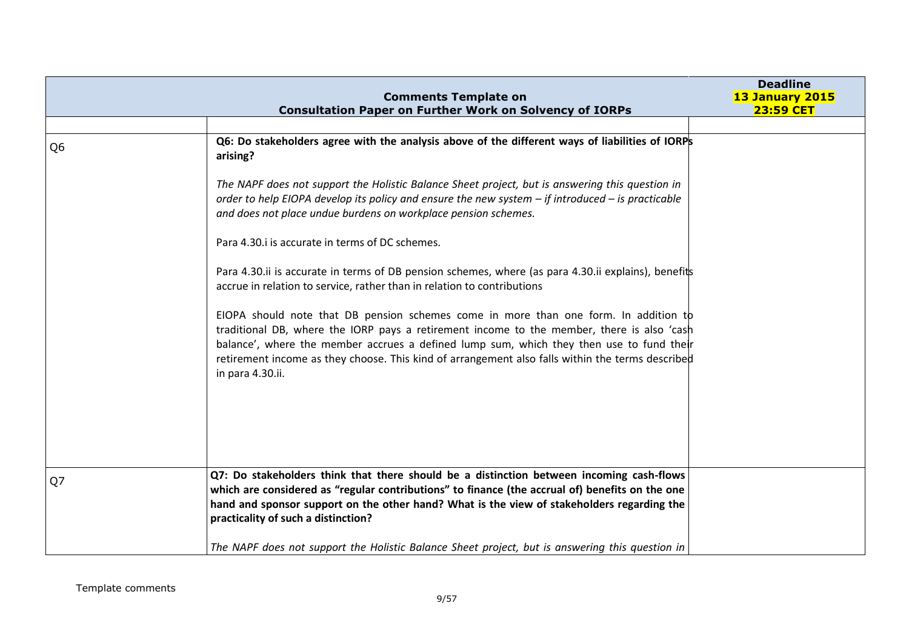| Comments Template on Consultation Paper on Further Work on Solvency of IORPs | | Deadline 13 January 2015 23:59 CET |
|---|---|---|
| | | |
| Q6 | **Q6: Do stakeholders agree with the analysis above of the different ways of liabilities of IORPs arising?**<br><br>*The NAPF does not support the Holistic Balance Sheet project, but is answering this question in order to help EIOPA develop its policy and ensure the new system – if introduced – is practicable and does not place undue burdens on workplace pension schemes.*<br><br>Para 4.30.i is accurate in terms of DC schemes.<br><br>Para 4.30.ii is accurate in terms of DB pension schemes, where (as para 4.30.ii explains), benefits accrue in relation to service, rather than in relation to contributions<br><br>EIOPA should note that DB pension schemes come in more than one form. In addition to traditional DB, where the IORP pays a retirement income to the member, there is also 'cash balance', where the member accrues a defined lump sum, which they then use to fund their retirement income as they choose. This kind of arrangement also falls within the terms described in para 4.30.ii. | |
| Q7 | **Q7: Do stakeholders think that there should be a distinction between incoming cash-flows which are considered as "regular contributions" to finance (the accrual of) benefits on the one hand and sponsor support on the other hand? What is the view of stakeholders regarding the practicality of such a distinction?**<br><br>*The NAPF does not support the Holistic Balance Sheet project, but is answering this question in* | |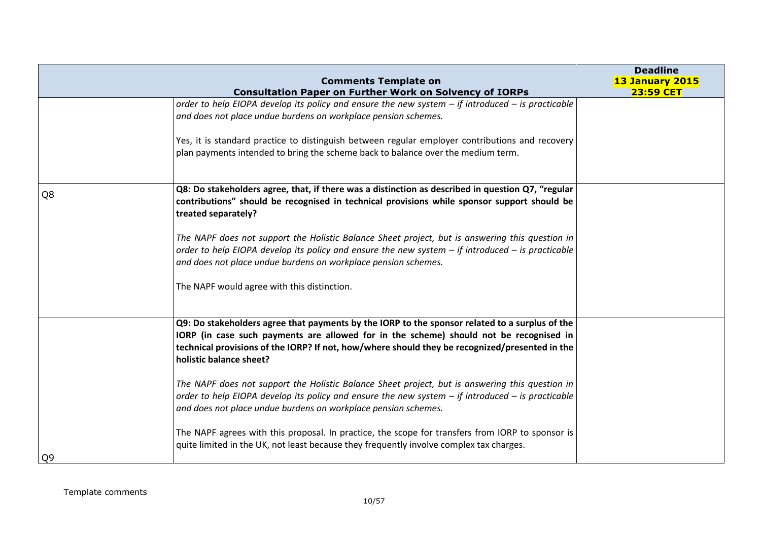| Comments Template on Consultation Paper on Further Work on Solvency of IORPs | | Deadline 13 January 2015 23:59 CET |
|---|---|---|
| | *order to help EIOPA develop its policy and ensure the new system – if introduced – is practicable and does not place undue burdens on workplace pension schemes.* <br><br> Yes, it is standard practice to distinguish between regular employer contributions and recovery plan payments intended to bring the scheme back to balance over the medium term. | |
| Q8 | **Q8: Do stakeholders agree, that, if there was a distinction as described in question Q7, "regular contributions" should be recognised in technical provisions while sponsor support should be treated separately?** <br><br> *The NAPF does not support the Holistic Balance Sheet project, but is answering this question in order to help EIOPA develop its policy and ensure the new system – if introduced – is practicable and does not place undue burdens on workplace pension schemes.* <br><br> The NAPF would agree with this distinction. | |
| Q9 | **Q9: Do stakeholders agree that payments by the IORP to the sponsor related to a surplus of the IORP (in case such payments are allowed for in the scheme) should not be recognised in technical provisions of the IORP? If not, how/where should they be recognized/presented in the holistic balance sheet?** <br><br> *The NAPF does not support the Holistic Balance Sheet project, but is answering this question in order to help EIOPA develop its policy and ensure the new system – if introduced – is practicable and does not place undue burdens on workplace pension schemes.* <br><br> The NAPF agrees with this proposal. In practice, the scope for transfers from IORP to sponsor is quite limited in the UK, not least because they frequently involve complex tax charges. | |

Template comments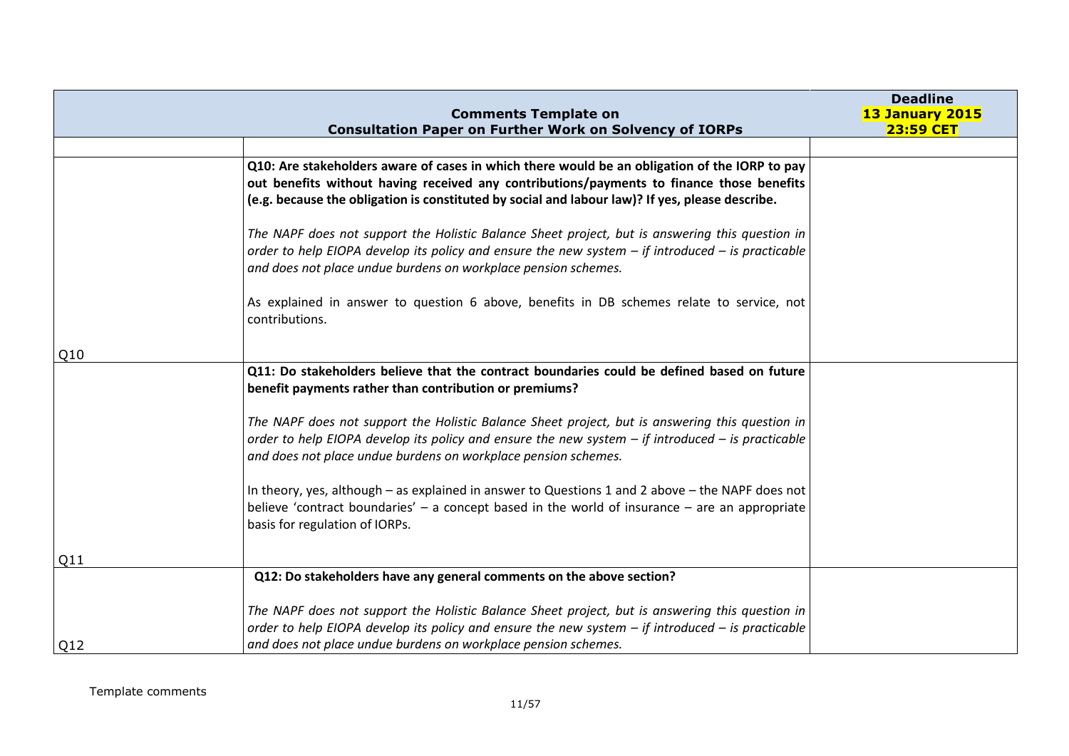| Comments Template on Consultation Paper on Further Work on Solvency of IORPs | | Deadline 13 January 2015 23:59 CET |
|---|---|---|
| | | |
| Q10 | **Q10: Are stakeholders aware of cases in which there would be an obligation of the IORP to pay out benefits without having received any contributions/payments to finance those benefits (e.g. because the obligation is constituted by social and labour law)? If yes, please describe.**<br><br>*The NAPF does not support the Holistic Balance Sheet project, but is answering this question in order to help EIOPA develop its policy and ensure the new system – if introduced – is practicable and does not place undue burdens on workplace pension schemes.*<br><br>As explained in answer to question 6 above, benefits in DB schemes relate to service, not contributions. | |
| Q11 | **Q11: Do stakeholders believe that the contract boundaries could be defined based on future benefit payments rather than contribution or premiums?**<br><br>*The NAPF does not support the Holistic Balance Sheet project, but is answering this question in order to help EIOPA develop its policy and ensure the new system – if introduced – is practicable and does not place undue burdens on workplace pension schemes.*<br><br>In theory, yes, although – as explained in answer to Questions 1 and 2 above – the NAPF does not believe 'contract boundaries' – a concept based in the world of insurance – are an appropriate basis for regulation of IORPs. | |
| Q12 | **Q12: Do stakeholders have any general comments on the above section?**<br><br>*The NAPF does not support the Holistic Balance Sheet project, but is answering this question in order to help EIOPA develop its policy and ensure the new system – if introduced – is practicable and does not place undue burdens on workplace pension schemes.* | |

Template comments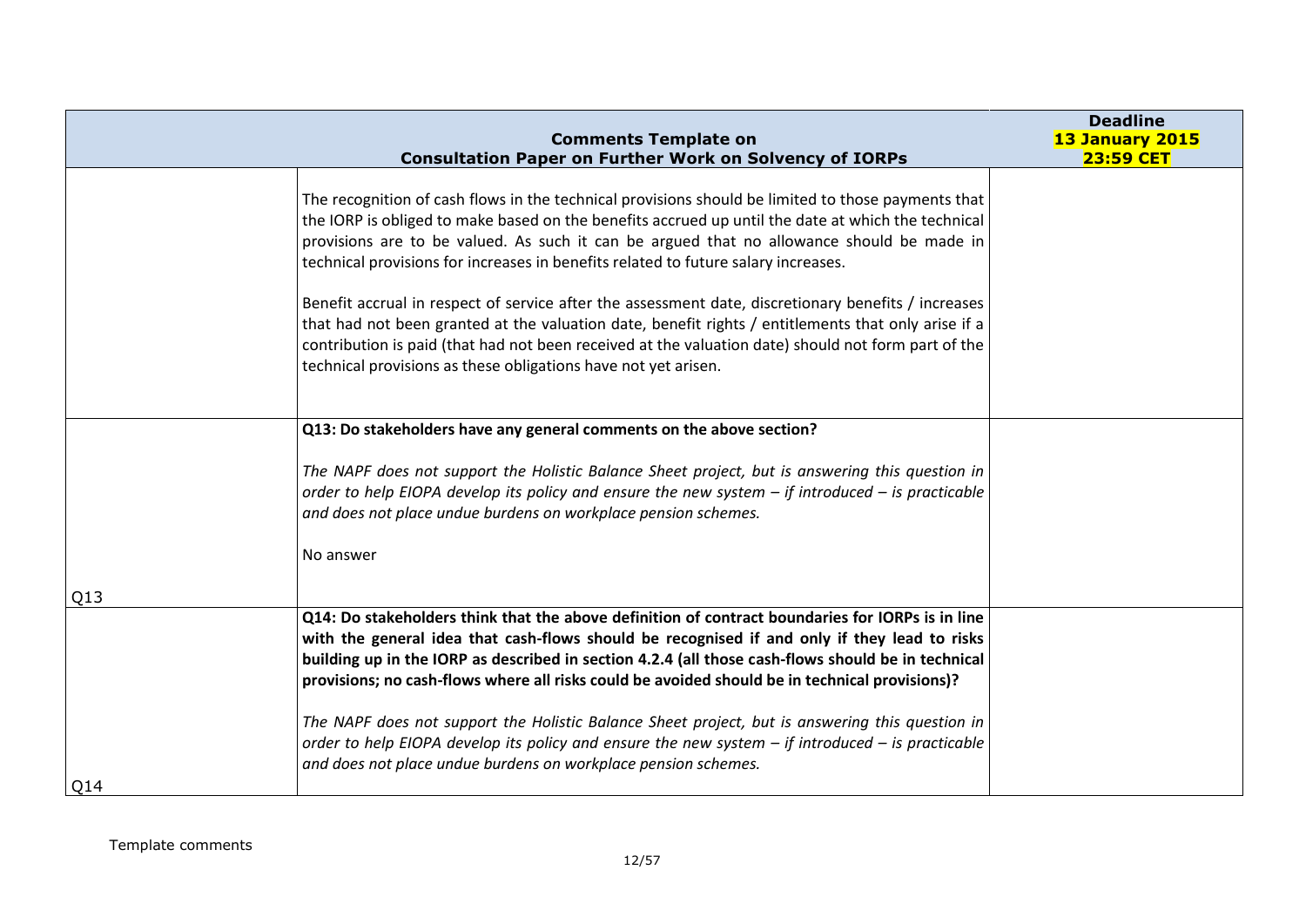| | Comments Template on Consultation Paper on Further Work on Solvency of IORPs | Deadline 13 January 2015 23:59 CET |
|---|---|---|
| | The recognition of cash flows in the technical provisions should be limited to those payments that the IORP is obliged to make based on the benefits accrued up until the date at which the technical provisions are to be valued. As such it can be argued that no allowance should be made in technical provisions for increases in benefits related to future salary increases.<br><br>Benefit accrual in respect of service after the assessment date, discretionary benefits / increases that had not been granted at the valuation date, benefit rights / entitlements that only arise if a contribution is paid (that had not been received at the valuation date) should not form part of the technical provisions as these obligations have not yet arisen. | |
| Q13 | **Q13: Do stakeholders have any general comments on the above section?**<br><br>*The NAPF does not support the Holistic Balance Sheet project, but is answering this question in order to help EIOPA develop its policy and ensure the new system – if introduced – is practicable and does not place undue burdens on workplace pension schemes.*<br><br>No answer | |
| Q14 | **Q14: Do stakeholders think that the above definition of contract boundaries for IORPs is in line with the general idea that cash-flows should be recognised if and only if they lead to risks building up in the IORP as described in section 4.2.4 (all those cash-flows should be in technical provisions; no cash-flows where all risks could be avoided should be in technical provisions)?**<br><br>*The NAPF does not support the Holistic Balance Sheet project, but is answering this question in order to help EIOPA develop its policy and ensure the new system – if introduced – is practicable and does not place undue burdens on workplace pension schemes.* | |

Template comments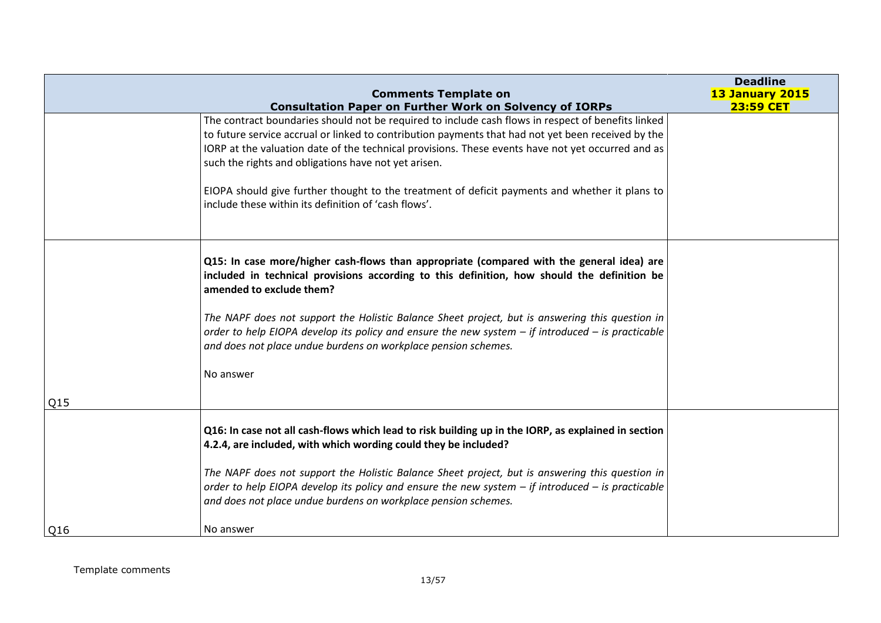| | Comments Template on Consultation Paper on Further Work on Solvency of IORPs | Deadline 13 January 2015 23:59 CET |
|---|---|---|
| | The contract boundaries should not be required to include cash flows in respect of benefits linked to future service accrual or linked to contribution payments that had not yet been received by the IORP at the valuation date of the technical provisions. These events have not yet occurred and as such the rights and obligations have not yet arisen.<br><br>EIOPA should give further thought to the treatment of deficit payments and whether it plans to include these within its definition of 'cash flows'. | |
| Q15 | **Q15: In case more/higher cash-flows than appropriate (compared with the general idea) are included in technical provisions according to this definition, how should the definition be amended to exclude them?**<br><br>*The NAPF does not support the Holistic Balance Sheet project, but is answering this question in order to help EIOPA develop its policy and ensure the new system – if introduced – is practicable and does not place undue burdens on workplace pension schemes.*<br><br>No answer | |
| Q16 | **Q16: In case not all cash-flows which lead to risk building up in the IORP, as explained in section 4.2.4, are included, with which wording could they be included?**<br><br>*The NAPF does not support the Holistic Balance Sheet project, but is answering this question in order to help EIOPA develop its policy and ensure the new system – if introduced – is practicable and does not place undue burdens on workplace pension schemes.*<br><br>No answer | |

Template comments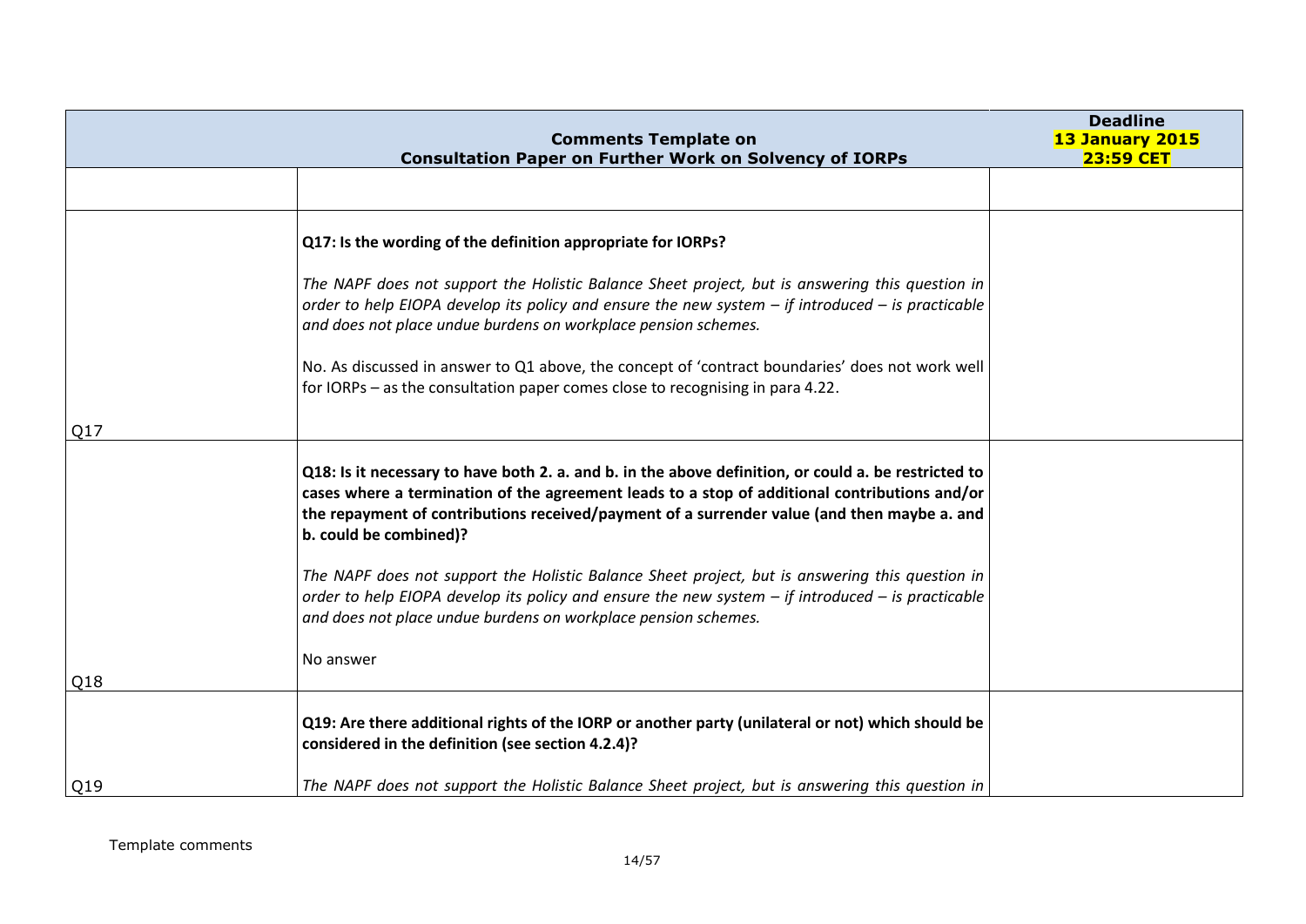| | Comments Template on Consultation Paper on Further Work on Solvency of IORPs | Deadline 13 January 2015 23:59 CET |
|---|---|---|
| | | |
| Q17 | **Q17: Is the wording of the definition appropriate for IORPs?**<br><br>*The NAPF does not support the Holistic Balance Sheet project, but is answering this question in order to help EIOPA develop its policy and ensure the new system – if introduced – is practicable and does not place undue burdens on workplace pension schemes.*<br><br>No. As discussed in answer to Q1 above, the concept of 'contract boundaries' does not work well for IORPs – as the consultation paper comes close to recognising in para 4.22. | |
| Q18 | **Q18: Is it necessary to have both 2. a. and b. in the above definition, or could a. be restricted to cases where a termination of the agreement leads to a stop of additional contributions and/or the repayment of contributions received/payment of a surrender value (and then maybe a. and b. could be combined)?**<br><br>*The NAPF does not support the Holistic Balance Sheet project, but is answering this question in order to help EIOPA develop its policy and ensure the new system – if introduced – is practicable and does not place undue burdens on workplace pension schemes.*<br><br>No answer | |
| Q19 | **Q19: Are there additional rights of the IORP or another party (unilateral or not) which should be considered in the definition (see section 4.2.4)?**<br><br>*The NAPF does not support the Holistic Balance Sheet project, but is answering this question in* | |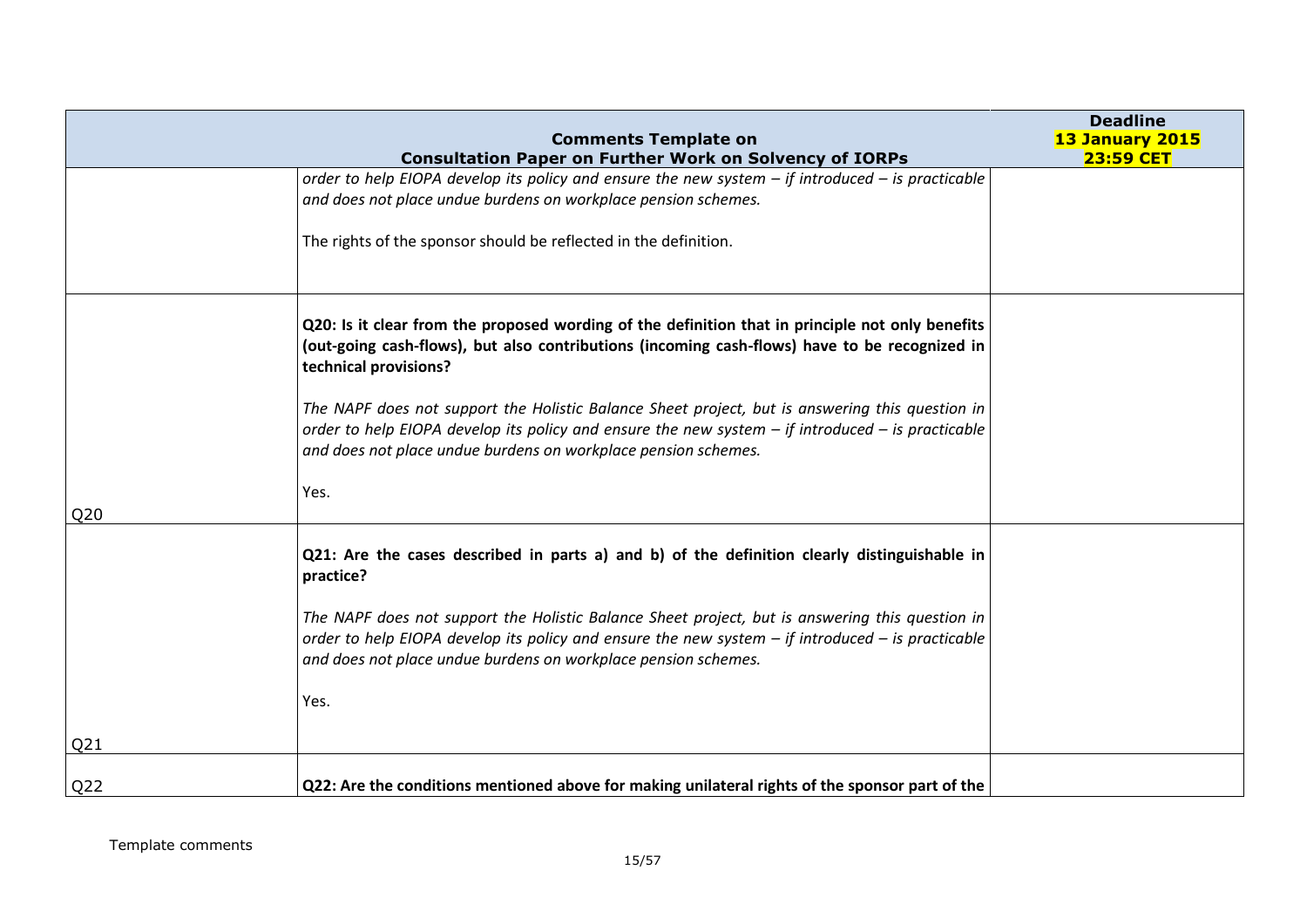| Comments Template on Consultation Paper on Further Work on Solvency of IORPs | | Deadline 13 January 2015 23:59 CET |
|---|---|---|
| | *order to help EIOPA develop its policy and ensure the new system – if introduced – is practicable and does not place undue burdens on workplace pension schemes.*<br><br>The rights of the sponsor should be reflected in the definition. | |
| Q20 | **Q20: Is it clear from the proposed wording of the definition that in principle not only benefits (out-going cash-flows), but also contributions (incoming cash-flows) have to be recognized in technical provisions?**<br><br>*The NAPF does not support the Holistic Balance Sheet project, but is answering this question in order to help EIOPA develop its policy and ensure the new system – if introduced – is practicable and does not place undue burdens on workplace pension schemes.*<br><br>Yes. | |
| Q21 | **Q21: Are the cases described in parts a) and b) of the definition clearly distinguishable in practice?**<br><br>*The NAPF does not support the Holistic Balance Sheet project, but is answering this question in order to help EIOPA develop its policy and ensure the new system – if introduced – is practicable and does not place undue burdens on workplace pension schemes.*<br><br>Yes. | |
| Q22 | **Q22: Are the conditions mentioned above for making unilateral rights of the sponsor part of the** | |

Template comments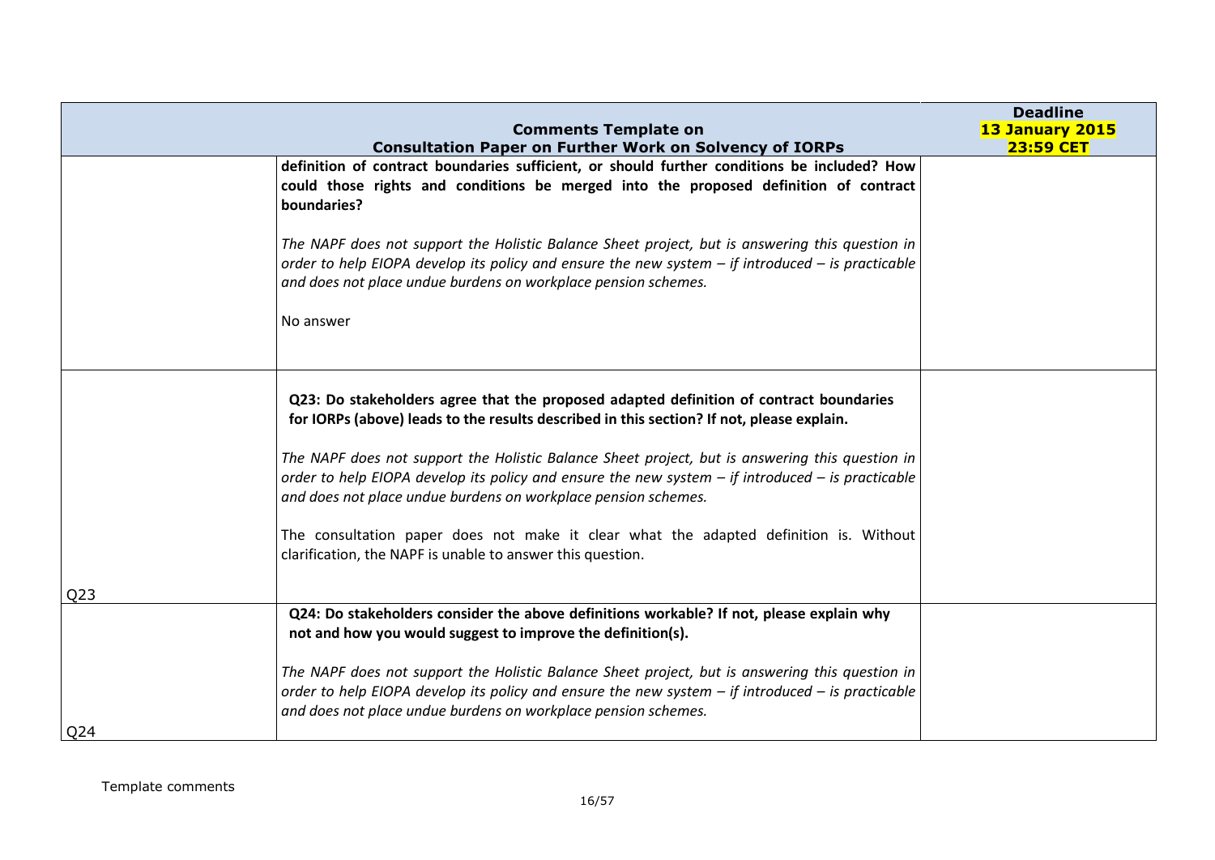| Comments Template on Consultation Paper on Further Work on Solvency of IORPs | | Deadline 13 January 2015 23:59 CET |
|---|---|---|
| | **definition of contract boundaries sufficient, or should further conditions be included? How could those rights and conditions be merged into the proposed definition of contract boundaries?**<br><br>*The NAPF does not support the Holistic Balance Sheet project, but is answering this question in order to help EIOPA develop its policy and ensure the new system – if introduced – is practicable and does not place undue burdens on workplace pension schemes.*<br><br>No answer | |
| Q23 | **Q23: Do stakeholders agree that the proposed adapted definition of contract boundaries for IORPs (above) leads to the results described in this section? If not, please explain.**<br><br>*The NAPF does not support the Holistic Balance Sheet project, but is answering this question in order to help EIOPA develop its policy and ensure the new system – if introduced – is practicable and does not place undue burdens on workplace pension schemes.*<br><br>The consultation paper does not make it clear what the adapted definition is. Without clarification, the NAPF is unable to answer this question. | |
| Q24 | **Q24: Do stakeholders consider the above definitions workable? If not, please explain why not and how you would suggest to improve the definition(s).**<br><br>*The NAPF does not support the Holistic Balance Sheet project, but is answering this question in order to help EIOPA develop its policy and ensure the new system – if introduced – is practicable and does not place undue burdens on workplace pension schemes.* | |

Template comments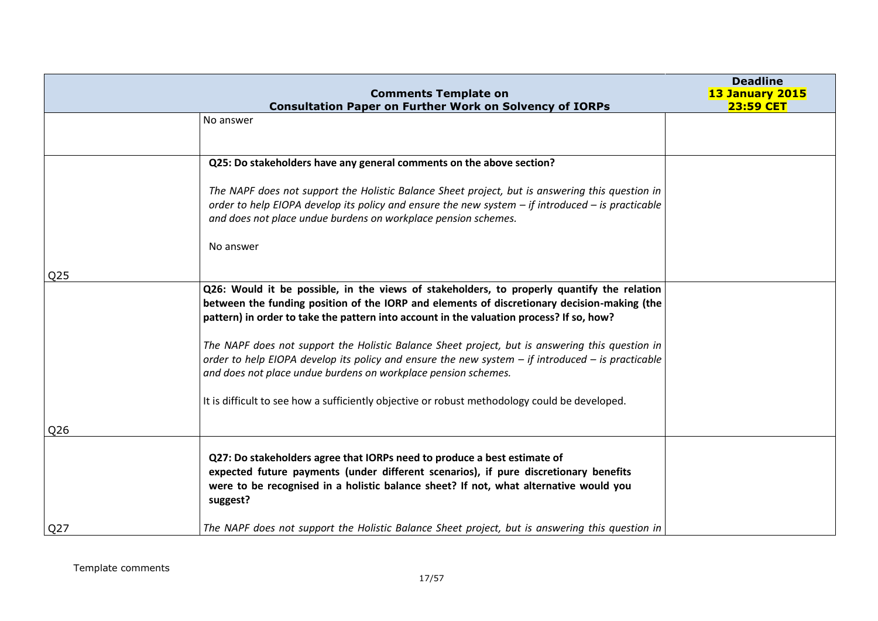| Comments Template on Consultation Paper on Further Work on Solvency of IORPs | | Deadline **13 January 2015 23:59 CET** |
|---|---|---|
| | No answer | |
| Q25 | **Q25: Do stakeholders have any general comments on the above section?**<br><br>*The NAPF does not support the Holistic Balance Sheet project, but is answering this question in order to help EIOPA develop its policy and ensure the new system – if introduced – is practicable and does not place undue burdens on workplace pension schemes.*<br><br>No answer | |
| Q26 | **Q26: Would it be possible, in the views of stakeholders, to properly quantify the relation between the funding position of the IORP and elements of discretionary decision-making (the pattern) in order to take the pattern into account in the valuation process? If so, how?**<br><br>*The NAPF does not support the Holistic Balance Sheet project, but is answering this question in order to help EIOPA develop its policy and ensure the new system – if introduced – is practicable and does not place undue burdens on workplace pension schemes.*<br><br>It is difficult to see how a sufficiently objective or robust methodology could be developed. | |
| Q27 | **Q27: Do stakeholders agree that IORPs need to produce a best estimate of expected future payments (under different scenarios), if pure discretionary benefits were to be recognised in a holistic balance sheet? If not, what alternative would you suggest?**<br><br>*The NAPF does not support the Holistic Balance Sheet project, but is answering this question in* | |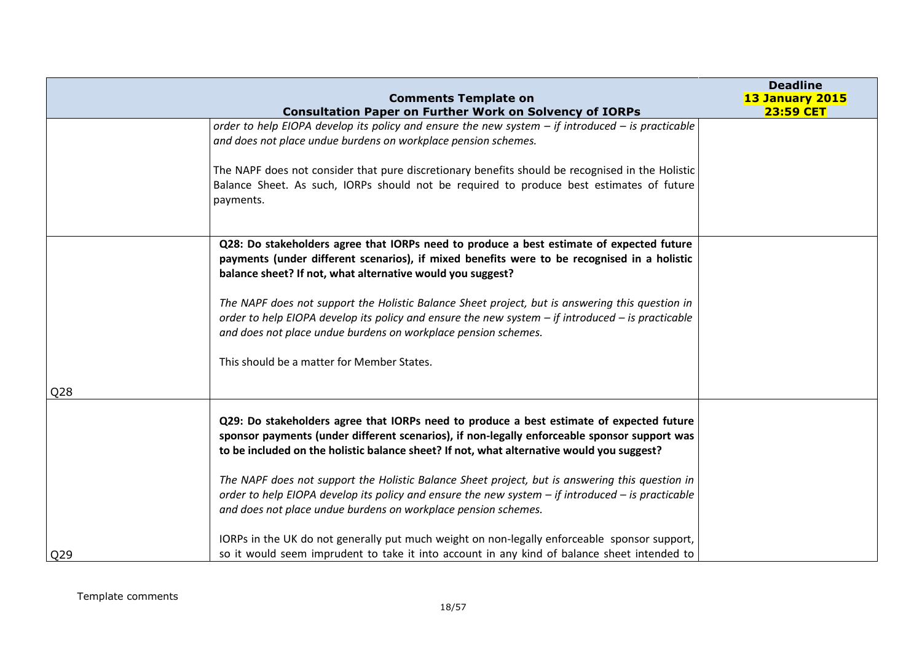| Comments Template on Consultation Paper on Further Work on Solvency of IORPs | | Deadline 13 January 2015 23:59 CET |
|---|---|---|
| | *order to help EIOPA develop its policy and ensure the new system – if introduced – is practicable and does not place undue burdens on workplace pension schemes.*<br><br>The NAPF does not consider that pure discretionary benefits should be recognised in the Holistic Balance Sheet. As such, IORPs should not be required to produce best estimates of future payments. | |
| Q28 | **Q28: Do stakeholders agree that IORPs need to produce a best estimate of expected future payments (under different scenarios), if mixed benefits were to be recognised in a holistic balance sheet? If not, what alternative would you suggest?**<br><br>*The NAPF does not support the Holistic Balance Sheet project, but is answering this question in order to help EIOPA develop its policy and ensure the new system – if introduced – is practicable and does not place undue burdens on workplace pension schemes.*<br><br>This should be a matter for Member States. | |
| Q29 | **Q29: Do stakeholders agree that IORPs need to produce a best estimate of expected future sponsor payments (under different scenarios), if non-legally enforceable sponsor support was to be included on the holistic balance sheet? If not, what alternative would you suggest?**<br><br>*The NAPF does not support the Holistic Balance Sheet project, but is answering this question in order to help EIOPA develop its policy and ensure the new system – if introduced – is practicable and does not place undue burdens on workplace pension schemes.*<br><br>IORPs in the UK do not generally put much weight on non-legally enforceable sponsor support, so it would seem imprudent to take it into account in any kind of balance sheet intended to | |

Template comments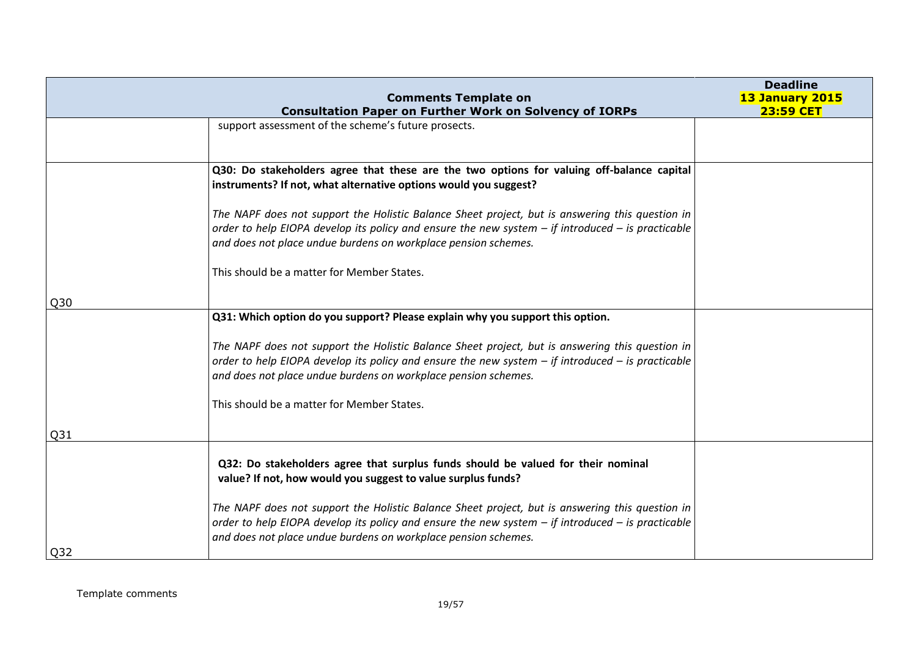| Comments Template on Consultation Paper on Further Work on Solvency of IORPs | | Deadline 13 January 2015 23:59 CET |
|---|---|---|
| | support assessment of the scheme's future prosects. | |
| Q30 | **Q30: Do stakeholders agree that these are the two options for valuing off-balance capital instruments? If not, what alternative options would you suggest?**<br><br>*The NAPF does not support the Holistic Balance Sheet project, but is answering this question in order to help EIOPA develop its policy and ensure the new system – if introduced – is practicable and does not place undue burdens on workplace pension schemes.*<br><br>This should be a matter for Member States. | |
| Q31 | **Q31: Which option do you support? Please explain why you support this option.**<br><br>*The NAPF does not support the Holistic Balance Sheet project, but is answering this question in order to help EIOPA develop its policy and ensure the new system – if introduced – is practicable and does not place undue burdens on workplace pension schemes.*<br><br>This should be a matter for Member States. | |
| Q32 | **Q32: Do stakeholders agree that surplus funds should be valued for their nominal value? If not, how would you suggest to value surplus funds?**<br><br>*The NAPF does not support the Holistic Balance Sheet project, but is answering this question in order to help EIOPA develop its policy and ensure the new system – if introduced – is practicable and does not place undue burdens on workplace pension schemes.* | |

Template comments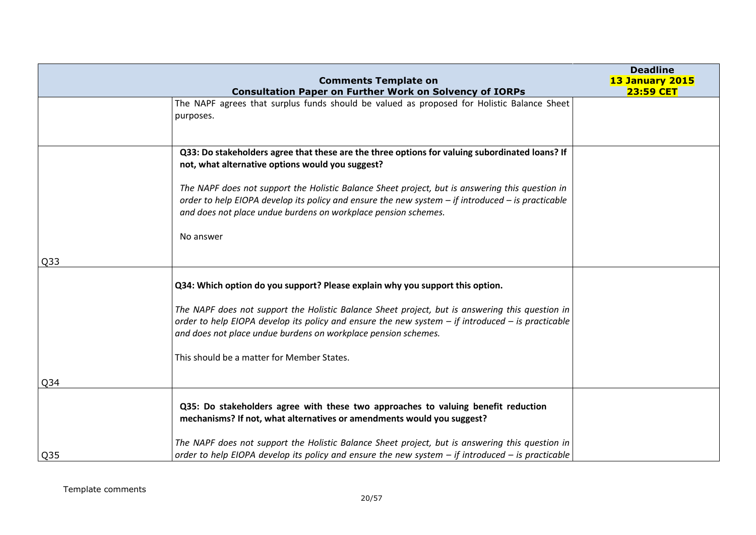| Comments Template on Consultation Paper on Further Work on Solvency of IORPs | | Deadline 13 January 2015 23:59 CET |
|---|---|---|
| | The NAPF agrees that surplus funds should be valued as proposed for Holistic Balance Sheet purposes. | |
| Q33 | **Q33: Do stakeholders agree that these are the three options for valuing subordinated loans? If not, what alternative options would you suggest?**<br><br>*The NAPF does not support the Holistic Balance Sheet project, but is answering this question in order to help EIOPA develop its policy and ensure the new system – if introduced – is practicable and does not place undue burdens on workplace pension schemes.*<br><br>No answer | |
| Q34 | **Q34: Which option do you support? Please explain why you support this option.**<br><br>*The NAPF does not support the Holistic Balance Sheet project, but is answering this question in order to help EIOPA develop its policy and ensure the new system – if introduced – is practicable and does not place undue burdens on workplace pension schemes.*<br><br>This should be a matter for Member States. | |
| Q35 | **Q35: Do stakeholders agree with these two approaches to valuing benefit reduction mechanisms? If not, what alternatives or amendments would you suggest?**<br><br>*The NAPF does not support the Holistic Balance Sheet project, but is answering this question in order to help EIOPA develop its policy and ensure the new system – if introduced – is practicable* | |

Template comments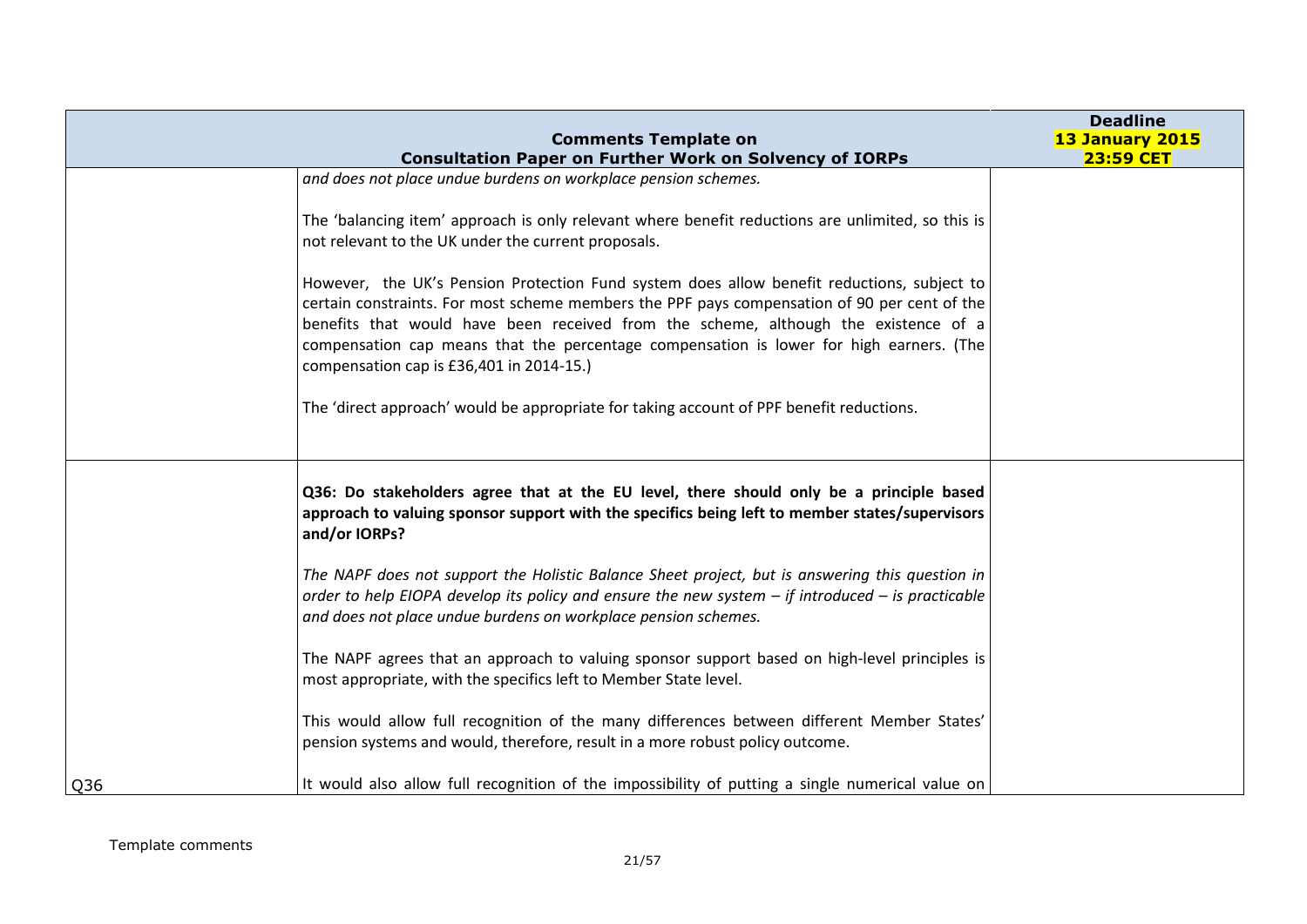| Comments Template on Consultation Paper on Further Work on Solvency of IORPs | | Deadline 13 January 2015 23:59 CET |
|---|---|---|
| | *and does not place undue burdens on workplace pension schemes.*<br><br>The 'balancing item' approach is only relevant where benefit reductions are unlimited, so this is not relevant to the UK under the current proposals.<br><br>However, the UK's Pension Protection Fund system does allow benefit reductions, subject to certain constraints. For most scheme members the PPF pays compensation of 90 per cent of the benefits that would have been received from the scheme, although the existence of a compensation cap means that the percentage compensation is lower for high earners. (The compensation cap is £36,401 in 2014-15.)<br><br>The 'direct approach' would be appropriate for taking account of PPF benefit reductions. | |
| Q36 | **Q36: Do stakeholders agree that at the EU level, there should only be a principle based approach to valuing sponsor support with the specifics being left to member states/supervisors and/or IORPs?**<br><br>*The NAPF does not support the Holistic Balance Sheet project, but is answering this question in order to help EIOPA develop its policy and ensure the new system – if introduced – is practicable and does not place undue burdens on workplace pension schemes.*<br><br>The NAPF agrees that an approach to valuing sponsor support based on high-level principles is most appropriate, with the specifics left to Member State level.<br><br>This would allow full recognition of the many differences between different Member States' pension systems and would, therefore, result in a more robust policy outcome.<br><br>It would also allow full recognition of the impossibility of putting a single numerical value on | |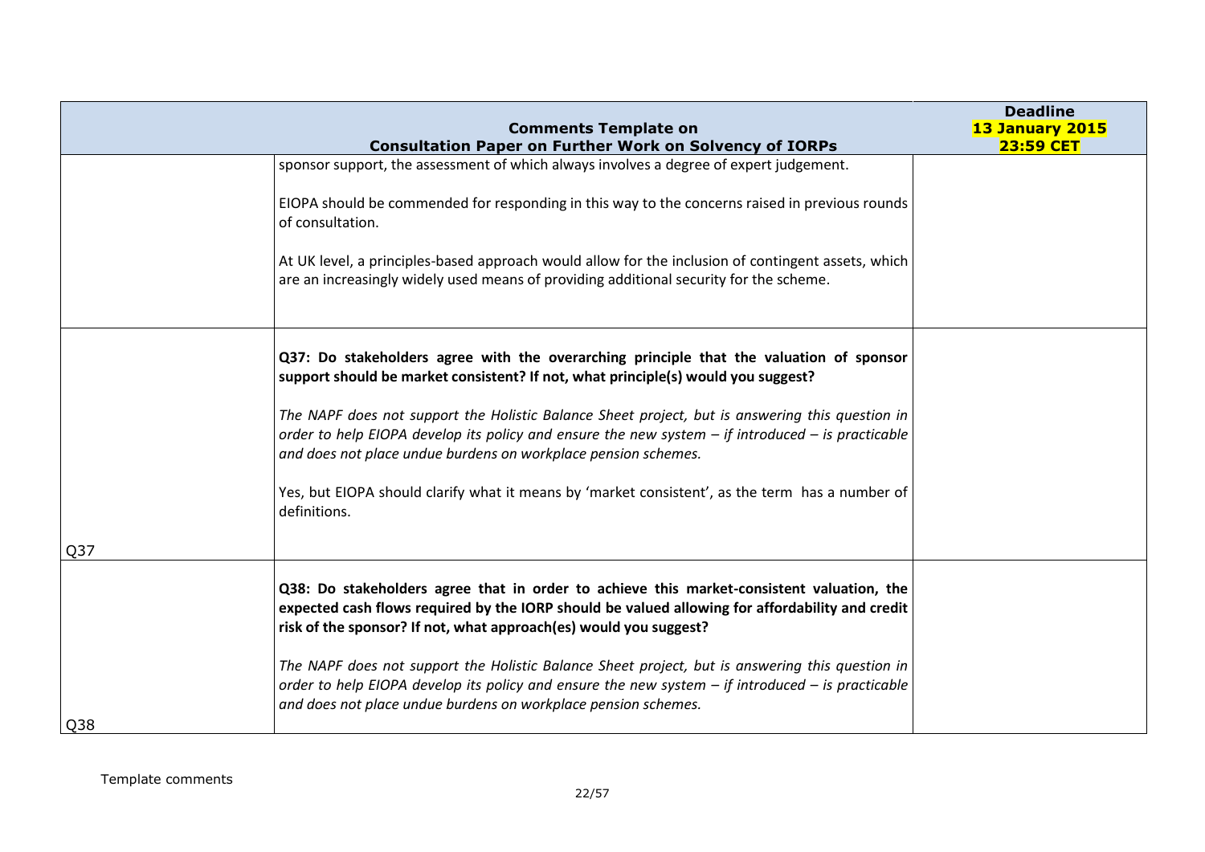| | Comments Template on Consultation Paper on Further Work on Solvency of IORPs | Deadline 13 January 2015 23:59 CET |
|---|---|---|
| | sponsor support, the assessment of which always involves a degree of expert judgement.<br><br>EIOPA should be commended for responding in this way to the concerns raised in previous rounds of consultation.<br><br>At UK level, a principles-based approach would allow for the inclusion of contingent assets, which are an increasingly widely used means of providing additional security for the scheme. | |
| Q37 | **Q37: Do stakeholders agree with the overarching principle that the valuation of sponsor support should be market consistent? If not, what principle(s) would you suggest?**<br><br>*The NAPF does not support the Holistic Balance Sheet project, but is answering this question in order to help EIOPA develop its policy and ensure the new system – if introduced – is practicable and does not place undue burdens on workplace pension schemes.*<br><br>Yes, but EIOPA should clarify what it means by 'market consistent', as the term has a number of definitions. | |
| Q38 | **Q38: Do stakeholders agree that in order to achieve this market-consistent valuation, the expected cash flows required by the IORP should be valued allowing for affordability and credit risk of the sponsor? If not, what approach(es) would you suggest?**<br><br>*The NAPF does not support the Holistic Balance Sheet project, but is answering this question in order to help EIOPA develop its policy and ensure the new system – if introduced – is practicable and does not place undue burdens on workplace pension schemes.* | |

Template comments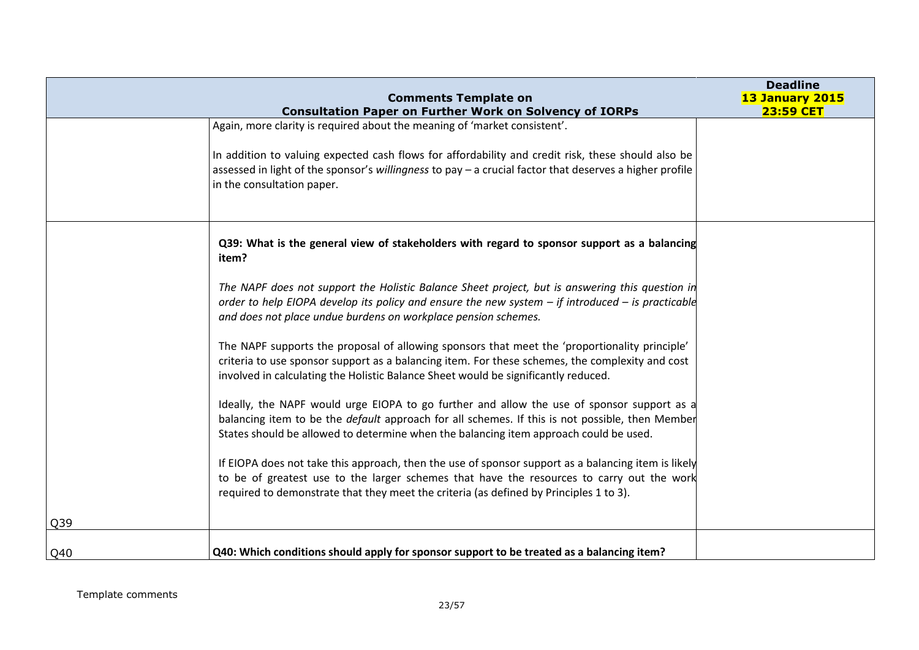| | Comments Template on Consultation Paper on Further Work on Solvency of IORPs | Deadline 13 January 2015 23:59 CET |
|---|---|---|
| | Again, more clarity is required about the meaning of 'market consistent'.<br><br>In addition to valuing expected cash flows for affordability and credit risk, these should also be assessed in light of the sponsor's *willingness* to pay – a crucial factor that deserves a higher profile in the consultation paper. | |
| Q39 | **Q39: What is the general view of stakeholders with regard to sponsor support as a balancing item?**<br><br>*The NAPF does not support the Holistic Balance Sheet project, but is answering this question in order to help EIOPA develop its policy and ensure the new system – if introduced – is practicable and does not place undue burdens on workplace pension schemes.*<br><br>The NAPF supports the proposal of allowing sponsors that meet the 'proportionality principle' criteria to use sponsor support as a balancing item. For these schemes, the complexity and cost involved in calculating the Holistic Balance Sheet would be significantly reduced.<br><br>Ideally, the NAPF would urge EIOPA to go further and allow the use of sponsor support as a balancing item to be the *default* approach for all schemes. If this is not possible, then Member States should be allowed to determine when the balancing item approach could be used.<br><br>If EIOPA does not take this approach, then the use of sponsor support as a balancing item is likely to be of greatest use to the larger schemes that have the resources to carry out the work required to demonstrate that they meet the criteria (as defined by Principles 1 to 3). | |
| Q40 | **Q40: Which conditions should apply for sponsor support to be treated as a balancing item?** | |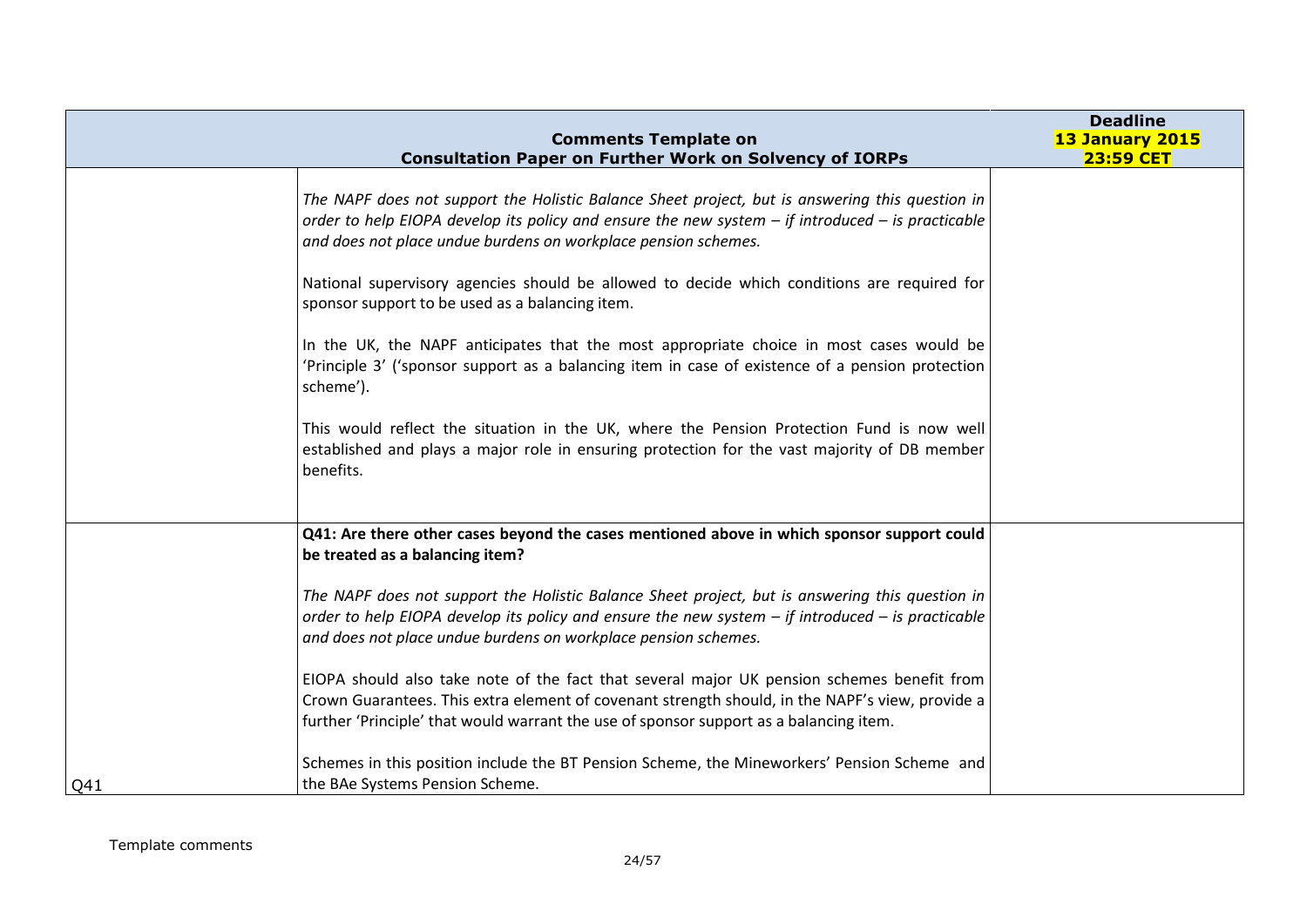| Comments Template on Consultation Paper on Further Work on Solvency of IORPs | | Deadline 13 January 2015 23:59 CET |
|---|---|---|
| | *The NAPF does not support the Holistic Balance Sheet project, but is answering this question in order to help EIOPA develop its policy and ensure the new system – if introduced – is practicable and does not place undue burdens on workplace pension schemes.*<br><br>National supervisory agencies should be allowed to decide which conditions are required for sponsor support to be used as a balancing item.<br><br>In the UK, the NAPF anticipates that the most appropriate choice in most cases would be 'Principle 3' ('sponsor support as a balancing item in case of existence of a pension protection scheme').<br><br>This would reflect the situation in the UK, where the Pension Protection Fund is now well established and plays a major role in ensuring protection for the vast majority of DB member benefits. | |
| Q41 | **Q41: Are there other cases beyond the cases mentioned above in which sponsor support could be treated as a balancing item?**<br><br>*The NAPF does not support the Holistic Balance Sheet project, but is answering this question in order to help EIOPA develop its policy and ensure the new system – if introduced – is practicable and does not place undue burdens on workplace pension schemes.*<br><br>EIOPA should also take note of the fact that several major UK pension schemes benefit from Crown Guarantees. This extra element of covenant strength should, in the NAPF's view, provide a further 'Principle' that would warrant the use of sponsor support as a balancing item.<br><br>Schemes in this position include the BT Pension Scheme, the Mineworkers' Pension Scheme and the BAe Systems Pension Scheme. | |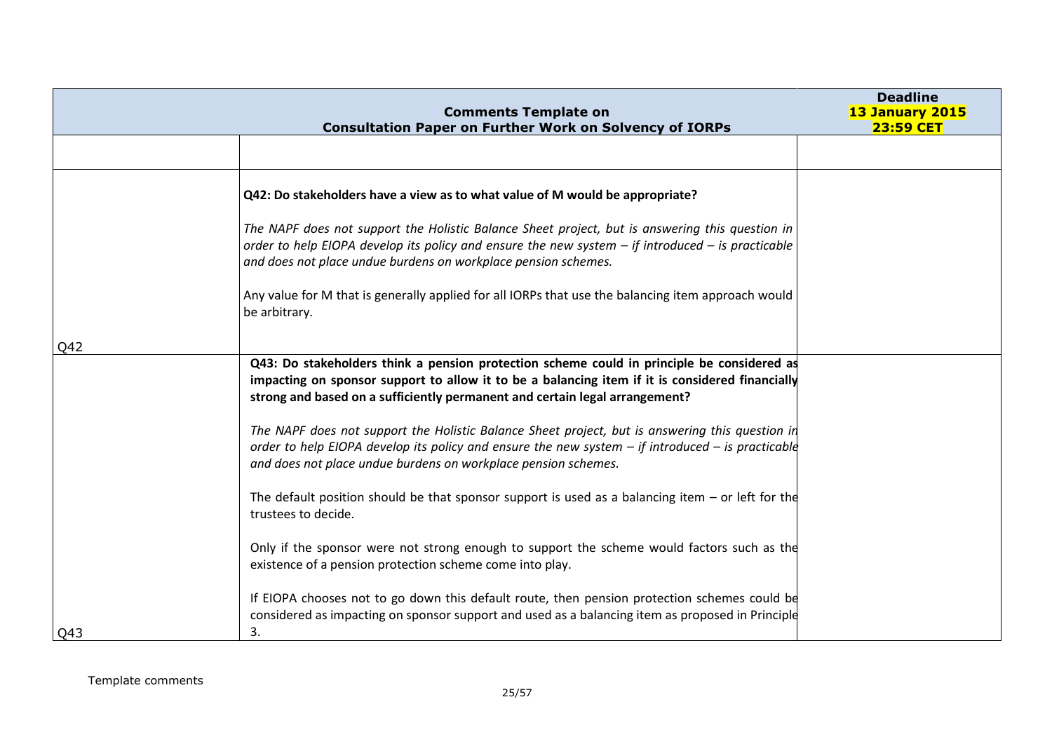| Comments Template on Consultation Paper on Further Work on Solvency of IORPs | | Deadline 13 January 2015 23:59 CET |
|---|---|---|
| | | |
| Q42 | **Q42: Do stakeholders have a view as to what value of M would be appropriate?**<br><br>*The NAPF does not support the Holistic Balance Sheet project, but is answering this question in order to help EIOPA develop its policy and ensure the new system – if introduced – is practicable and does not place undue burdens on workplace pension schemes.*<br><br>Any value for M that is generally applied for all IORPs that use the balancing item approach would be arbitrary. | |
| Q43 | **Q43: Do stakeholders think a pension protection scheme could in principle be considered as impacting on sponsor support to allow it to be a balancing item if it is considered financially strong and based on a sufficiently permanent and certain legal arrangement?**<br><br>*The NAPF does not support the Holistic Balance Sheet project, but is answering this question in order to help EIOPA develop its policy and ensure the new system – if introduced – is practicable and does not place undue burdens on workplace pension schemes.*<br><br>The default position should be that sponsor support is used as a balancing item – or left for the trustees to decide.<br><br>Only if the sponsor were not strong enough to support the scheme would factors such as the existence of a pension protection scheme come into play.<br><br>If EIOPA chooses not to go down this default route, then pension protection schemes could be considered as impacting on sponsor support and used as a balancing item as proposed in Principle 3. | |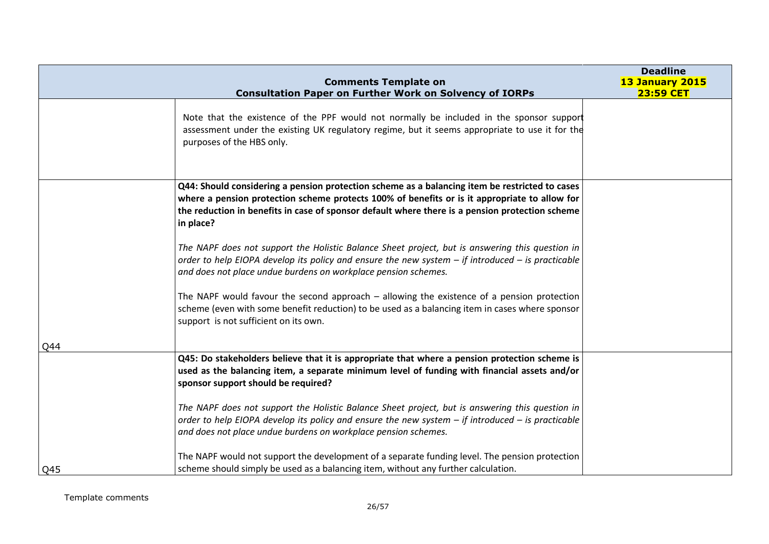| | | |
|---|---|---|
| | Note that the existence of the PPF would not normally be included in the sponsor support assessment under the existing UK regulatory regime, but it seems appropriate to use it for the purposes of the HBS only. | |
| Q44 | **Q44: Should considering a pension protection scheme as a balancing item be restricted to cases where a pension protection scheme protects 100% of benefits or is it appropriate to allow for the reduction in benefits in case of sponsor default where there is a pension protection scheme in place?**<br><br>*The NAPF does not support the Holistic Balance Sheet project, but is answering this question in order to help EIOPA develop its policy and ensure the new system – if introduced – is practicable and does not place undue burdens on workplace pension schemes.*<br><br>The NAPF would favour the second approach – allowing the existence of a pension protection scheme (even with some benefit reduction) to be used as a balancing item in cases where sponsor support is not sufficient on its own. | |
| Q45 | **Q45: Do stakeholders believe that it is appropriate that where a pension protection scheme is used as the balancing item, a separate minimum level of funding with financial assets and/or sponsor support should be required?**<br><br>*The NAPF does not support the Holistic Balance Sheet project, but is answering this question in order to help EIOPA develop its policy and ensure the new system – if introduced – is practicable and does not place undue burdens on workplace pension schemes.*<br><br>The NAPF would not support the development of a separate funding level. The pension protection scheme should simply be used as a balancing item, without any further calculation. | |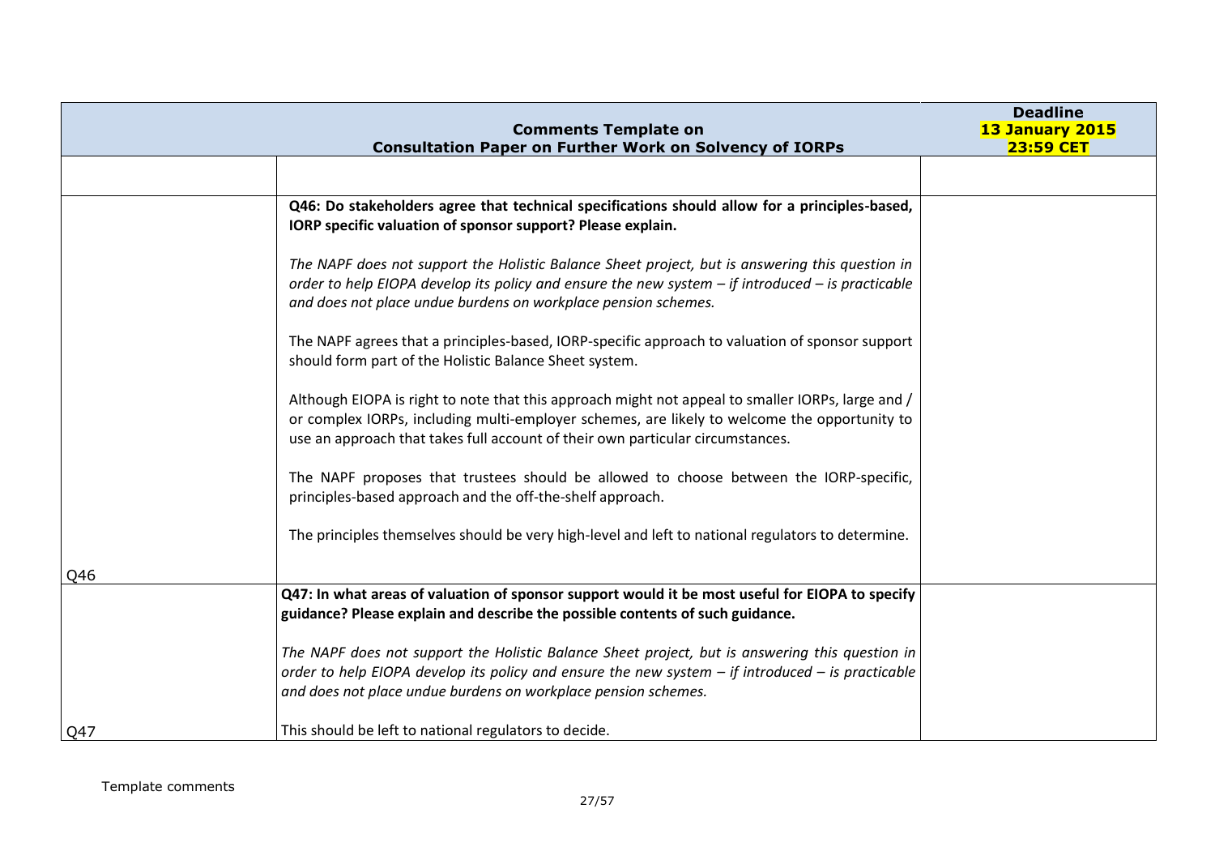| Comments Template on Consultation Paper on Further Work on Solvency of IORPs | | Deadline 13 January 2015 23:59 CET |
|---|---|---|
| | | |
| Q46 | **Q46: Do stakeholders agree that technical specifications should allow for a principles-based, IORP specific valuation of sponsor support? Please explain.**<br><br>*The NAPF does not support the Holistic Balance Sheet project, but is answering this question in order to help EIOPA develop its policy and ensure the new system – if introduced – is practicable and does not place undue burdens on workplace pension schemes.*<br><br>The NAPF agrees that a principles-based, IORP-specific approach to valuation of sponsor support should form part of the Holistic Balance Sheet system.<br><br>Although EIOPA is right to note that this approach might not appeal to smaller IORPs, large and / or complex IORPs, including multi-employer schemes, are likely to welcome the opportunity to use an approach that takes full account of their own particular circumstances.<br><br>The NAPF proposes that trustees should be allowed to choose between the IORP-specific, principles-based approach and the off-the-shelf approach.<br><br>The principles themselves should be very high-level and left to national regulators to determine. | |
| Q47 | **Q47: In what areas of valuation of sponsor support would it be most useful for EIOPA to specify guidance? Please explain and describe the possible contents of such guidance.**<br><br>*The NAPF does not support the Holistic Balance Sheet project, but is answering this question in order to help EIOPA develop its policy and ensure the new system – if introduced – is practicable and does not place undue burdens on workplace pension schemes.*<br><br>This should be left to national regulators to decide. | |

Template comments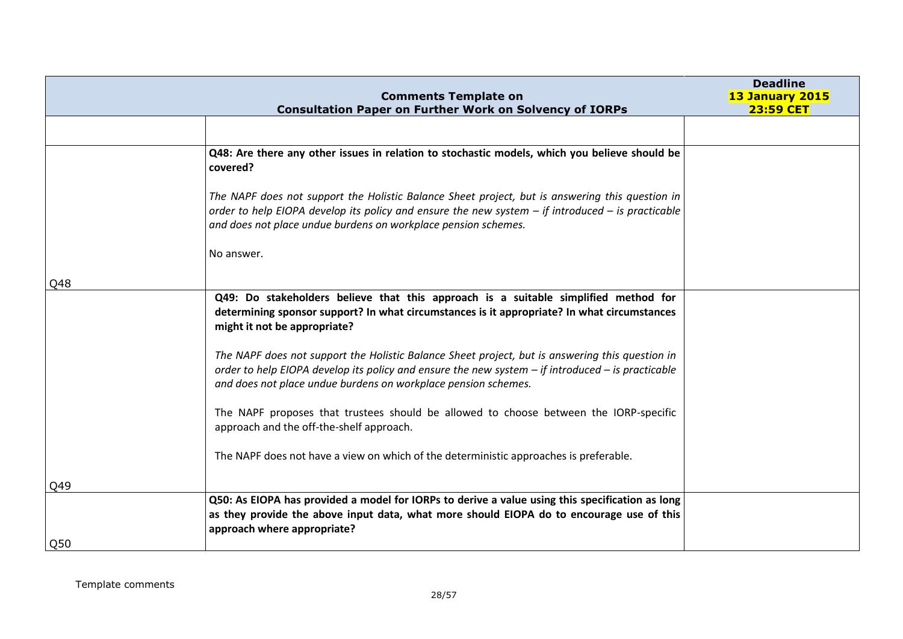| Comments Template on Consultation Paper on Further Work on Solvency of IORPs | | Deadline 13 January 2015 23:59 CET |
|---|---|---|
| | | |
| Q48 | **Q48: Are there any other issues in relation to stochastic models, which you believe should be covered?**<br><br>*The NAPF does not support the Holistic Balance Sheet project, but is answering this question in order to help EIOPA develop its policy and ensure the new system – if introduced – is practicable and does not place undue burdens on workplace pension schemes.*<br><br>No answer. | |
| Q49 | **Q49: Do stakeholders believe that this approach is a suitable simplified method for determining sponsor support? In what circumstances is it appropriate? In what circumstances might it not be appropriate?**<br><br>*The NAPF does not support the Holistic Balance Sheet project, but is answering this question in order to help EIOPA develop its policy and ensure the new system – if introduced – is practicable and does not place undue burdens on workplace pension schemes.*<br><br>The NAPF proposes that trustees should be allowed to choose between the IORP-specific approach and the off-the-shelf approach.<br><br>The NAPF does not have a view on which of the deterministic approaches is preferable. | |
| Q50 | **Q50: As EIOPA has provided a model for IORPs to derive a value using this specification as long as they provide the above input data, what more should EIOPA do to encourage use of this approach where appropriate?** | |

Template comments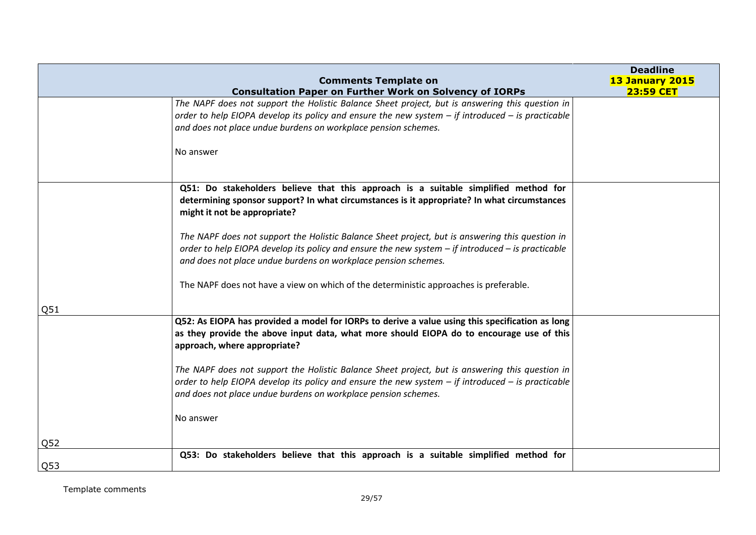| Comments Template on Consultation Paper on Further Work on Solvency of IORPs | | Deadline 13 January 2015 23:59 CET |
|---|---|---|
| | *The NAPF does not support the Holistic Balance Sheet project, but is answering this question in order to help EIOPA develop its policy and ensure the new system – if introduced – is practicable and does not place undue burdens on workplace pension schemes.*<br><br>No answer | |
| Q51 | **Q51: Do stakeholders believe that this approach is a suitable simplified method for determining sponsor support? In what circumstances is it appropriate? In what circumstances might it not be appropriate?**<br><br>*The NAPF does not support the Holistic Balance Sheet project, but is answering this question in order to help EIOPA develop its policy and ensure the new system – if introduced – is practicable and does not place undue burdens on workplace pension schemes.*<br><br>The NAPF does not have a view on which of the deterministic approaches is preferable. | |
| Q52 | **Q52: As EIOPA has provided a model for IORPs to derive a value using this specification as long as they provide the above input data, what more should EIOPA do to encourage use of this approach, where appropriate?**<br><br>*The NAPF does not support the Holistic Balance Sheet project, but is answering this question in order to help EIOPA develop its policy and ensure the new system – if introduced – is practicable and does not place undue burdens on workplace pension schemes.*<br><br>No answer | |
| Q53 | **Q53: Do stakeholders believe that this approach is a suitable simplified method for** | |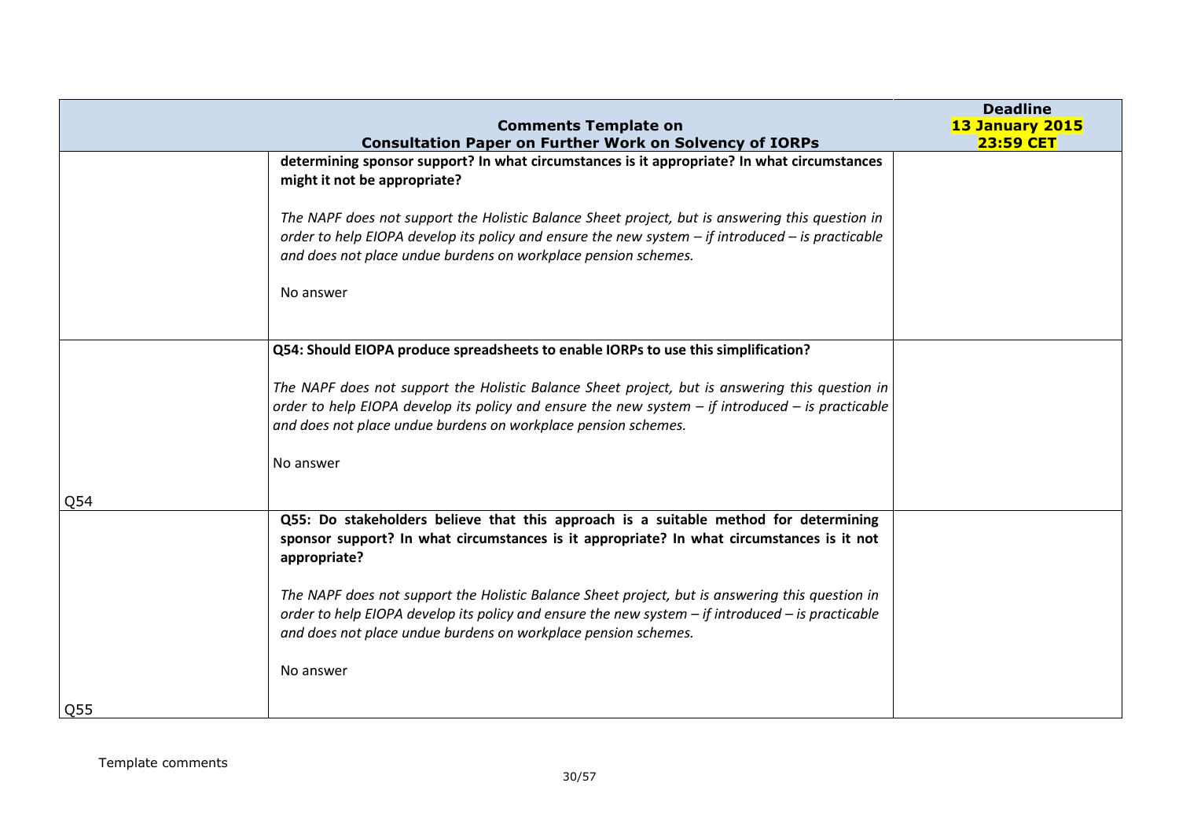| | Comments Template on Consultation Paper on Further Work on Solvency of IORPs | Deadline 13 January 2015 23:59 CET |
|---|---|---|
| | **determining sponsor support? In what circumstances is it appropriate? In what circumstances might it not be appropriate?**<br><br>*The NAPF does not support the Holistic Balance Sheet project, but is answering this question in order to help EIOPA develop its policy and ensure the new system – if introduced – is practicable and does not place undue burdens on workplace pension schemes.*<br><br>No answer | |
| Q54 | **Q54: Should EIOPA produce spreadsheets to enable IORPs to use this simplification?**<br><br>*The NAPF does not support the Holistic Balance Sheet project, but is answering this question in order to help EIOPA develop its policy and ensure the new system – if introduced – is practicable and does not place undue burdens on workplace pension schemes.*<br><br>No answer | |
| Q55 | **Q55: Do stakeholders believe that this approach is a suitable method for determining sponsor support? In what circumstances is it appropriate? In what circumstances is it not appropriate?**<br><br>*The NAPF does not support the Holistic Balance Sheet project, but is answering this question in order to help EIOPA develop its policy and ensure the new system – if introduced – is practicable and does not place undue burdens on workplace pension schemes.*<br><br>No answer | |

Template comments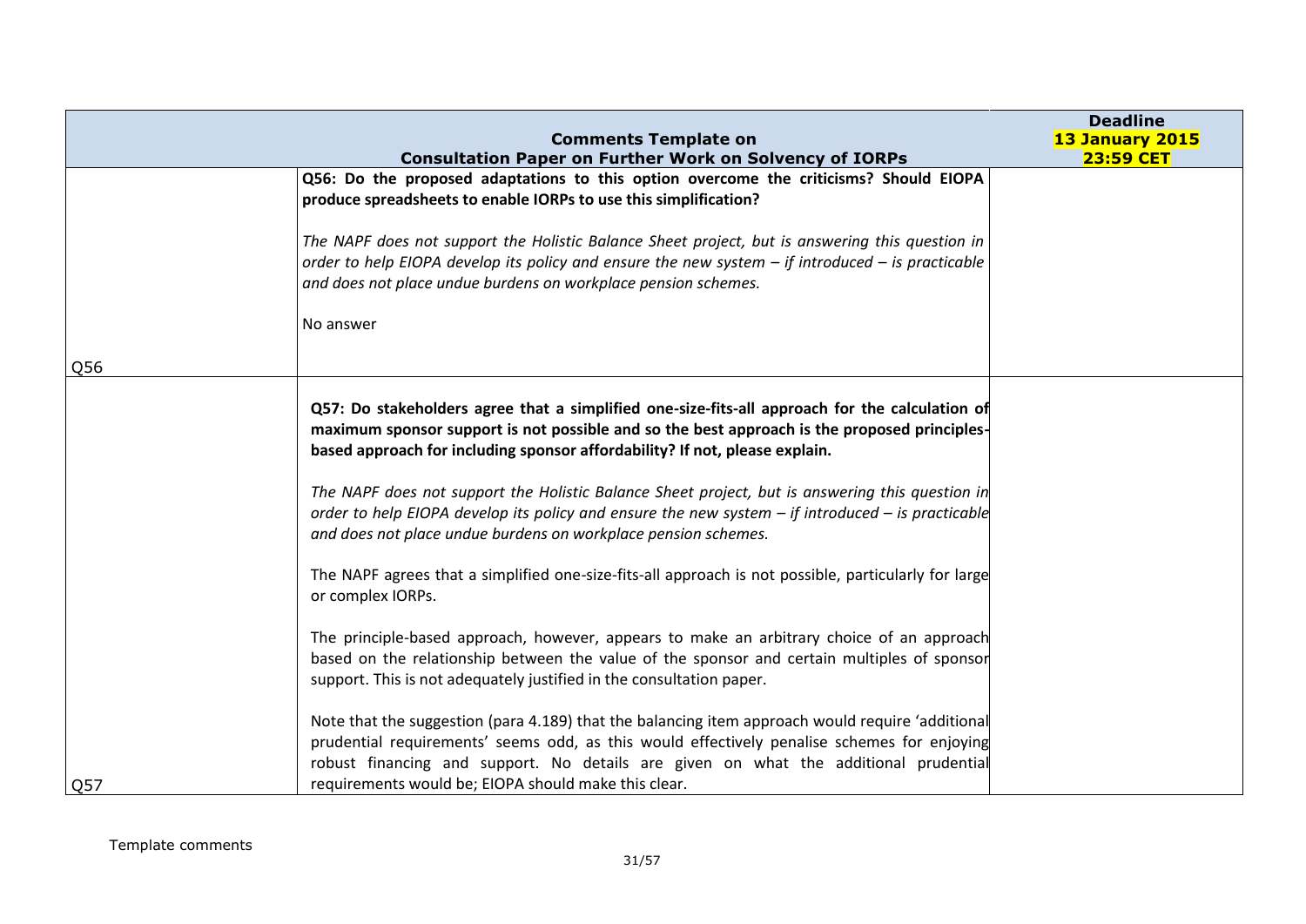| | Comments Template on Consultation Paper on Further Work on Solvency of IORPs | Deadline 13 January 2015 23:59 CET |
|---|---|---|
| Q56 | **Q56: Do the proposed adaptations to this option overcome the criticisms? Should EIOPA produce spreadsheets to enable IORPs to use this simplification?**<br><br>*The NAPF does not support the Holistic Balance Sheet project, but is answering this question in order to help EIOPA develop its policy and ensure the new system – if introduced – is practicable and does not place undue burdens on workplace pension schemes.*<br><br>No answer | |
| Q57 | **Q57: Do stakeholders agree that a simplified one-size-fits-all approach for the calculation of maximum sponsor support is not possible and so the best approach is the proposed principles-based approach for including sponsor affordability? If not, please explain.**<br><br>*The NAPF does not support the Holistic Balance Sheet project, but is answering this question in order to help EIOPA develop its policy and ensure the new system – if introduced – is practicable and does not place undue burdens on workplace pension schemes.*<br><br>The NAPF agrees that a simplified one-size-fits-all approach is not possible, particularly for large or complex IORPs.<br><br>The principle-based approach, however, appears to make an arbitrary choice of an approach based on the relationship between the value of the sponsor and certain multiples of sponsor support. This is not adequately justified in the consultation paper.<br><br>Note that the suggestion (para 4.189) that the balancing item approach would require 'additional prudential requirements' seems odd, as this would effectively penalise schemes for enjoying robust financing and support. No details are given on what the additional prudential requirements would be; EIOPA should make this clear. | |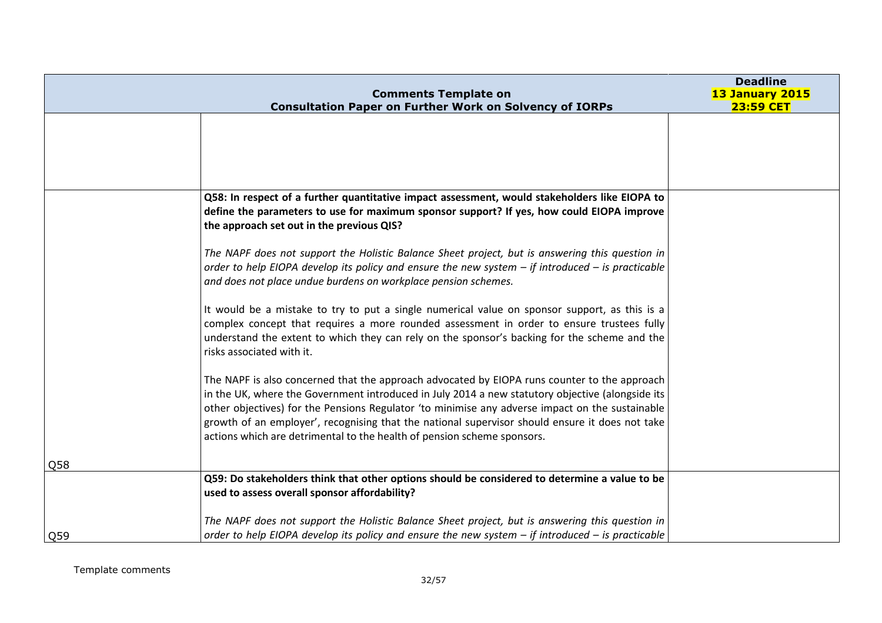| | Comments Template on Consultation Paper on Further Work on Solvency of IORPs | Deadline 13 January 2015 23:59 CET |
|---|---|---|
| | | |
| Q58 | **Q58: In respect of a further quantitative impact assessment, would stakeholders like EIOPA to define the parameters to use for maximum sponsor support? If yes, how could EIOPA improve the approach set out in the previous QIS?**<br><br>*The NAPF does not support the Holistic Balance Sheet project, but is answering this question in order to help EIOPA develop its policy and ensure the new system – if introduced – is practicable and does not place undue burdens on workplace pension schemes.*<br><br>It would be a mistake to try to put a single numerical value on sponsor support, as this is a complex concept that requires a more rounded assessment in order to ensure trustees fully understand the extent to which they can rely on the sponsor's backing for the scheme and the risks associated with it.<br><br>The NAPF is also concerned that the approach advocated by EIOPA runs counter to the approach in the UK, where the Government introduced in July 2014 a new statutory objective (alongside its other objectives) for the Pensions Regulator 'to minimise any adverse impact on the sustainable growth of an employer', recognising that the national supervisor should ensure it does not take actions which are detrimental to the health of pension scheme sponsors. | |
| Q59 | **Q59: Do stakeholders think that other options should be considered to determine a value to be used to assess overall sponsor affordability?**<br><br>*The NAPF does not support the Holistic Balance Sheet project, but is answering this question in order to help EIOPA develop its policy and ensure the new system – if introduced – is practicable* | |

Template comments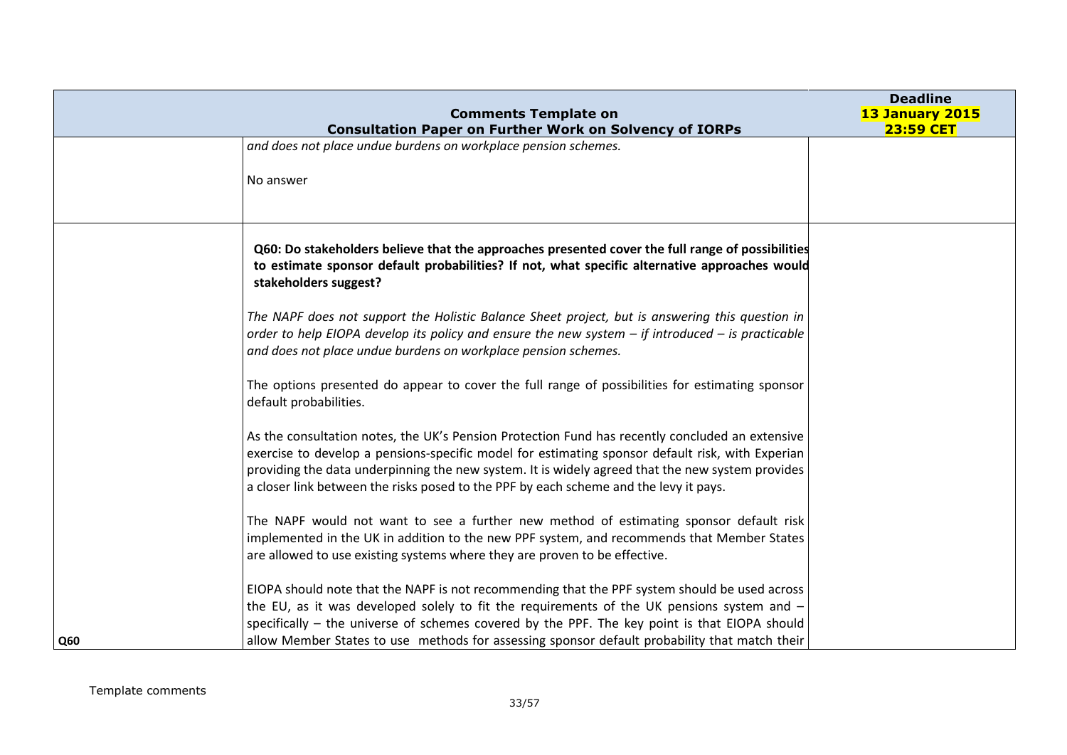| Comments Template on Consultation Paper on Further Work on Solvency of IORPs | | Deadline 13 January 2015 23:59 CET |
| --- | --- | --- |
| | *and does not place undue burdens on workplace pension schemes.*<br><br>No answer | |
| Q60 | **Q60: Do stakeholders believe that the approaches presented cover the full range of possibilities to estimate sponsor default probabilities? If not, what specific alternative approaches would stakeholders suggest?**<br><br>*The NAPF does not support the Holistic Balance Sheet project, but is answering this question in order to help EIOPA develop its policy and ensure the new system – if introduced – is practicable and does not place undue burdens on workplace pension schemes.*<br><br>The options presented do appear to cover the full range of possibilities for estimating sponsor default probabilities.<br><br>As the consultation notes, the UK's Pension Protection Fund has recently concluded an extensive exercise to develop a pensions-specific model for estimating sponsor default risk, with Experian providing the data underpinning the new system. It is widely agreed that the new system provides a closer link between the risks posed to the PPF by each scheme and the levy it pays.<br><br>The NAPF would not want to see a further new method of estimating sponsor default risk implemented in the UK in addition to the new PPF system, and recommends that Member States are allowed to use existing systems where they are proven to be effective.<br><br>EIOPA should note that the NAPF is not recommending that the PPF system should be used across the EU, as it was developed solely to fit the requirements of the UK pensions system and – specifically – the universe of schemes covered by the PPF. The key point is that EIOPA should allow Member States to use methods for assessing sponsor default probability that match their | |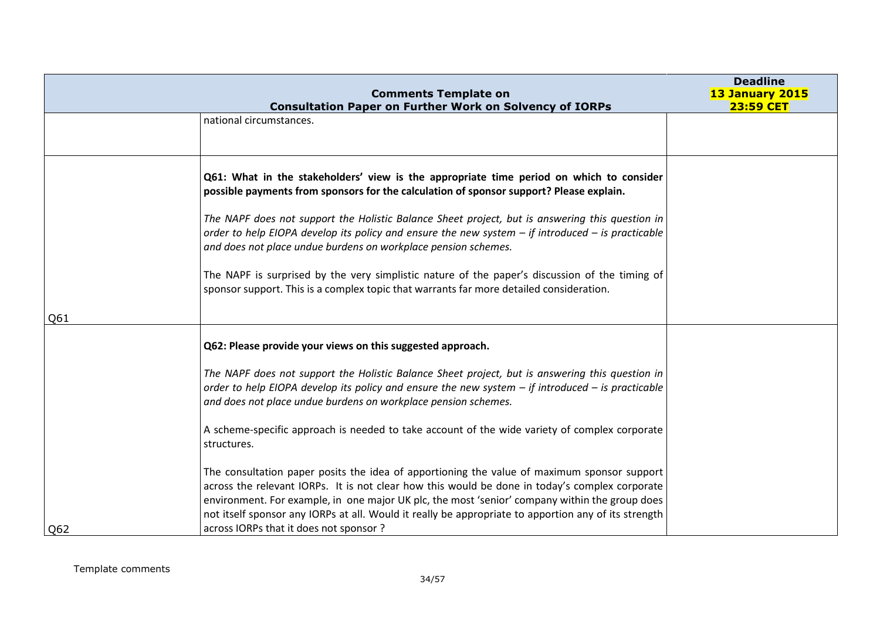| Comments Template on Consultation Paper on Further Work on Solvency of IORPs | | Deadline 13 January 2015 23:59 CET |
|---|---|---|
| | national circumstances. | |
| Q61 | **Q61: What in the stakeholders' view is the appropriate time period on which to consider possible payments from sponsors for the calculation of sponsor support? Please explain.**<br><br>*The NAPF does not support the Holistic Balance Sheet project, but is answering this question in order to help EIOPA develop its policy and ensure the new system – if introduced – is practicable and does not place undue burdens on workplace pension schemes.*<br><br>The NAPF is surprised by the very simplistic nature of the paper's discussion of the timing of sponsor support. This is a complex topic that warrants far more detailed consideration. | |
| Q62 | **Q62: Please provide your views on this suggested approach.**<br><br>*The NAPF does not support the Holistic Balance Sheet project, but is answering this question in order to help EIOPA develop its policy and ensure the new system – if introduced – is practicable and does not place undue burdens on workplace pension schemes.*<br><br>A scheme-specific approach is needed to take account of the wide variety of complex corporate structures.<br><br>The consultation paper posits the idea of apportioning the value of maximum sponsor support across the relevant IORPs. It is not clear how this would be done in today's complex corporate environment. For example, in one major UK plc, the most 'senior' company within the group does not itself sponsor any IORPs at all. Would it really be appropriate to apportion any of its strength across IORPs that it does not sponsor ? | |

Template comments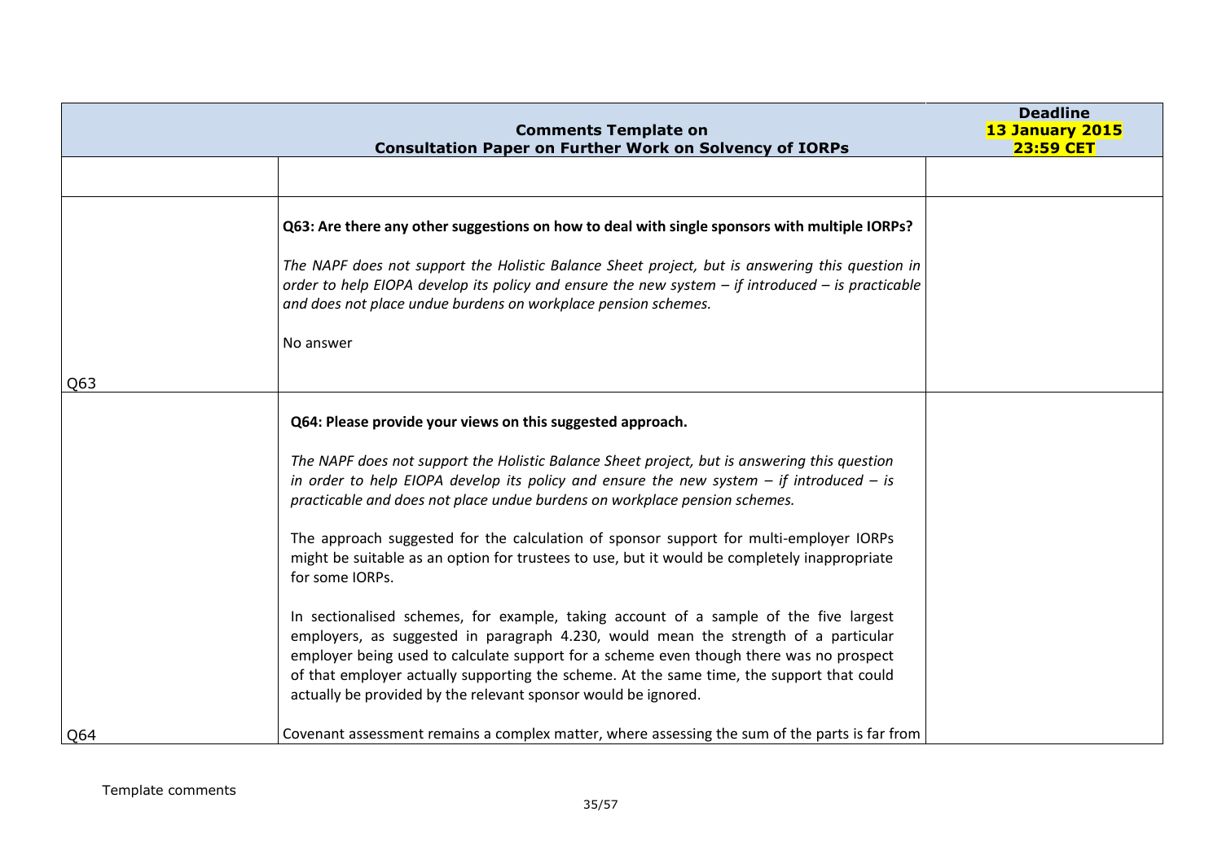| | | |
|---|---|---|
| | | |
| Q63 | **Q63: Are there any other suggestions on how to deal with single sponsors with multiple IORPs?**<br><br>*The NAPF does not support the Holistic Balance Sheet project, but is answering this question in order to help EIOPA develop its policy and ensure the new system – if introduced – is practicable and does not place undue burdens on workplace pension schemes.*<br><br>No answer | |
| Q64 | **Q64: Please provide your views on this suggested approach.**<br><br>*The NAPF does not support the Holistic Balance Sheet project, but is answering this question in order to help EIOPA develop its policy and ensure the new system – if introduced – is practicable and does not place undue burdens on workplace pension schemes.*<br><br>The approach suggested for the calculation of sponsor support for multi-employer IORPs might be suitable as an option for trustees to use, but it would be completely inappropriate for some IORPs.<br><br>In sectionalised schemes, for example, taking account of a sample of the five largest employers, as suggested in paragraph 4.230, would mean the strength of a particular employer being used to calculate support for a scheme even though there was no prospect of that employer actually supporting the scheme. At the same time, the support that could actually be provided by the relevant sponsor would be ignored.<br><br>Covenant assessment remains a complex matter, where assessing the sum of the parts is far from | |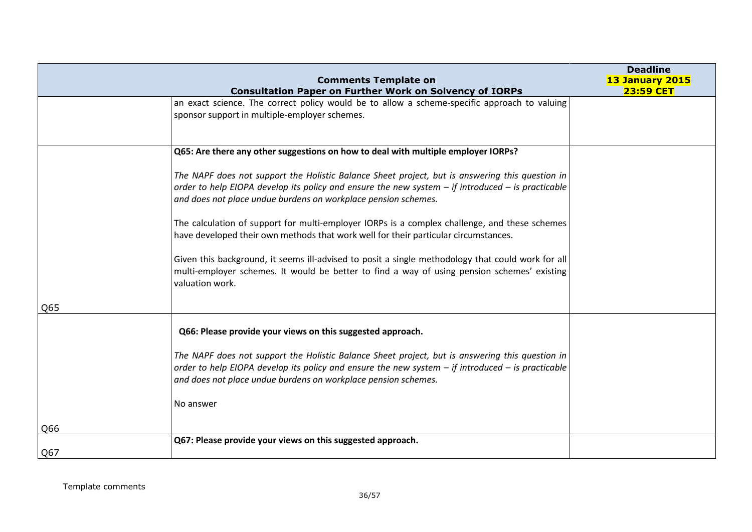| | Comments Template on Consultation Paper on Further Work on Solvency of IORPs | Deadline 13 January 2015 23:59 CET |
|---|---|---|
| | an exact science. The correct policy would be to allow a scheme-specific approach to valuing sponsor support in multiple-employer schemes. | |
| Q65 | **Q65: Are there any other suggestions on how to deal with multiple employer IORPs?**<br><br>*The NAPF does not support the Holistic Balance Sheet project, but is answering this question in order to help EIOPA develop its policy and ensure the new system – if introduced – is practicable and does not place undue burdens on workplace pension schemes.*<br><br>The calculation of support for multi-employer IORPs is a complex challenge, and these schemes have developed their own methods that work well for their particular circumstances.<br><br>Given this background, it seems ill-advised to posit a single methodology that could work for all multi-employer schemes. It would be better to find a way of using pension schemes' existing valuation work. | |
| Q66 | **Q66: Please provide your views on this suggested approach.**<br><br>*The NAPF does not support the Holistic Balance Sheet project, but is answering this question in order to help EIOPA develop its policy and ensure the new system – if introduced – is practicable and does not place undue burdens on workplace pension schemes.*<br><br>No answer | |
| Q67 | **Q67: Please provide your views on this suggested approach.** | |

Template comments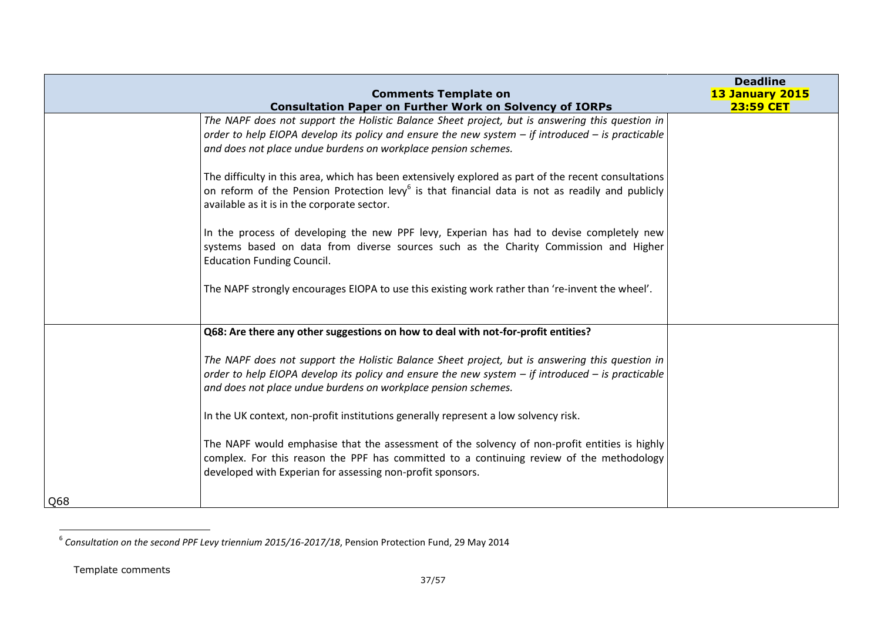| | Comments Template on Consultation Paper on Further Work on Solvency of IORPs | Deadline 13 January 2015 23:59 CET |
|---|---|---|
| | *The NAPF does not support the Holistic Balance Sheet project, but is answering this question in order to help EIOPA develop its policy and ensure the new system – if introduced – is practicable and does not place undue burdens on workplace pension schemes.*<br><br>The difficulty in this area, which has been extensively explored as part of the recent consultations on reform of the Pension Protection levy[6] is that financial data is not as readily and publicly available as it is in the corporate sector.<br><br>In the process of developing the new PPF levy, Experian has had to devise completely new systems based on data from diverse sources such as the Charity Commission and Higher Education Funding Council.<br><br>The NAPF strongly encourages EIOPA to use this existing work rather than 're-invent the wheel'. | |
| Q68 | **Q68: Are there any other suggestions on how to deal with not-for-profit entities?**<br><br>*The NAPF does not support the Holistic Balance Sheet project, but is answering this question in order to help EIOPA develop its policy and ensure the new system – if introduced – is practicable and does not place undue burdens on workplace pension schemes.*<br><br>In the UK context, non-profit institutions generally represent a low solvency risk.<br><br>The NAPF would emphasise that the assessment of the solvency of non-profit entities is highly complex. For this reason the PPF has committed to a continuing review of the methodology developed with Experian for assessing non-profit sponsors. | |

[6] *Consultation on the second PPF Levy triennium 2015/16-2017/18*, Pension Protection Fund, 29 May 2014

Template comments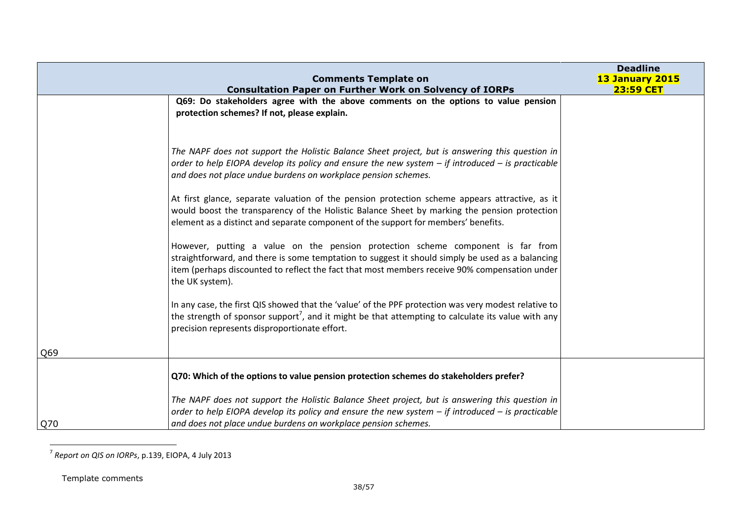| | Comments Template on Consultation Paper on Further Work on Solvency of IORPs | Deadline **13 January 2015 23:59 CET** |
|---|---|---|
| Q69 | **Q69: Do stakeholders agree with the above comments on the options to value pension protection schemes? If not, please explain.**<br><br>*The NAPF does not support the Holistic Balance Sheet project, but is answering this question in order to help EIOPA develop its policy and ensure the new system – if introduced – is practicable and does not place undue burdens on workplace pension schemes.*<br><br>At first glance, separate valuation of the pension protection scheme appears attractive, as it would boost the transparency of the Holistic Balance Sheet by marking the pension protection element as a distinct and separate component of the support for members' benefits.<br><br>However, putting a value on the pension protection scheme component is far from straightforward, and there is some temptation to suggest it should simply be used as a balancing item (perhaps discounted to reflect the fact that most members receive 90% compensation under the UK system).<br><br>In any case, the first QIS showed that the 'value' of the PPF protection was very modest relative to the strength of sponsor support[7], and it might be that attempting to calculate its value with any precision represents disproportionate effort. | |
| Q70 | **Q70: Which of the options to value pension protection schemes do stakeholders prefer?**<br><br>*The NAPF does not support the Holistic Balance Sheet project, but is answering this question in order to help EIOPA develop its policy and ensure the new system – if introduced – is practicable and does not place undue burdens on workplace pension schemes.* | |

[7] *Report on QIS on IORPs*, p.139, EIOPA, 4 July 2013

Template comments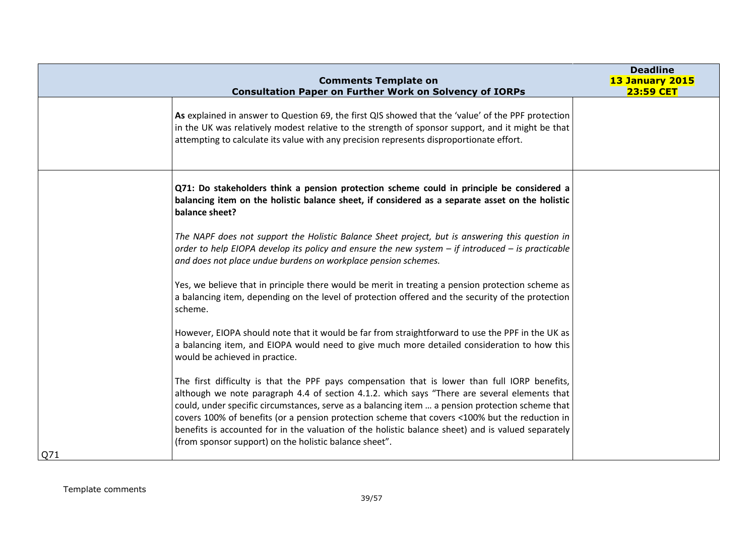| | Comments Template on Consultation Paper on Further Work on Solvency of IORPs | Deadline 13 January 2015 23:59 CET |
|---|---|---|
| | As explained in answer to Question 69, the first QIS showed that the 'value' of the PPF protection in the UK was relatively modest relative to the strength of sponsor support, and it might be that attempting to calculate its value with any precision represents disproportionate effort. | |
| Q71 | **Q71: Do stakeholders think a pension protection scheme could in principle be considered a balancing item on the holistic balance sheet, if considered as a separate asset on the holistic balance sheet?**<br><br>*The NAPF does not support the Holistic Balance Sheet project, but is answering this question in order to help EIOPA develop its policy and ensure the new system – if introduced – is practicable and does not place undue burdens on workplace pension schemes.*<br><br>Yes, we believe that in principle there would be merit in treating a pension protection scheme as a balancing item, depending on the level of protection offered and the security of the protection scheme.<br><br>However, EIOPA should note that it would be far from straightforward to use the PPF in the UK as a balancing item, and EIOPA would need to give much more detailed consideration to how this would be achieved in practice.<br><br>The first difficulty is that the PPF pays compensation that is lower than full IORP benefits, although we note paragraph 4.4 of section 4.1.2. which says "There are several elements that could, under specific circumstances, serve as a balancing item … a pension protection scheme that covers 100% of benefits (or a pension protection scheme that covers <100% but the reduction in benefits is accounted for in the valuation of the holistic balance sheet) and is valued separately (from sponsor support) on the holistic balance sheet". | |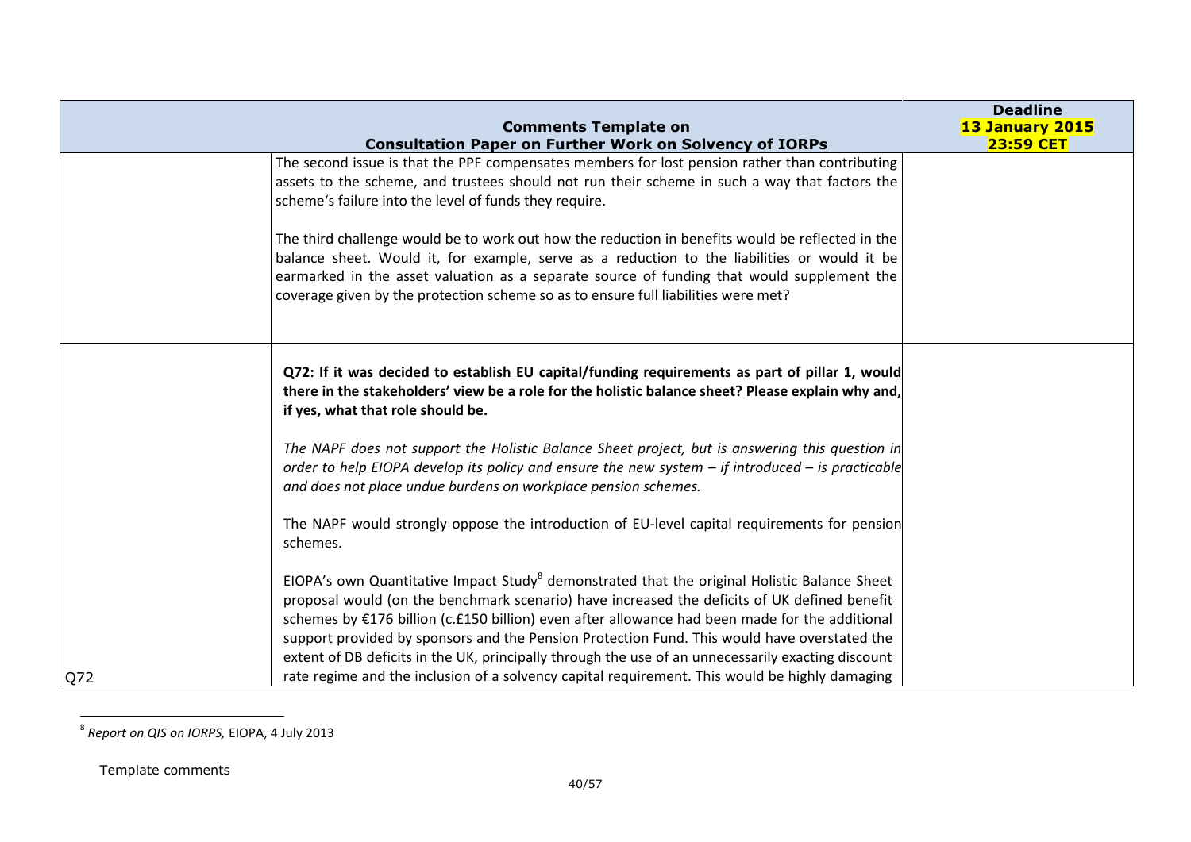| Comments Template on Consultation Paper on Further Work on Solvency of IORPs | | Deadline 13 January 2015 23:59 CET |
| --- | --- | --- |
| | The second issue is that the PPF compensates members for lost pension rather than contributing assets to the scheme, and trustees should not run their scheme in such a way that factors the scheme's failure into the level of funds they require.<br><br>The third challenge would be to work out how the reduction in benefits would be reflected in the balance sheet. Would it, for example, serve as a reduction to the liabilities or would it be earmarked in the asset valuation as a separate source of funding that would supplement the coverage given by the protection scheme so as to ensure full liabilities were met? | |
| Q72 | **Q72: If it was decided to establish EU capital/funding requirements as part of pillar 1, would there in the stakeholders' view be a role for the holistic balance sheet? Please explain why and, if yes, what that role should be.**<br><br>*The NAPF does not support the Holistic Balance Sheet project, but is answering this question in order to help EIOPA develop its policy and ensure the new system – if introduced – is practicable and does not place undue burdens on workplace pension schemes.*<br><br>The NAPF would strongly oppose the introduction of EU-level capital requirements for pension schemes.<br><br>EIOPA's own Quantitative Impact Study[8] demonstrated that the original Holistic Balance Sheet proposal would (on the benchmark scenario) have increased the deficits of UK defined benefit schemes by €176 billion (c.£150 billion) even after allowance had been made for the additional support provided by sponsors and the Pension Protection Fund. This would have overstated the extent of DB deficits in the UK, principally through the use of an unnecessarily exacting discount rate regime and the inclusion of a solvency capital requirement. This would be highly damaging | |

[8] *Report on QIS on IORPS,* EIOPA, 4 July 2013

Template comments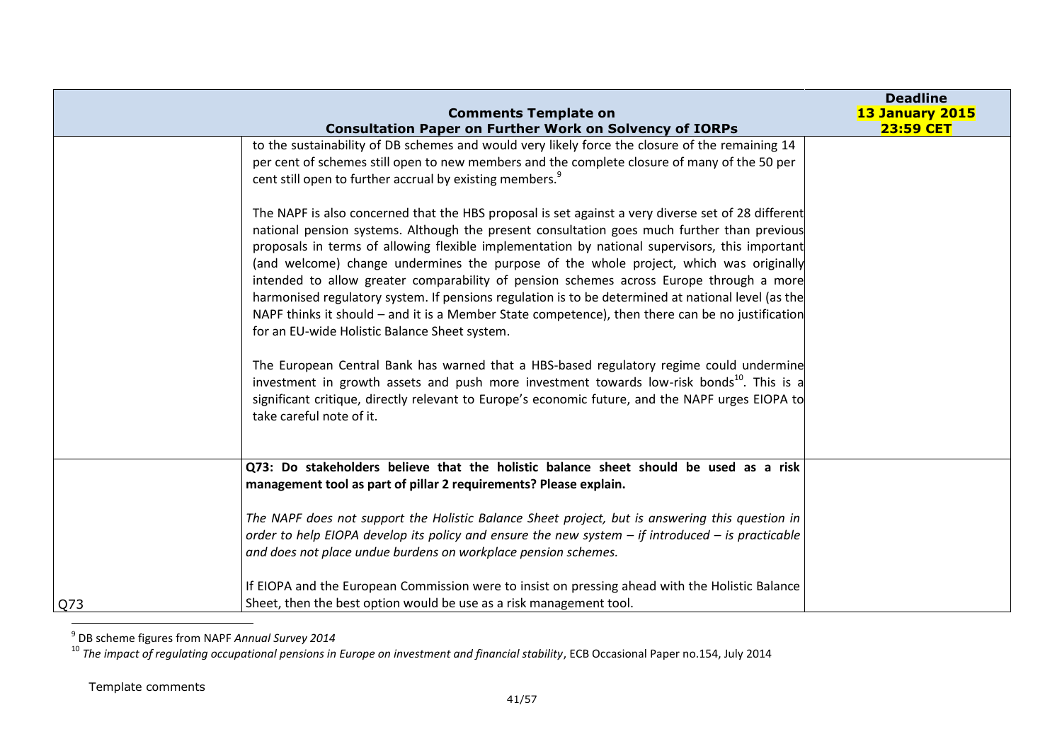| | Comments Template on Consultation Paper on Further Work on Solvency of IORPs | Deadline 13 January 2015 23:59 CET |
|---|---|---|
| | to the sustainability of DB schemes and would very likely force the closure of the remaining 14 per cent of schemes still open to new members and the complete closure of many of the 50 per cent still open to further accrual by existing members.[9]<br><br>The NAPF is also concerned that the HBS proposal is set against a very diverse set of 28 different national pension systems. Although the present consultation goes much further than previous proposals in terms of allowing flexible implementation by national supervisors, this important (and welcome) change undermines the purpose of the whole project, which was originally intended to allow greater comparability of pension schemes across Europe through a more harmonised regulatory system. If pensions regulation is to be determined at national level (as the NAPF thinks it should – and it is a Member State competence), then there can be no justification for an EU-wide Holistic Balance Sheet system.<br><br>The European Central Bank has warned that a HBS-based regulatory regime could undermine investment in growth assets and push more investment towards low-risk bonds[10]. This is a significant critique, directly relevant to Europe's economic future, and the NAPF urges EIOPA to take careful note of it. | |
| Q73 | **Q73: Do stakeholders believe that the holistic balance sheet should be used as a risk management tool as part of pillar 2 requirements? Please explain.**<br><br>*The NAPF does not support the Holistic Balance Sheet project, but is answering this question in order to help EIOPA develop its policy and ensure the new system – if introduced – is practicable and does not place undue burdens on workplace pension schemes.*<br><br>If EIOPA and the European Commission were to insist on pressing ahead with the Holistic Balance Sheet, then the best option would be use as a risk management tool. | |

[9] DB scheme figures from NAPF *Annual Survey 2014*

[10] *The impact of regulating occupational pensions in Europe on investment and financial stability*, ECB Occasional Paper no.154, July 2014

Template comments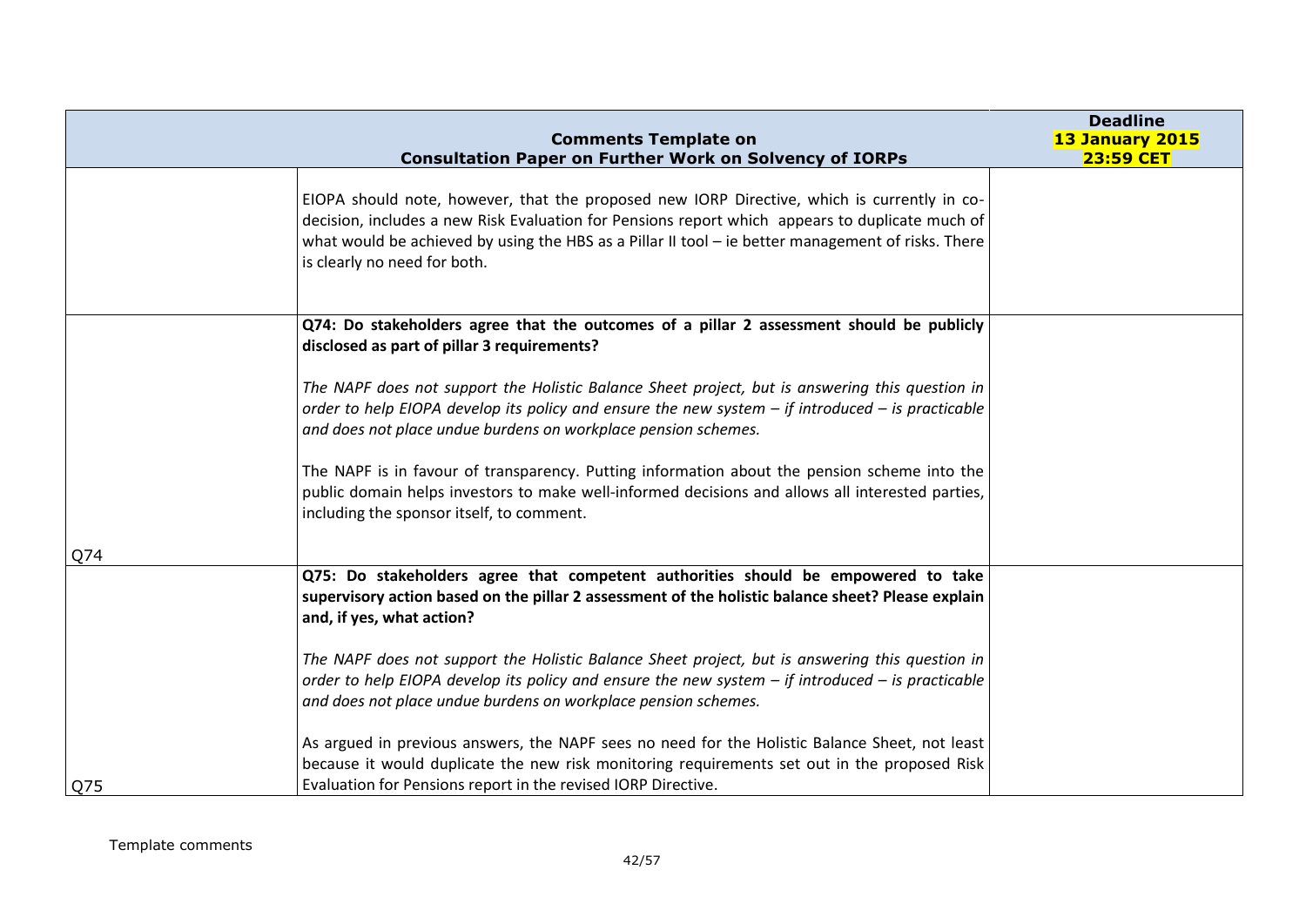| | Comments Template on Consultation Paper on Further Work on Solvency of IORPs | Deadline 13 January 2015 23:59 CET |
|---|---|---|
| | EIOPA should note, however, that the proposed new IORP Directive, which is currently in co-decision, includes a new Risk Evaluation for Pensions report which appears to duplicate much of what would be achieved by using the HBS as a Pillar II tool – ie better management of risks. There is clearly no need for both. | |
| Q74 | **Q74: Do stakeholders agree that the outcomes of a pillar 2 assessment should be publicly disclosed as part of pillar 3 requirements?**<br><br>*The NAPF does not support the Holistic Balance Sheet project, but is answering this question in order to help EIOPA develop its policy and ensure the new system – if introduced – is practicable and does not place undue burdens on workplace pension schemes.*<br><br>The NAPF is in favour of transparency. Putting information about the pension scheme into the public domain helps investors to make well-informed decisions and allows all interested parties, including the sponsor itself, to comment. | |
| Q75 | **Q75: Do stakeholders agree that competent authorities should be empowered to take supervisory action based on the pillar 2 assessment of the holistic balance sheet? Please explain and, if yes, what action?**<br><br>*The NAPF does not support the Holistic Balance Sheet project, but is answering this question in order to help EIOPA develop its policy and ensure the new system – if introduced – is practicable and does not place undue burdens on workplace pension schemes.*<br><br>As argued in previous answers, the NAPF sees no need for the Holistic Balance Sheet, not least because it would duplicate the new risk monitoring requirements set out in the proposed Risk Evaluation for Pensions report in the revised IORP Directive. | |

Template comments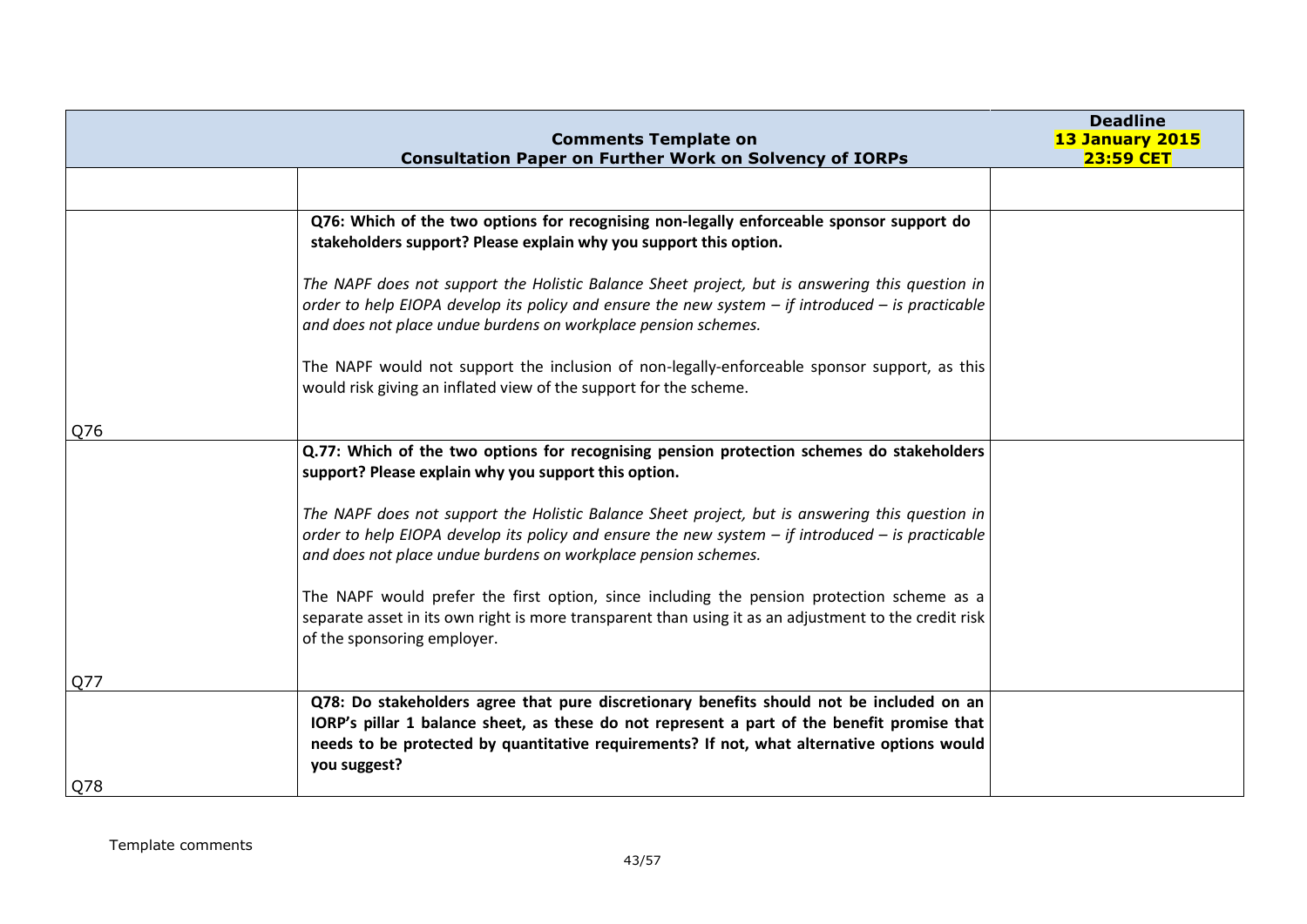| Comments Template on Consultation Paper on Further Work on Solvency of IORPs | | Deadline 13 January 2015 23:59 CET |
|---|---|---|
| | | |
| Q76 | **Q76: Which of the two options for recognising non-legally enforceable sponsor support do stakeholders support? Please explain why you support this option.**<br><br>*The NAPF does not support the Holistic Balance Sheet project, but is answering this question in order to help EIOPA develop its policy and ensure the new system – if introduced – is practicable and does not place undue burdens on workplace pension schemes.*<br><br>The NAPF would not support the inclusion of non-legally-enforceable sponsor support, as this would risk giving an inflated view of the support for the scheme. | |
| Q77 | **Q.77: Which of the two options for recognising pension protection schemes do stakeholders support? Please explain why you support this option.**<br><br>*The NAPF does not support the Holistic Balance Sheet project, but is answering this question in order to help EIOPA develop its policy and ensure the new system – if introduced – is practicable and does not place undue burdens on workplace pension schemes.*<br><br>The NAPF would prefer the first option, since including the pension protection scheme as a separate asset in its own right is more transparent than using it as an adjustment to the credit risk of the sponsoring employer. | |
| Q78 | **Q78: Do stakeholders agree that pure discretionary benefits should not be included on an IORP's pillar 1 balance sheet, as these do not represent a part of the benefit promise that needs to be protected by quantitative requirements? If not, what alternative options would you suggest?** | |

Template comments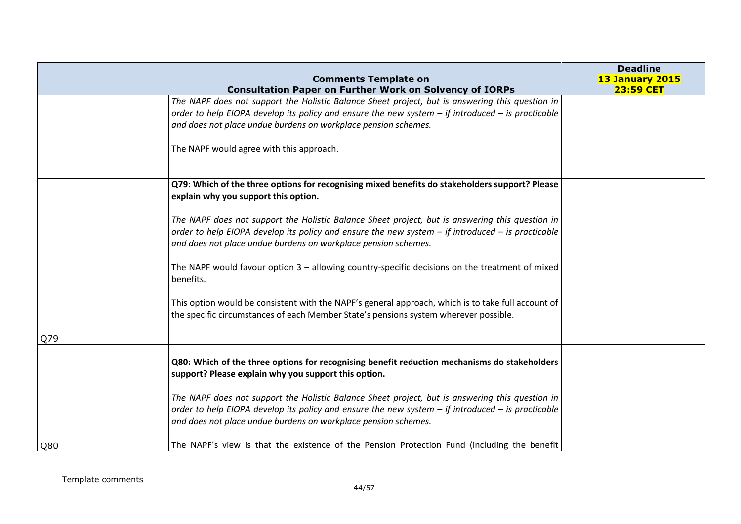| | Comments Template on Consultation Paper on Further Work on Solvency of IORPs | Deadline 13 January 2015 23:59 CET |
|---|---|---|
| | *The NAPF does not support the Holistic Balance Sheet project, but is answering this question in order to help EIOPA develop its policy and ensure the new system – if introduced – is practicable and does not place undue burdens on workplace pension schemes.*<br><br>The NAPF would agree with this approach. | |
| Q79 | **Q79: Which of the three options for recognising mixed benefits do stakeholders support? Please explain why you support this option.**<br><br>*The NAPF does not support the Holistic Balance Sheet project, but is answering this question in order to help EIOPA develop its policy and ensure the new system – if introduced – is practicable and does not place undue burdens on workplace pension schemes.*<br><br>The NAPF would favour option 3 – allowing country-specific decisions on the treatment of mixed benefits.<br><br>This option would be consistent with the NAPF's general approach, which is to take full account of the specific circumstances of each Member State's pensions system wherever possible. | |
| Q80 | **Q80: Which of the three options for recognising benefit reduction mechanisms do stakeholders support? Please explain why you support this option.**<br><br>*The NAPF does not support the Holistic Balance Sheet project, but is answering this question in order to help EIOPA develop its policy and ensure the new system – if introduced – is practicable and does not place undue burdens on workplace pension schemes.*<br><br>The NAPF's view is that the existence of the Pension Protection Fund (including the benefit | |

Template comments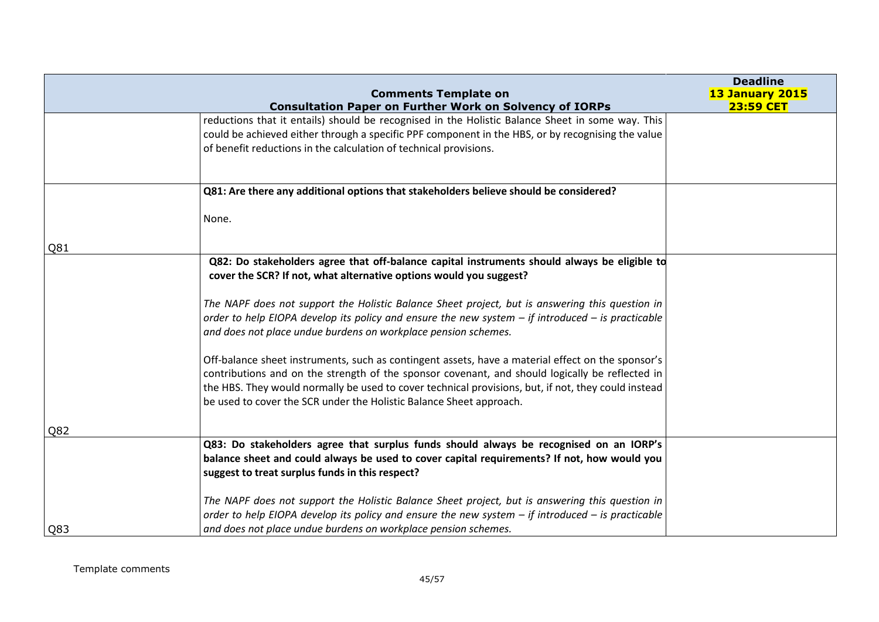| Comments Template on Consultation Paper on Further Work on Solvency of IORPs | | Deadline 13 January 2015 23:59 CET |
| --- | --- | --- |
| | reductions that it entails) should be recognised in the Holistic Balance Sheet in some way. This could be achieved either through a specific PPF component in the HBS, or by recognising the value of benefit reductions in the calculation of technical provisions. | |
| Q81 | **Q81: Are there any additional options that stakeholders believe should be considered?**<br><br>None. | |
| Q82 | **Q82: Do stakeholders agree that off-balance capital instruments should always be eligible to cover the SCR? If not, what alternative options would you suggest?**<br><br>*The NAPF does not support the Holistic Balance Sheet project, but is answering this question in order to help EIOPA develop its policy and ensure the new system – if introduced – is practicable and does not place undue burdens on workplace pension schemes.*<br><br>Off-balance sheet instruments, such as contingent assets, have a material effect on the sponsor's contributions and on the strength of the sponsor covenant, and should logically be reflected in the HBS. They would normally be used to cover technical provisions, but, if not, they could instead be used to cover the SCR under the Holistic Balance Sheet approach. | |
| Q83 | **Q83: Do stakeholders agree that surplus funds should always be recognised on an IORP's balance sheet and could always be used to cover capital requirements? If not, how would you suggest to treat surplus funds in this respect?**<br><br>*The NAPF does not support the Holistic Balance Sheet project, but is answering this question in order to help EIOPA develop its policy and ensure the new system – if introduced – is practicable and does not place undue burdens on workplace pension schemes.* | |

Template comments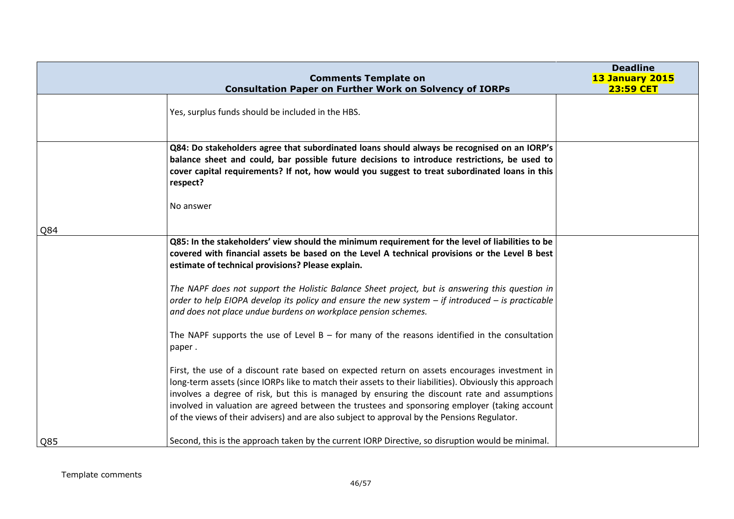| Comments Template on Consultation Paper on Further Work on Solvency of IORPs | | Deadline 13 January 2015 23:59 CET |
|---|---|---|
| | Yes, surplus funds should be included in the HBS. | |
| Q84 | **Q84: Do stakeholders agree that subordinated loans should always be recognised on an IORP's balance sheet and could, bar possible future decisions to introduce restrictions, be used to cover capital requirements? If not, how would you suggest to treat subordinated loans in this respect?**<br><br>No answer | |
| Q85 | **Q85: In the stakeholders' view should the minimum requirement for the level of liabilities to be covered with financial assets be based on the Level A technical provisions or the Level B best estimate of technical provisions? Please explain.**<br><br>*The NAPF does not support the Holistic Balance Sheet project, but is answering this question in order to help EIOPA develop its policy and ensure the new system – if introduced – is practicable and does not place undue burdens on workplace pension schemes.*<br><br>The NAPF supports the use of Level B – for many of the reasons identified in the consultation paper .<br><br>First, the use of a discount rate based on expected return on assets encourages investment in long-term assets (since IORPs like to match their assets to their liabilities). Obviously this approach involves a degree of risk, but this is managed by ensuring the discount rate and assumptions involved in valuation are agreed between the trustees and sponsoring employer (taking account of the views of their advisers) and are also subject to approval by the Pensions Regulator.<br><br>Second, this is the approach taken by the current IORP Directive, so disruption would be minimal. | |

Template comments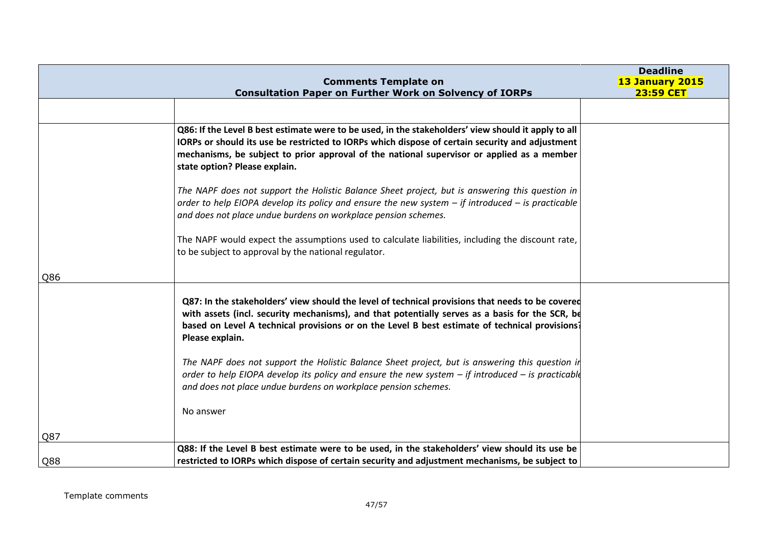| Comments Template on Consultation Paper on Further Work on Solvency of IORPs | | Deadline 13 January 2015 23:59 CET |
|---|---|---|
| | | |
| Q86 | **Q86: If the Level B best estimate were to be used, in the stakeholders' view should it apply to all IORPs or should its use be restricted to IORPs which dispose of certain security and adjustment mechanisms, be subject to prior approval of the national supervisor or applied as a member state option? Please explain.**<br><br>*The NAPF does not support the Holistic Balance Sheet project, but is answering this question in order to help EIOPA develop its policy and ensure the new system – if introduced – is practicable and does not place undue burdens on workplace pension schemes.*<br><br>The NAPF would expect the assumptions used to calculate liabilities, including the discount rate, to be subject to approval by the national regulator. | |
| Q87 | **Q87: In the stakeholders' view should the level of technical provisions that needs to be covered with assets (incl. security mechanisms), and that potentially serves as a basis for the SCR, be based on Level A technical provisions or on the Level B best estimate of technical provisions? Please explain.**<br><br>*The NAPF does not support the Holistic Balance Sheet project, but is answering this question in order to help EIOPA develop its policy and ensure the new system – if introduced – is practicable and does not place undue burdens on workplace pension schemes.*<br><br>No answer | |
| Q88 | **Q88: If the Level B best estimate were to be used, in the stakeholders' view should its use be restricted to IORPs which dispose of certain security and adjustment mechanisms, be subject to** | |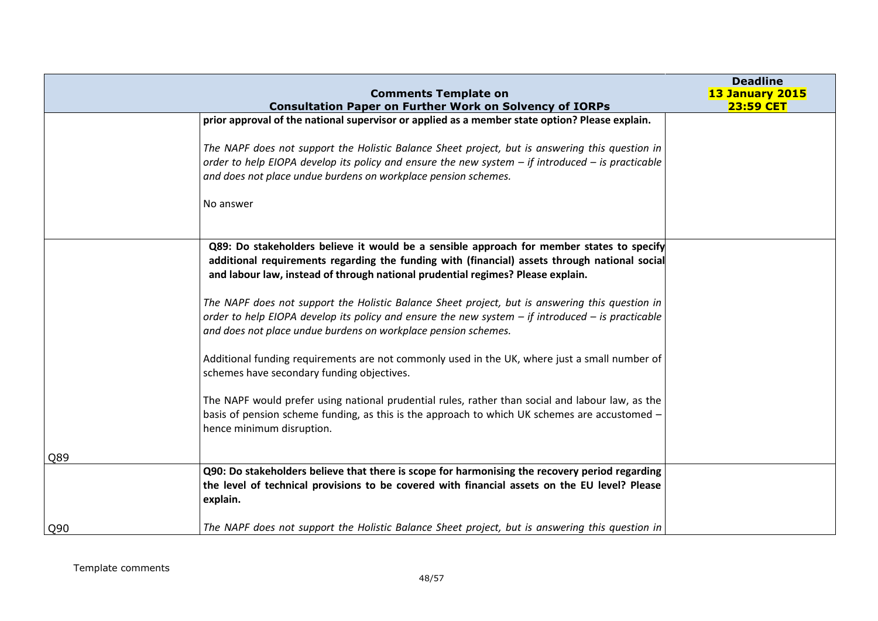| Comments Template on Consultation Paper on Further Work on Solvency of IORPs | | Deadline 13 January 2015 23:59 CET |
|---|---|---|
| | **prior approval of the national supervisor or applied as a member state option? Please explain.**<br><br>*The NAPF does not support the Holistic Balance Sheet project, but is answering this question in order to help EIOPA develop its policy and ensure the new system – if introduced – is practicable and does not place undue burdens on workplace pension schemes.*<br><br>No answer | |
| Q89 | **Q89: Do stakeholders believe it would be a sensible approach for member states to specify additional requirements regarding the funding with (financial) assets through national social and labour law, instead of through national prudential regimes? Please explain.**<br><br>*The NAPF does not support the Holistic Balance Sheet project, but is answering this question in order to help EIOPA develop its policy and ensure the new system – if introduced – is practicable and does not place undue burdens on workplace pension schemes.*<br><br>Additional funding requirements are not commonly used in the UK, where just a small number of schemes have secondary funding objectives.<br><br>The NAPF would prefer using national prudential rules, rather than social and labour law, as the basis of pension scheme funding, as this is the approach to which UK schemes are accustomed – hence minimum disruption. | |
| Q90 | **Q90: Do stakeholders believe that there is scope for harmonising the recovery period regarding the level of technical provisions to be covered with financial assets on the EU level? Please explain.**<br><br>*The NAPF does not support the Holistic Balance Sheet project, but is answering this question in* | |

Template comments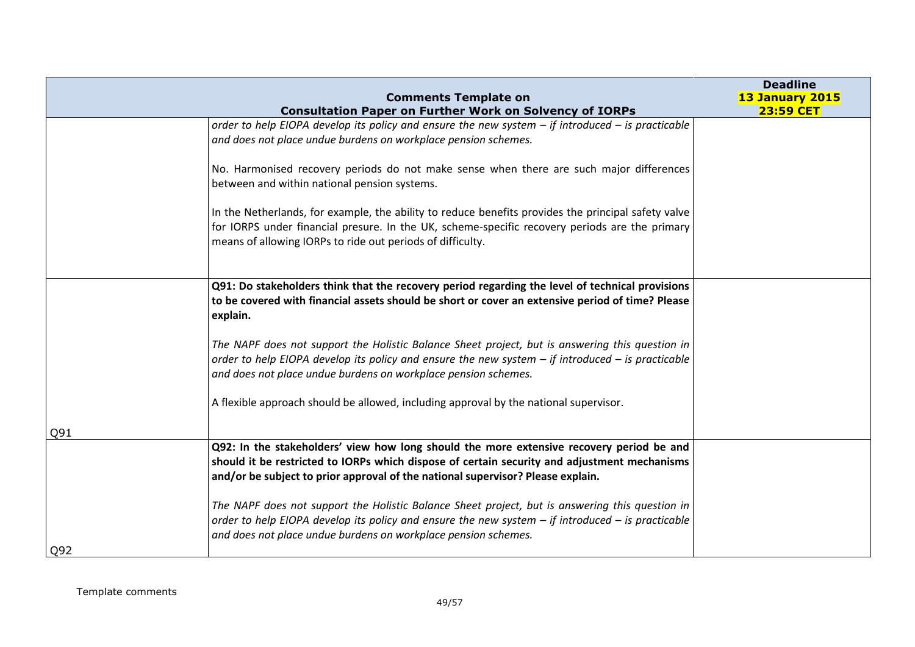| Comments Template on Consultation Paper on Further Work on Solvency of IORPs | | Deadline 13 January 2015 23:59 CET |
|---|---|---|
| | *order to help EIOPA develop its policy and ensure the new system – if introduced – is practicable and does not place undue burdens on workplace pension schemes.*<br><br>No. Harmonised recovery periods do not make sense when there are such major differences between and within national pension systems.<br><br>In the Netherlands, for example, the ability to reduce benefits provides the principal safety valve for IORPS under financial presure. In the UK, scheme-specific recovery periods are the primary means of allowing IORPs to ride out periods of difficulty. | |
| Q91 | **Q91: Do stakeholders think that the recovery period regarding the level of technical provisions to be covered with financial assets should be short or cover an extensive period of time? Please explain.**<br><br>*The NAPF does not support the Holistic Balance Sheet project, but is answering this question in order to help EIOPA develop its policy and ensure the new system – if introduced – is practicable and does not place undue burdens on workplace pension schemes.*<br><br>A flexible approach should be allowed, including approval by the national supervisor. | |
| Q92 | **Q92: In the stakeholders' view how long should the more extensive recovery period be and should it be restricted to IORPs which dispose of certain security and adjustment mechanisms and/or be subject to prior approval of the national supervisor? Please explain.**<br><br>*The NAPF does not support the Holistic Balance Sheet project, but is answering this question in order to help EIOPA develop its policy and ensure the new system – if introduced – is practicable and does not place undue burdens on workplace pension schemes.* | |

Template comments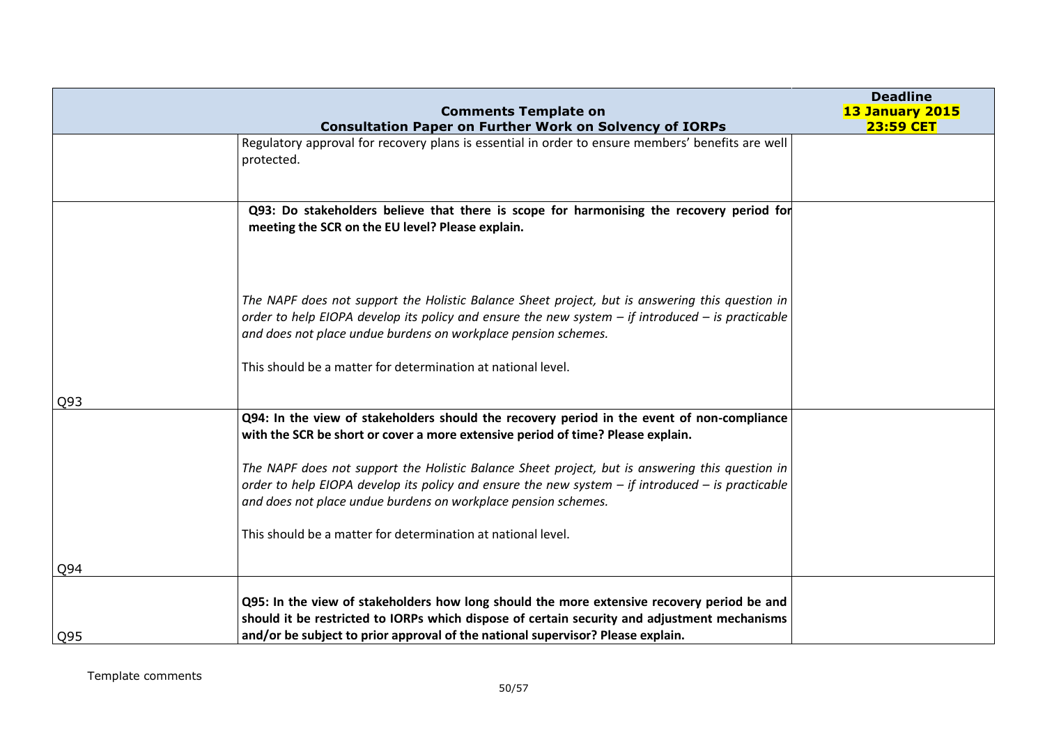| Comments Template on Consultation Paper on Further Work on Solvency of IORPs | | Deadline 13 January 2015 23:59 CET |
| --- | --- | --- |
| | Regulatory approval for recovery plans is essential in order to ensure members' benefits are well protected. | |
| Q93 | **Q93: Do stakeholders believe that there is scope for harmonising the recovery period for meeting the SCR on the EU level? Please explain.**<br><br>*The NAPF does not support the Holistic Balance Sheet project, but is answering this question in order to help EIOPA develop its policy and ensure the new system – if introduced – is practicable and does not place undue burdens on workplace pension schemes.*<br><br>This should be a matter for determination at national level. | |
| Q94 | **Q94: In the view of stakeholders should the recovery period in the event of non-compliance with the SCR be short or cover a more extensive period of time? Please explain.**<br><br>*The NAPF does not support the Holistic Balance Sheet project, but is answering this question in order to help EIOPA develop its policy and ensure the new system – if introduced – is practicable and does not place undue burdens on workplace pension schemes.*<br><br>This should be a matter for determination at national level. | |
| Q95 | **Q95: In the view of stakeholders how long should the more extensive recovery period be and should it be restricted to IORPs which dispose of certain security and adjustment mechanisms and/or be subject to prior approval of the national supervisor? Please explain.** | |

Template comments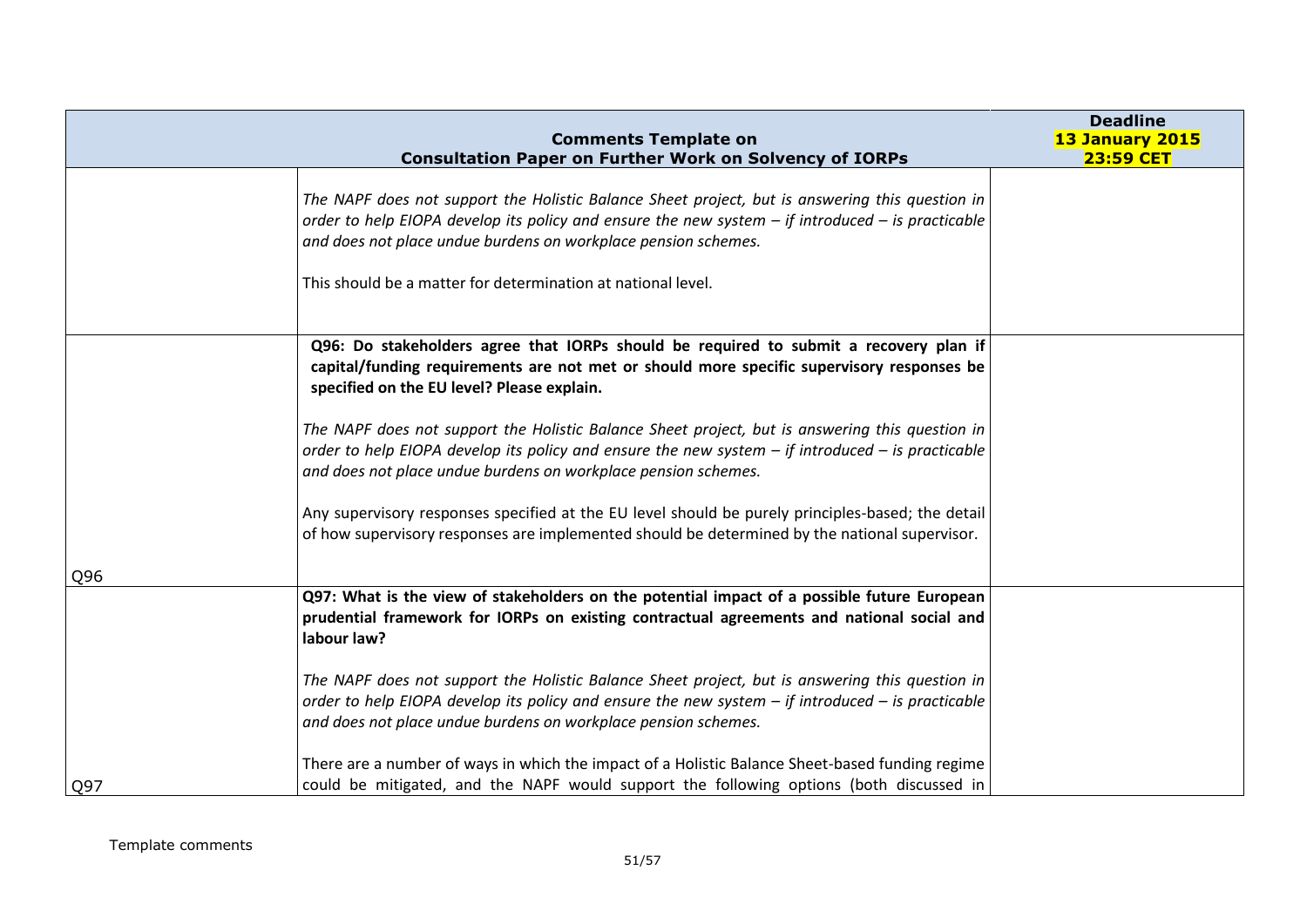| Comments Template on Consultation Paper on Further Work on Solvency of IORPs | | Deadline 13 January 2015 23:59 CET |
|---|---|---|
| | *The NAPF does not support the Holistic Balance Sheet project, but is answering this question in order to help EIOPA develop its policy and ensure the new system – if introduced – is practicable and does not place undue burdens on workplace pension schemes.*<br><br>This should be a matter for determination at national level. | |
| Q96 | **Q96: Do stakeholders agree that IORPs should be required to submit a recovery plan if capital/funding requirements are not met or should more specific supervisory responses be specified on the EU level? Please explain.**<br><br>*The NAPF does not support the Holistic Balance Sheet project, but is answering this question in order to help EIOPA develop its policy and ensure the new system – if introduced – is practicable and does not place undue burdens on workplace pension schemes.*<br><br>Any supervisory responses specified at the EU level should be purely principles-based; the detail of how supervisory responses are implemented should be determined by the national supervisor. | |
| Q97 | **Q97: What is the view of stakeholders on the potential impact of a possible future European prudential framework for IORPs on existing contractual agreements and national social and labour law?**<br><br>*The NAPF does not support the Holistic Balance Sheet project, but is answering this question in order to help EIOPA develop its policy and ensure the new system – if introduced – is practicable and does not place undue burdens on workplace pension schemes.*<br><br>There are a number of ways in which the impact of a Holistic Balance Sheet-based funding regime could be mitigated, and the NAPF would support the following options (both discussed in | |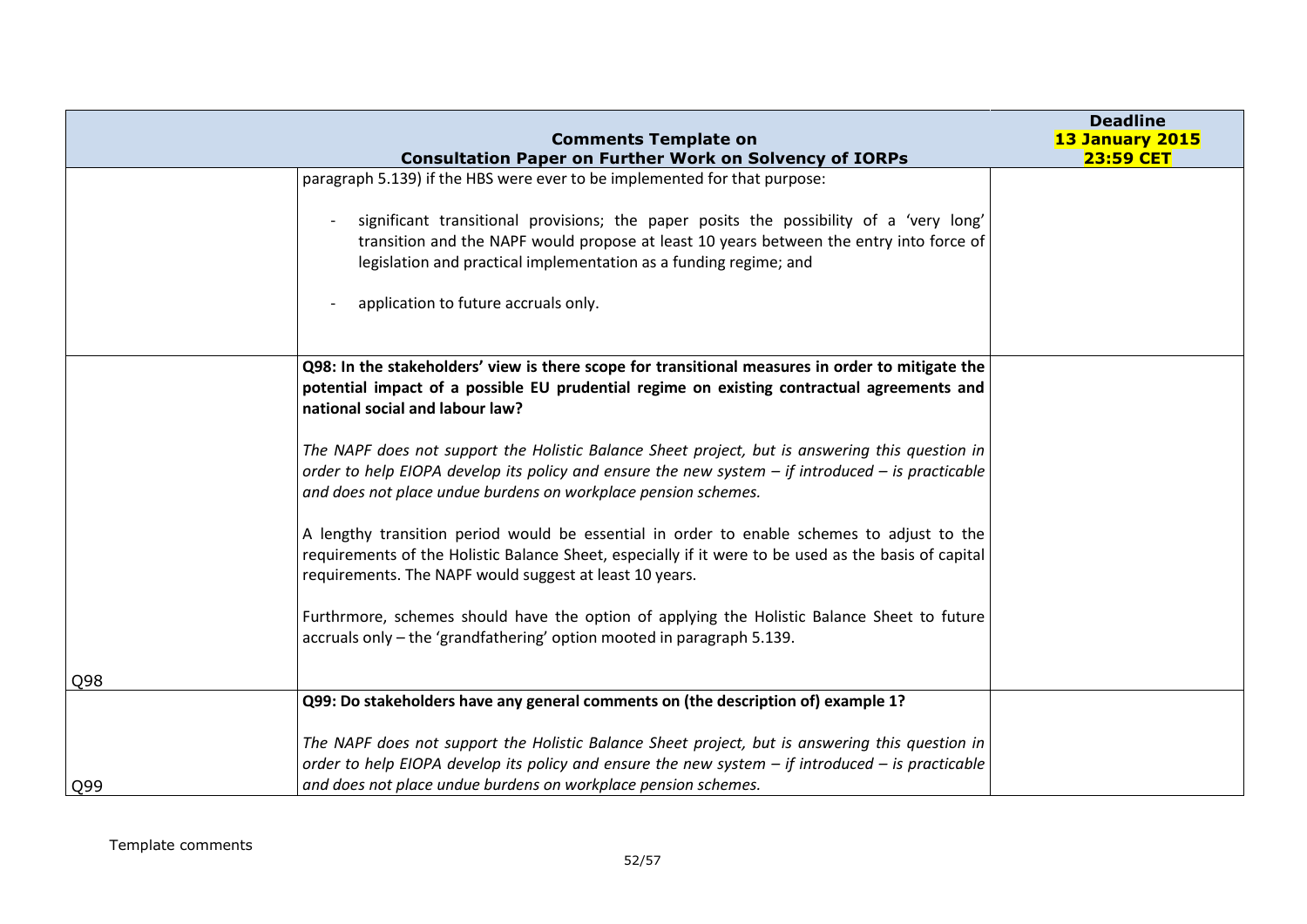| | Comments Template on Consultation Paper on Further Work on Solvency of IORPs | Deadline 13 January 2015 23:59 CET |
|---|---|---|
| | paragraph 5.139) if the HBS were ever to be implemented for that purpose:<br><br>- significant transitional provisions; the paper posits the possibility of a 'very long' transition and the NAPF would propose at least 10 years between the entry into force of legislation and practical implementation as a funding regime; and<br><br>- application to future accruals only. | |
| Q98 | **Q98: In the stakeholders' view is there scope for transitional measures in order to mitigate the potential impact of a possible EU prudential regime on existing contractual agreements and national social and labour law?**<br><br>*The NAPF does not support the Holistic Balance Sheet project, but is answering this question in order to help EIOPA develop its policy and ensure the new system – if introduced – is practicable and does not place undue burdens on workplace pension schemes.*<br><br>A lengthy transition period would be essential in order to enable schemes to adjust to the requirements of the Holistic Balance Sheet, especially if it were to be used as the basis of capital requirements. The NAPF would suggest at least 10 years.<br><br>Furthrmore, schemes should have the option of applying the Holistic Balance Sheet to future accruals only – the 'grandfathering' option mooted in paragraph 5.139. | |
| Q99 | **Q99: Do stakeholders have any general comments on (the description of) example 1?**<br><br>*The NAPF does not support the Holistic Balance Sheet project, but is answering this question in order to help EIOPA develop its policy and ensure the new system – if introduced – is practicable and does not place undue burdens on workplace pension schemes.* | |

Template comments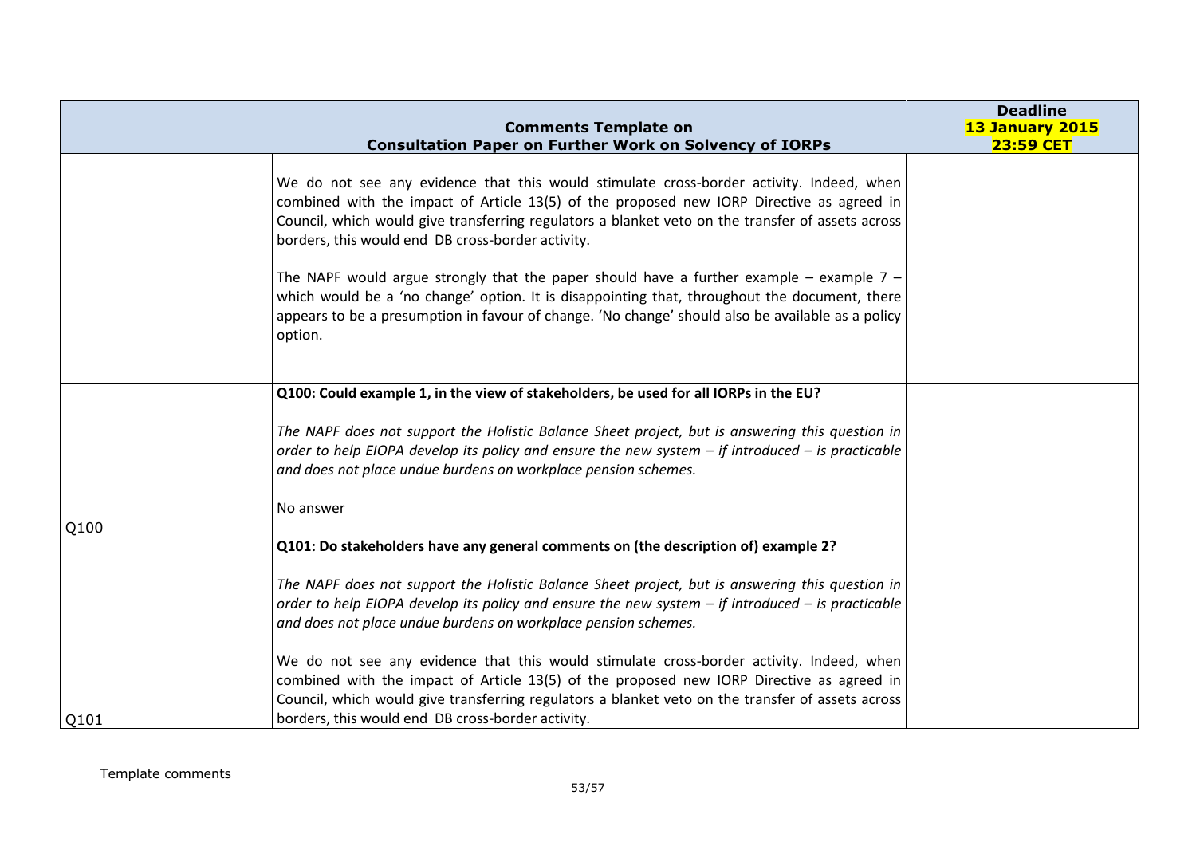| Comments Template on Consultation Paper on Further Work on Solvency of IORPs | | Deadline 13 January 2015 23:59 CET |
|---|---|---|
| | We do not see any evidence that this would stimulate cross-border activity. Indeed, when combined with the impact of Article 13(5) of the proposed new IORP Directive as agreed in Council, which would give transferring regulators a blanket veto on the transfer of assets across borders, this would end DB cross-border activity.<br><br>The NAPF would argue strongly that the paper should have a further example – example 7 – which would be a 'no change' option. It is disappointing that, throughout the document, there appears to be a presumption in favour of change. 'No change' should also be available as a policy option. | |
| Q100 | **Q100: Could example 1, in the view of stakeholders, be used for all IORPs in the EU?**<br><br>*The NAPF does not support the Holistic Balance Sheet project, but is answering this question in order to help EIOPA develop its policy and ensure the new system – if introduced – is practicable and does not place undue burdens on workplace pension schemes.*<br><br>No answer | |
| Q101 | **Q101: Do stakeholders have any general comments on (the description of) example 2?**<br><br>*The NAPF does not support the Holistic Balance Sheet project, but is answering this question in order to help EIOPA develop its policy and ensure the new system – if introduced – is practicable and does not place undue burdens on workplace pension schemes.*<br><br>We do not see any evidence that this would stimulate cross-border activity. Indeed, when combined with the impact of Article 13(5) of the proposed new IORP Directive as agreed in Council, which would give transferring regulators a blanket veto on the transfer of assets across borders, this would end DB cross-border activity. | |

Template comments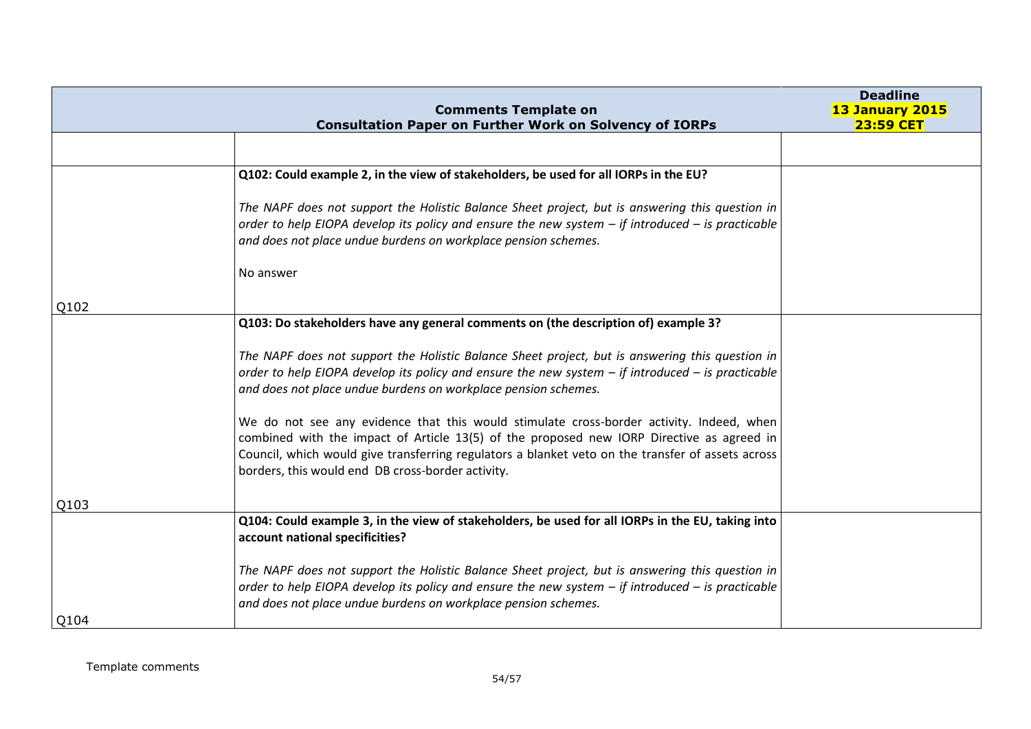| Comments Template on Consultation Paper on Further Work on Solvency of IORPs | | Deadline 13 January 2015 23:59 CET |
|---|---|---|
| | | |
| Q102 | **Q102: Could example 2, in the view of stakeholders, be used for all IORPs in the EU?**<br><br>*The NAPF does not support the Holistic Balance Sheet project, but is answering this question in order to help EIOPA develop its policy and ensure the new system – if introduced – is practicable and does not place undue burdens on workplace pension schemes.*<br><br>No answer | |
| Q103 | **Q103: Do stakeholders have any general comments on (the description of) example 3?**<br><br>*The NAPF does not support the Holistic Balance Sheet project, but is answering this question in order to help EIOPA develop its policy and ensure the new system – if introduced – is practicable and does not place undue burdens on workplace pension schemes.*<br><br>We do not see any evidence that this would stimulate cross-border activity. Indeed, when combined with the impact of Article 13(5) of the proposed new IORP Directive as agreed in Council, which would give transferring regulators a blanket veto on the transfer of assets across borders, this would end DB cross-border activity. | |
| Q104 | **Q104: Could example 3, in the view of stakeholders, be used for all IORPs in the EU, taking into account national specificities?**<br><br>*The NAPF does not support the Holistic Balance Sheet project, but is answering this question in order to help EIOPA develop its policy and ensure the new system – if introduced – is practicable and does not place undue burdens on workplace pension schemes.* | |

Template comments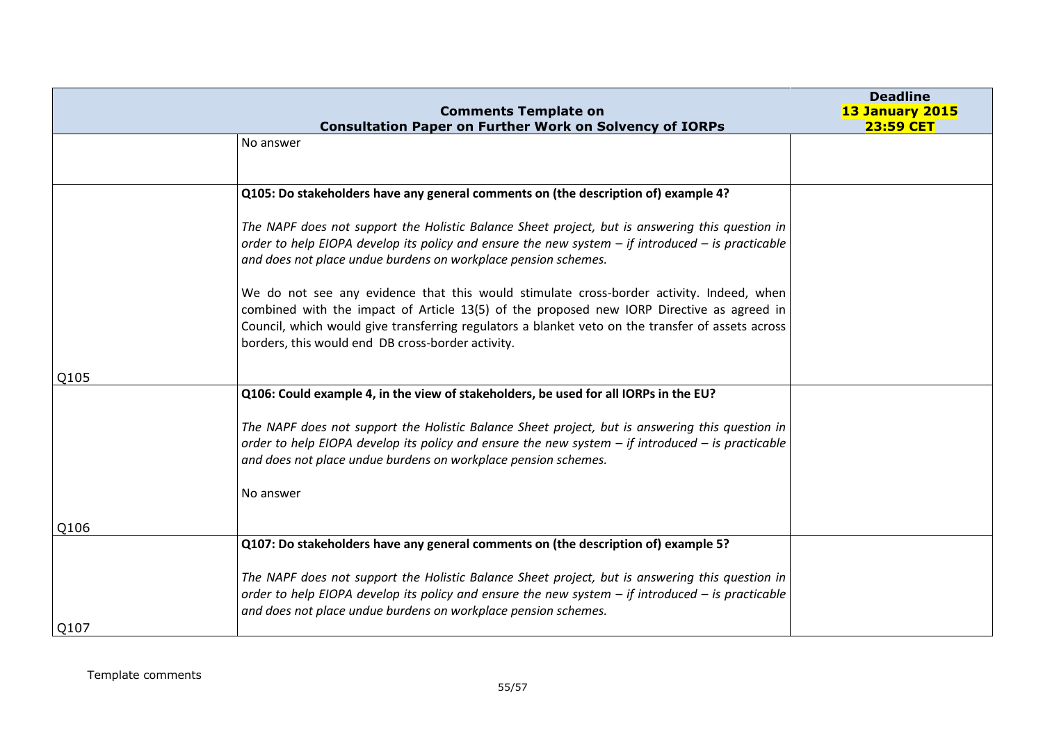| | | |
|---|---|---|
| | No answer | |
| Q105 | **Q105: Do stakeholders have any general comments on (the description of) example 4?**<br><br>*The NAPF does not support the Holistic Balance Sheet project, but is answering this question in order to help EIOPA develop its policy and ensure the new system – if introduced – is practicable and does not place undue burdens on workplace pension schemes.*<br><br>We do not see any evidence that this would stimulate cross-border activity. Indeed, when combined with the impact of Article 13(5) of the proposed new IORP Directive as agreed in Council, which would give transferring regulators a blanket veto on the transfer of assets across borders, this would end DB cross-border activity. | |
| Q106 | **Q106: Could example 4, in the view of stakeholders, be used for all IORPs in the EU?**<br><br>*The NAPF does not support the Holistic Balance Sheet project, but is answering this question in order to help EIOPA develop its policy and ensure the new system – if introduced – is practicable and does not place undue burdens on workplace pension schemes.*<br><br>No answer | |
| Q107 | **Q107: Do stakeholders have any general comments on (the description of) example 5?**<br><br>*The NAPF does not support the Holistic Balance Sheet project, but is answering this question in order to help EIOPA develop its policy and ensure the new system – if introduced – is practicable and does not place undue burdens on workplace pension schemes.* | |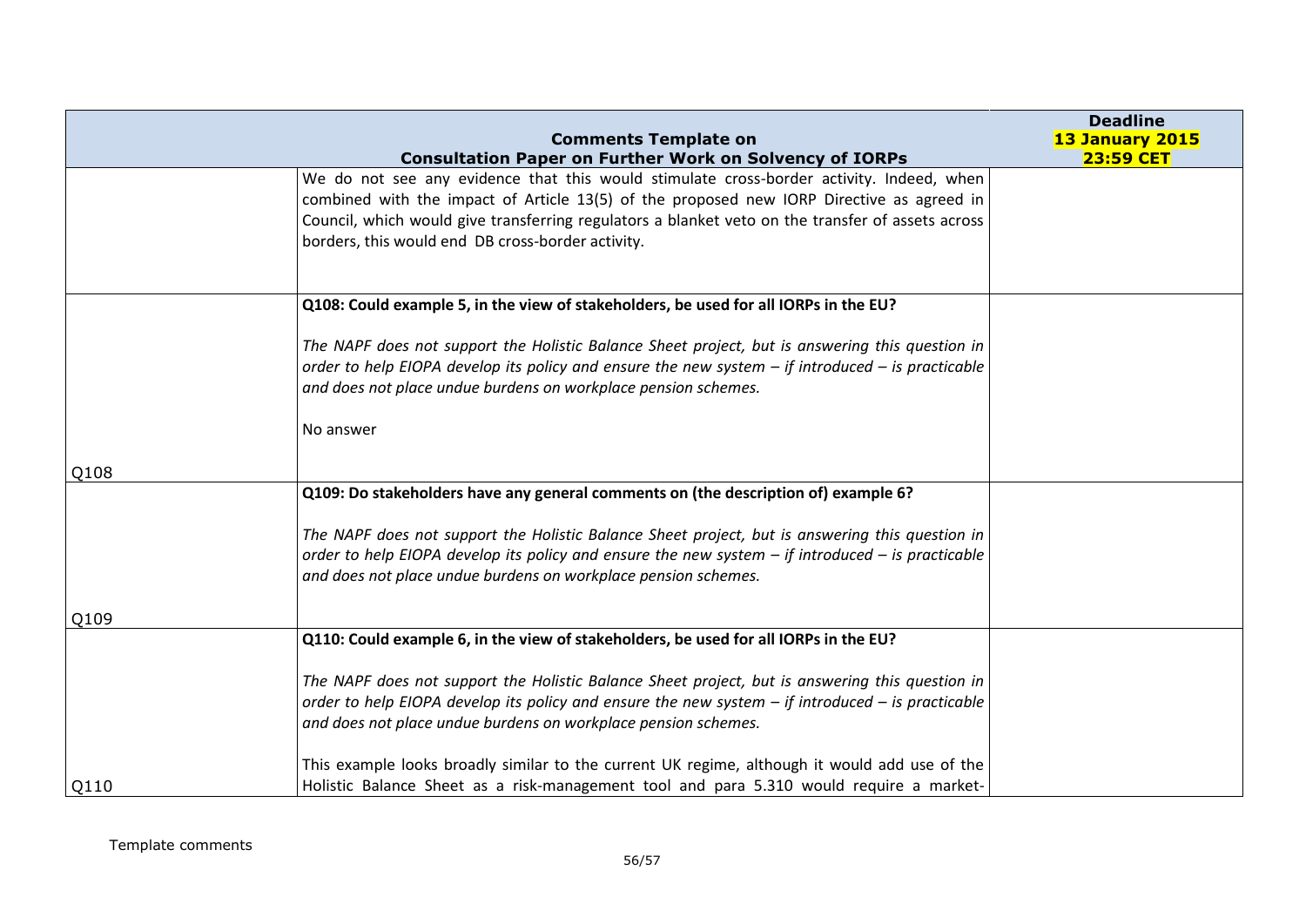| | Comments Template on Consultation Paper on Further Work on Solvency of IORPs | Deadline **13 January 2015 23:59 CET** |
|---|---|---|
| | We do not see any evidence that this would stimulate cross-border activity. Indeed, when combined with the impact of Article 13(5) of the proposed new IORP Directive as agreed in Council, which would give transferring regulators a blanket veto on the transfer of assets across borders, this would end DB cross-border activity. | |
| Q108 | **Q108: Could example 5, in the view of stakeholders, be used for all IORPs in the EU?**<br><br>*The NAPF does not support the Holistic Balance Sheet project, but is answering this question in order to help EIOPA develop its policy and ensure the new system – if introduced – is practicable and does not place undue burdens on workplace pension schemes.*<br><br>No answer | |
| Q109 | **Q109: Do stakeholders have any general comments on (the description of) example 6?**<br><br>*The NAPF does not support the Holistic Balance Sheet project, but is answering this question in order to help EIOPA develop its policy and ensure the new system – if introduced – is practicable and does not place undue burdens on workplace pension schemes.* | |
| Q110 | **Q110: Could example 6, in the view of stakeholders, be used for all IORPs in the EU?**<br><br>*The NAPF does not support the Holistic Balance Sheet project, but is answering this question in order to help EIOPA develop its policy and ensure the new system – if introduced – is practicable and does not place undue burdens on workplace pension schemes.*<br><br>This example looks broadly similar to the current UK regime, although it would add use of the Holistic Balance Sheet as a risk-management tool and para 5.310 would require a market- | |

Template comments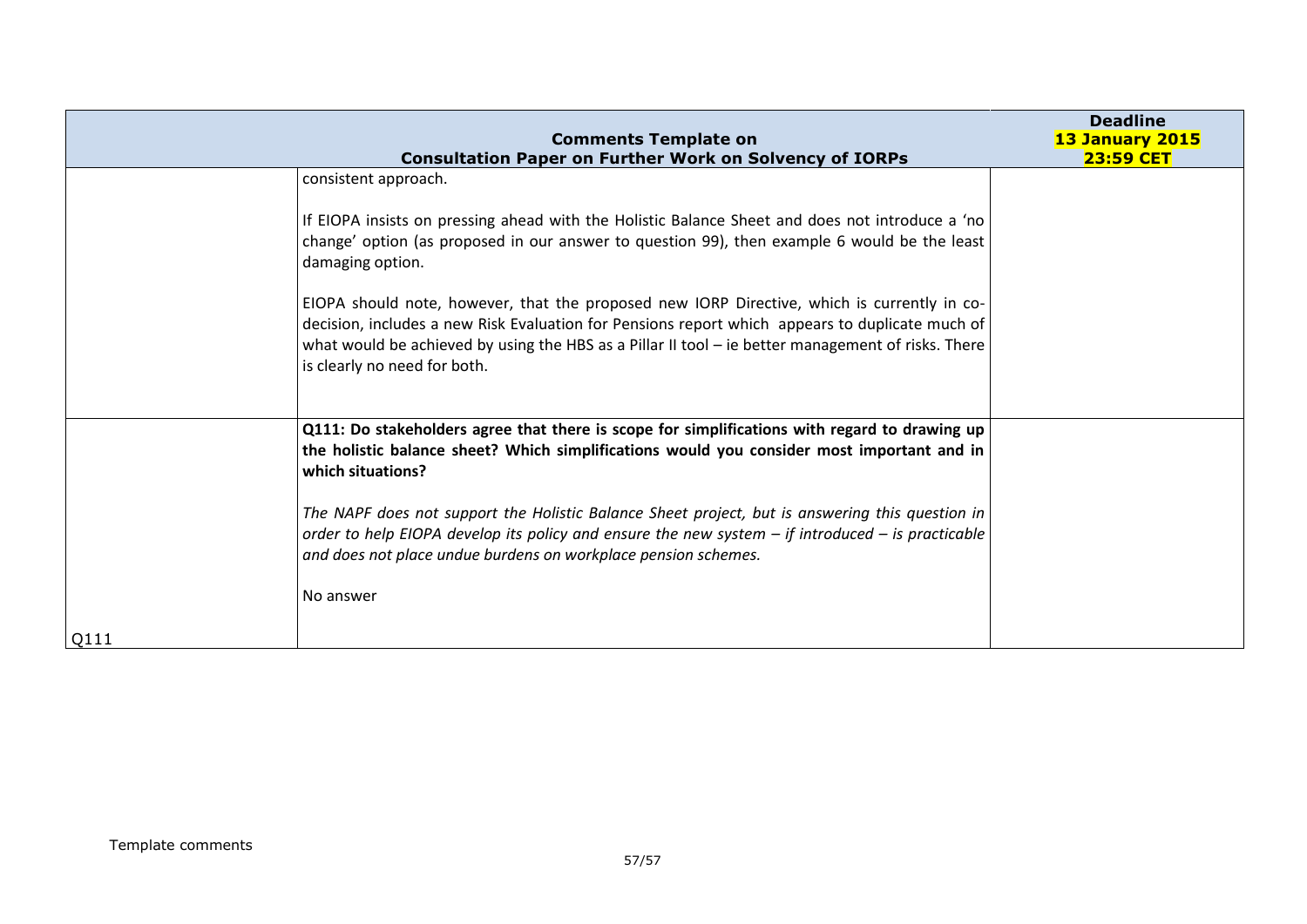| | Comments Template on Consultation Paper on Further Work on Solvency of IORPs | Deadline 13 January 2015 23:59 CET |
|---|---|---|
| | consistent approach.<br><br>If EIOPA insists on pressing ahead with the Holistic Balance Sheet and does not introduce a 'no change' option (as proposed in our answer to question 99), then example 6 would be the least damaging option.<br><br>EIOPA should note, however, that the proposed new IORP Directive, which is currently in co-decision, includes a new Risk Evaluation for Pensions report which appears to duplicate much of what would be achieved by using the HBS as a Pillar II tool – ie better management of risks. There is clearly no need for both. | |
| Q111 | **Q111: Do stakeholders agree that there is scope for simplifications with regard to drawing up the holistic balance sheet? Which simplifications would you consider most important and in which situations?**<br><br>*The NAPF does not support the Holistic Balance Sheet project, but is answering this question in order to help EIOPA develop its policy and ensure the new system – if introduced – is practicable and does not place undue burdens on workplace pension schemes.*<br><br>No answer | |

Template comments